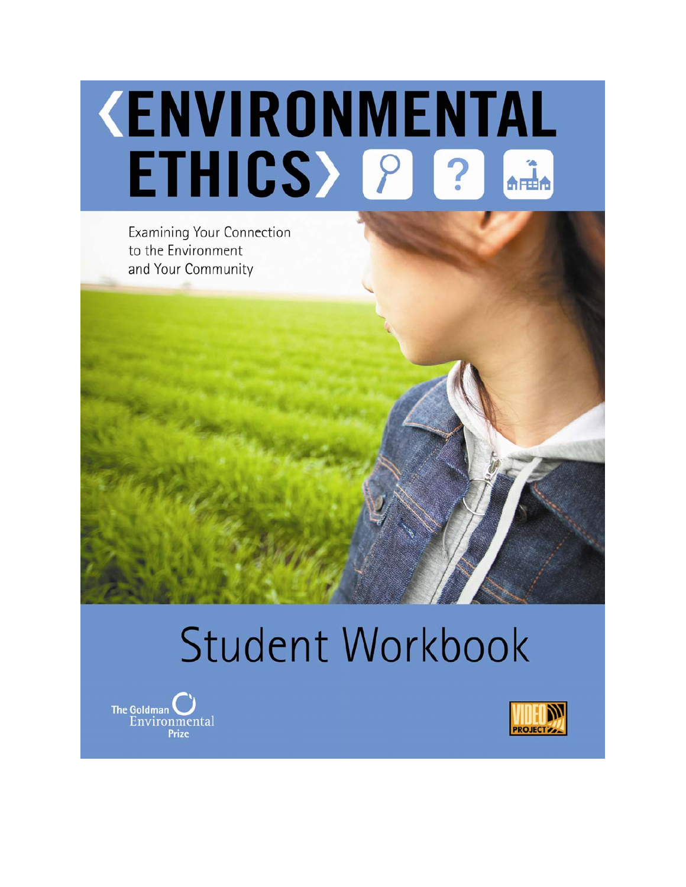# ‹ENVIRONMENTAL ETHICS›

Examining Your Connection to the Environment and Your Community

## Student Workbook

The Goldman Environmental Prize

VIDEO PROJECT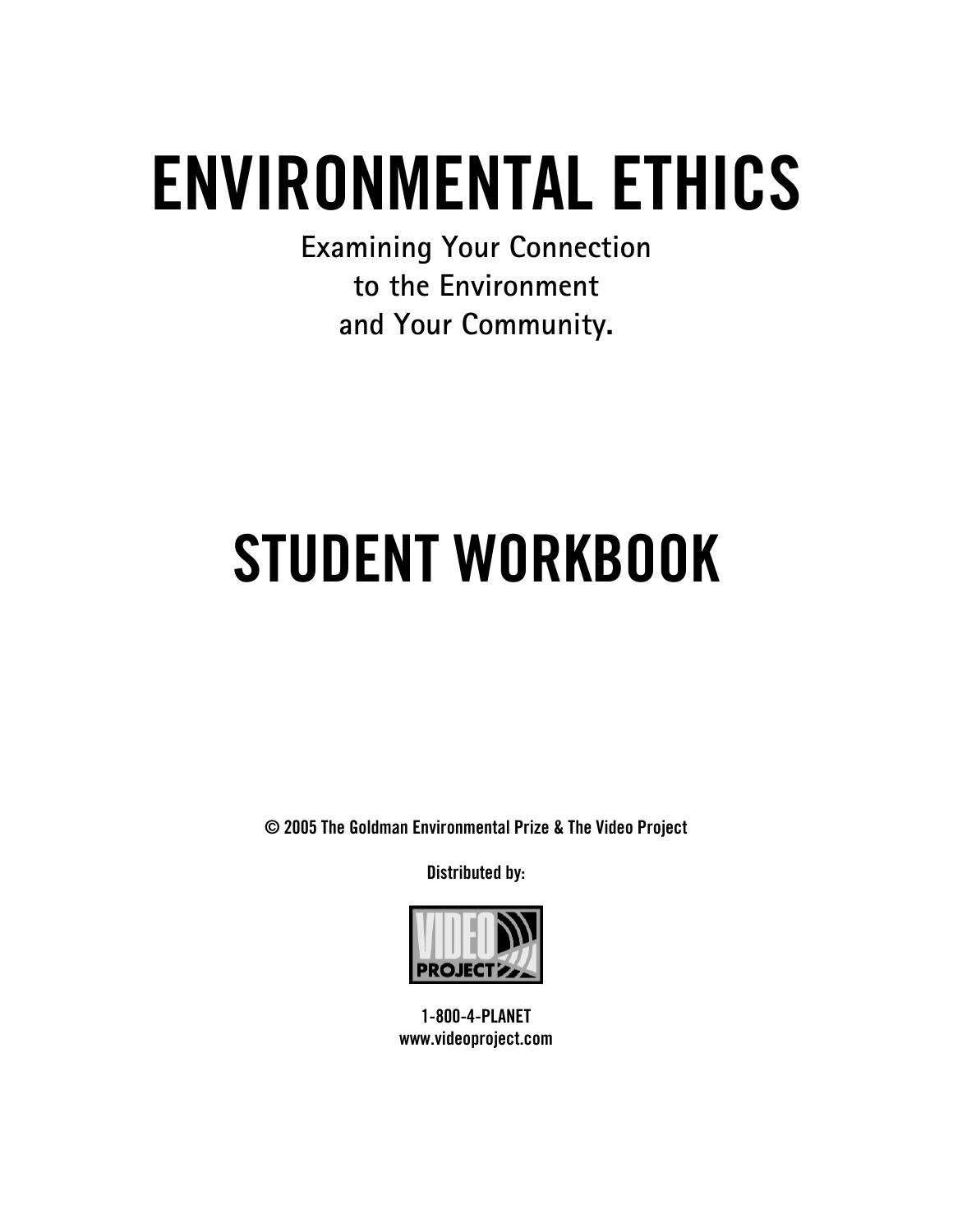# ENVIRONMENTAL ETHICS

**Examining Your Connection to the Environment and Your Community.**

# STUDENT WORKBOOK

**© 2005 The Goldman Environmental Prize & The Video Project**

**Distributed by:**

**VIDEO PROJECT**

**1-800-4-PLANET**
**www.videoproject.com**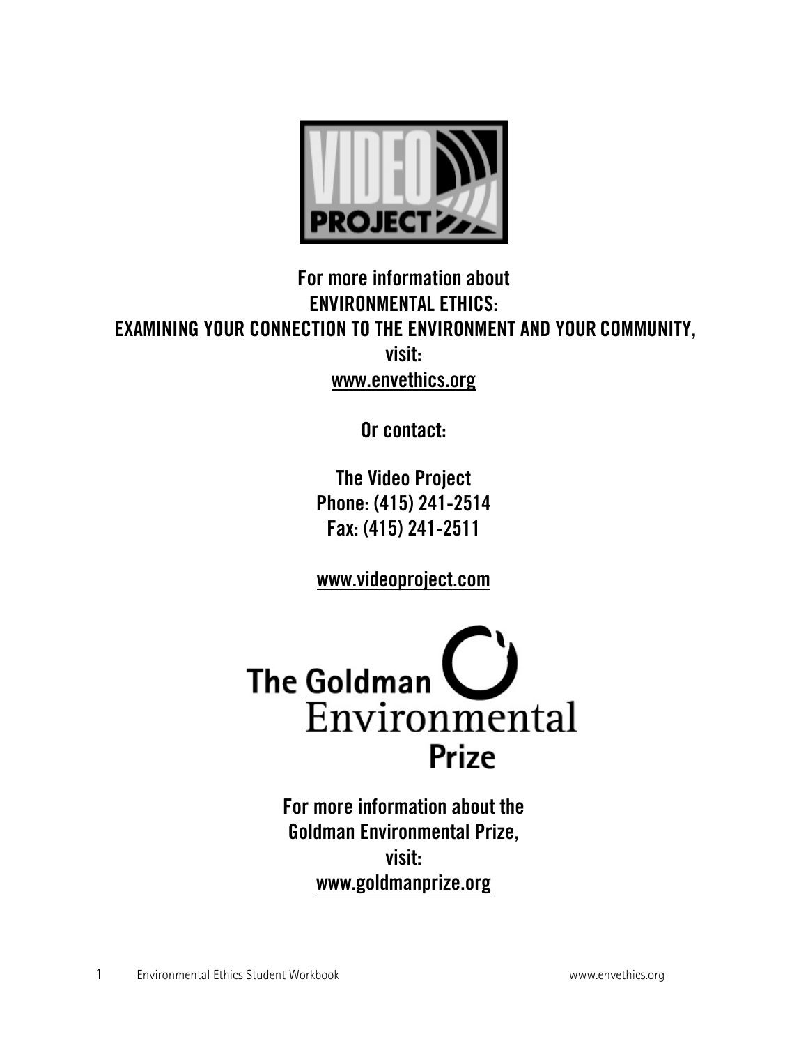**VIDEO PROJECT**

For more information about
ENVIRONMENTAL ETHICS:
EXAMINING YOUR CONNECTION TO THE ENVIRONMENT AND YOUR COMMUNITY,
visit:
www.envethics.org

Or contact:

The Video Project
Phone: (415) 241-2514
Fax: (415) 241-2511

www.videoproject.com

The Goldman Environmental Prize

For more information about the
Goldman Environmental Prize,
visit:
www.goldmanprize.org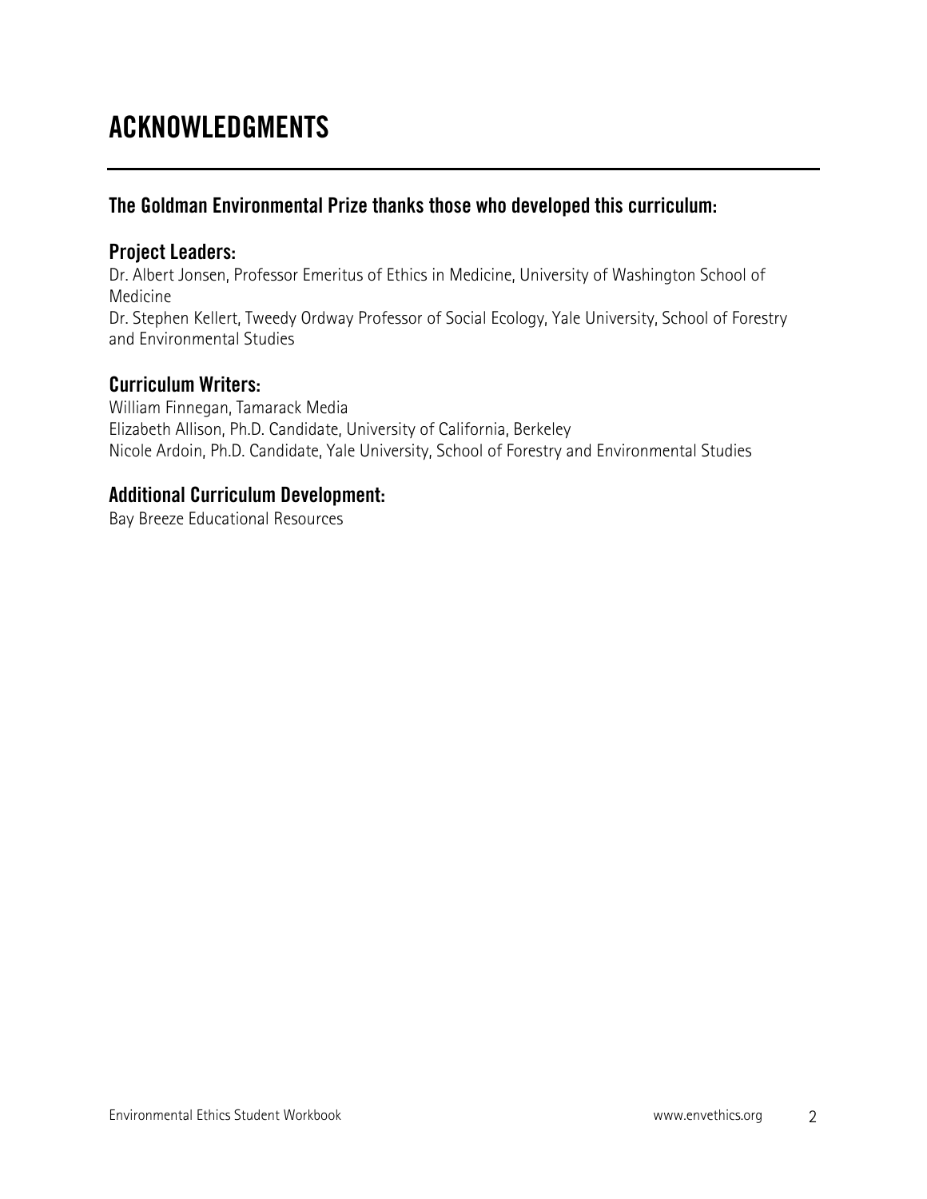# ACKNOWLEDGMENTS

## The Goldman Environmental Prize thanks those who developed this curriculum:

### Project Leaders:

Dr. Albert Jonsen, Professor Emeritus of Ethics in Medicine, University of Washington School of Medicine
Dr. Stephen Kellert, Tweedy Ordway Professor of Social Ecology, Yale University, School of Forestry and Environmental Studies

### Curriculum Writers:

William Finnegan, Tamarack Media
Elizabeth Allison, Ph.D. Candidate, University of California, Berkeley
Nicole Ardoin, Ph.D. Candidate, Yale University, School of Forestry and Environmental Studies

### Additional Curriculum Development:

Bay Breeze Educational Resources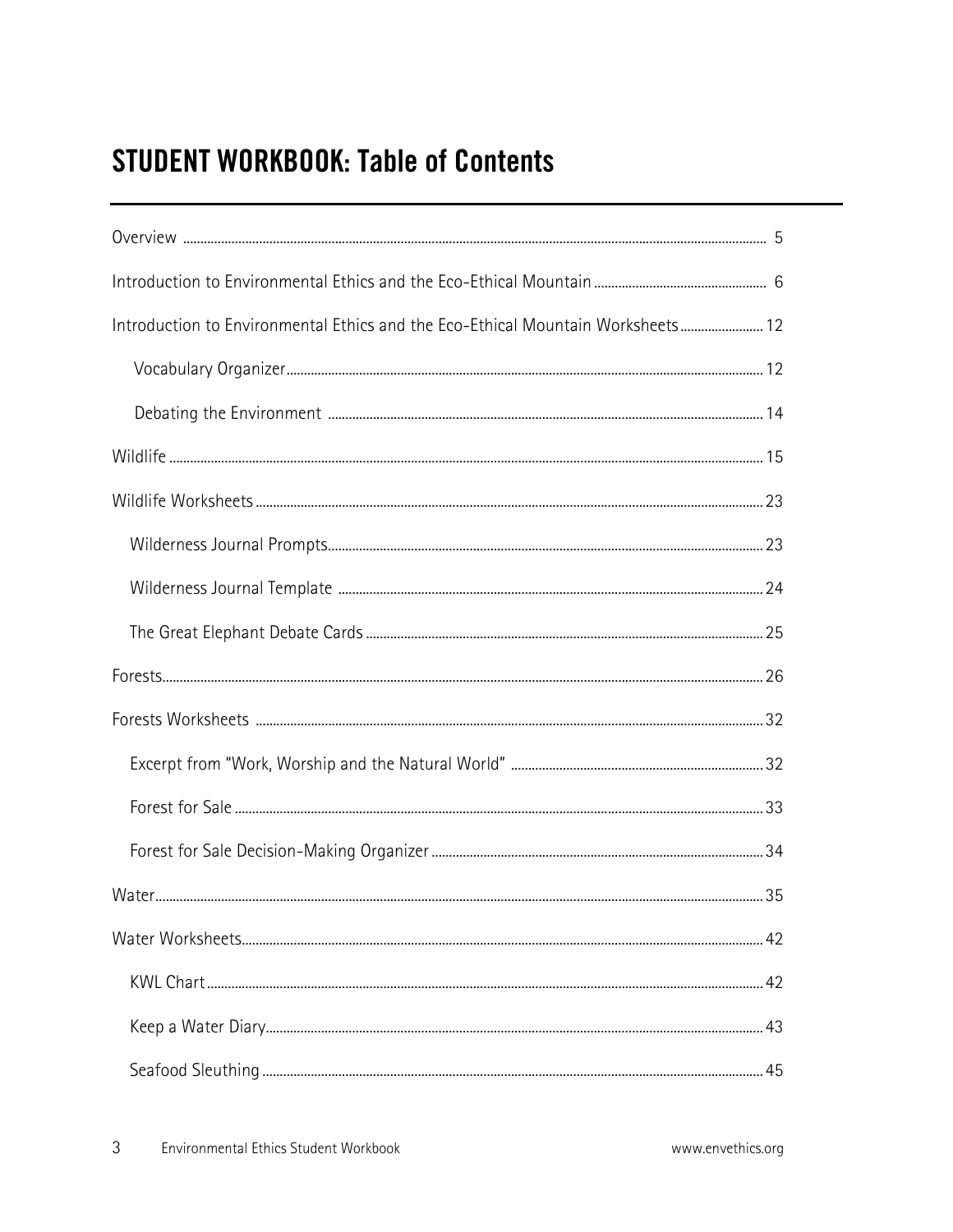## STUDENT WORKBOOK: Table of Contents

Overview .......... 5

Introduction to Environmental Ethics and the Eco-Ethical Mountain .......... 6

Introduction to Environmental Ethics and the Eco-Ethical Mountain Worksheets .......... 12

- Vocabulary Organizer .......... 12
- Debating the Environment .......... 14

Wildlife .......... 15

Wildlife Worksheets .......... 23

- Wilderness Journal Prompts .......... 23
- Wilderness Journal Template .......... 24
- The Great Elephant Debate Cards .......... 25

Forests .......... 26

Forests Worksheets .......... 32

- Excerpt from "Work, Worship and the Natural World" .......... 32
- Forest for Sale .......... 33
- Forest for Sale Decision-Making Organizer .......... 34

Water .......... 35

Water Worksheets .......... 42

- KWL Chart .......... 42
- Keep a Water Diary .......... 43
- Seafood Sleuthing .......... 45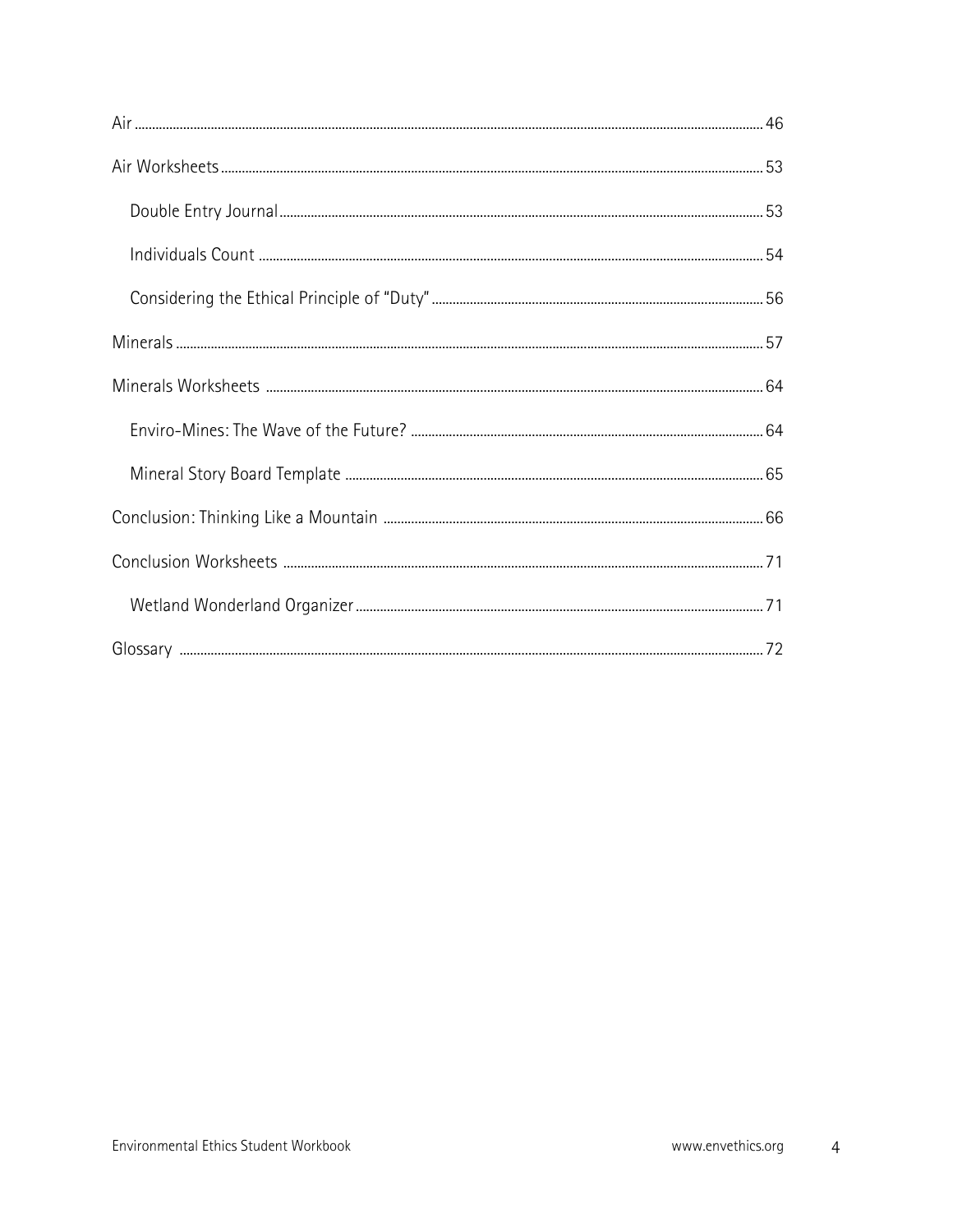Air ........................................................................................................................................................ 46

Air Worksheets ........................................................................................................................................ 53

- Double Entry Journal ........................................................................................................................ 53
- Individuals Count ............................................................................................................................. 54
- Considering the Ethical Principle of "Duty" ....................................................................................... 56

Minerals ................................................................................................................................................... 57

Minerals Worksheets .............................................................................................................................. 64

- Enviro-Mines: The Wave of the Future? ............................................................................................. 64
- Mineral Story Board Template .......................................................................................................... 65

Conclusion: Thinking Like a Mountain .................................................................................................... 66

Conclusion Worksheets ........................................................................................................................... 71

- Wetland Wonderland Organizer ........................................................................................................ 71

Glossary ................................................................................................................................................... 72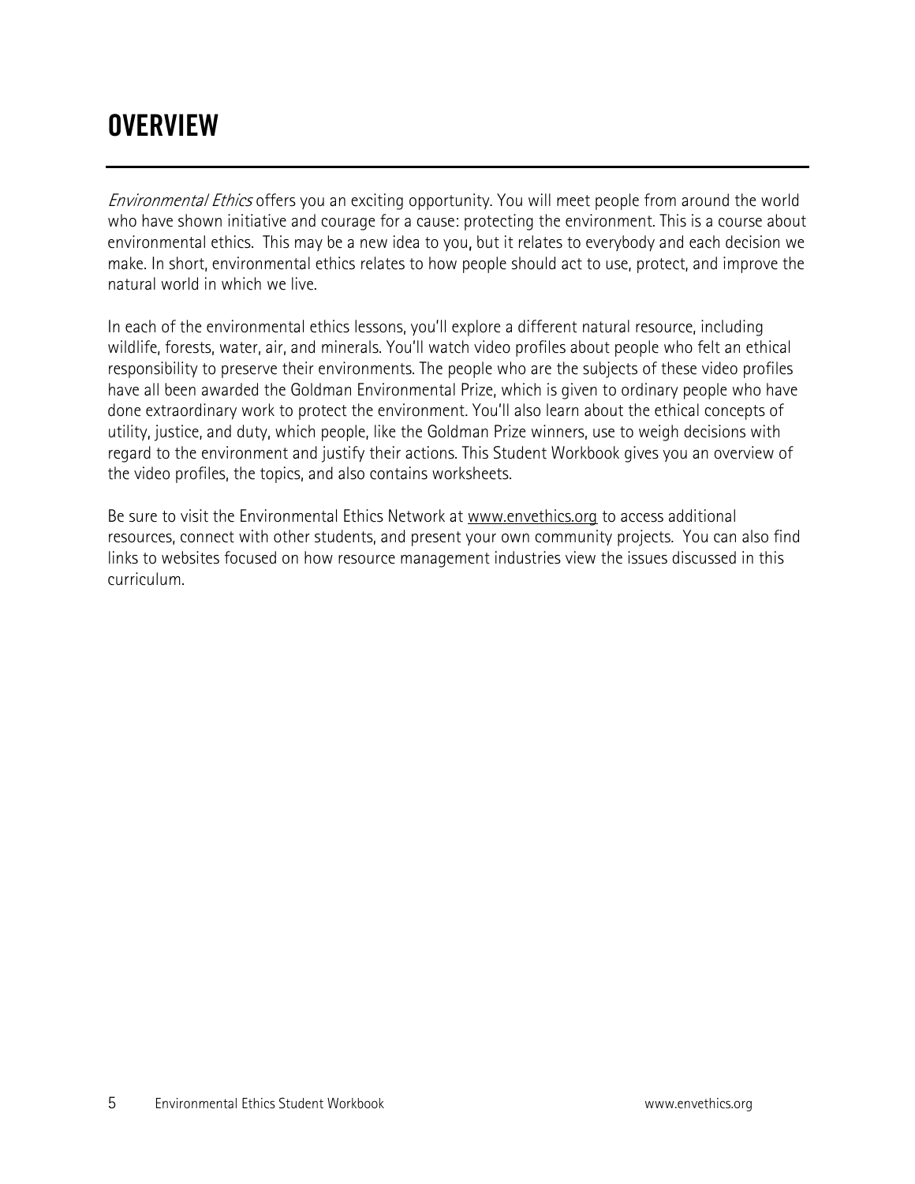# OVERVIEW

*Environmental Ethics* offers you an exciting opportunity. You will meet people from around the world who have shown initiative and courage for a cause: protecting the environment. This is a course about environmental ethics. This may be a new idea to you, but it relates to everybody and each decision we make. In short, environmental ethics relates to how people should act to use, protect, and improve the natural world in which we live.

In each of the environmental ethics lessons, you'll explore a different natural resource, including wildlife, forests, water, air, and minerals. You'll watch video profiles about people who felt an ethical responsibility to preserve their environments. The people who are the subjects of these video profiles have all been awarded the Goldman Environmental Prize, which is given to ordinary people who have done extraordinary work to protect the environment. You'll also learn about the ethical concepts of utility, justice, and duty, which people, like the Goldman Prize winners, use to weigh decisions with regard to the environment and justify their actions. This Student Workbook gives you an overview of the video profiles, the topics, and also contains worksheets.

Be sure to visit the Environmental Ethics Network at www.envethics.org to access additional resources, connect with other students, and present your own community projects. You can also find links to websites focused on how resource management industries view the issues discussed in this curriculum.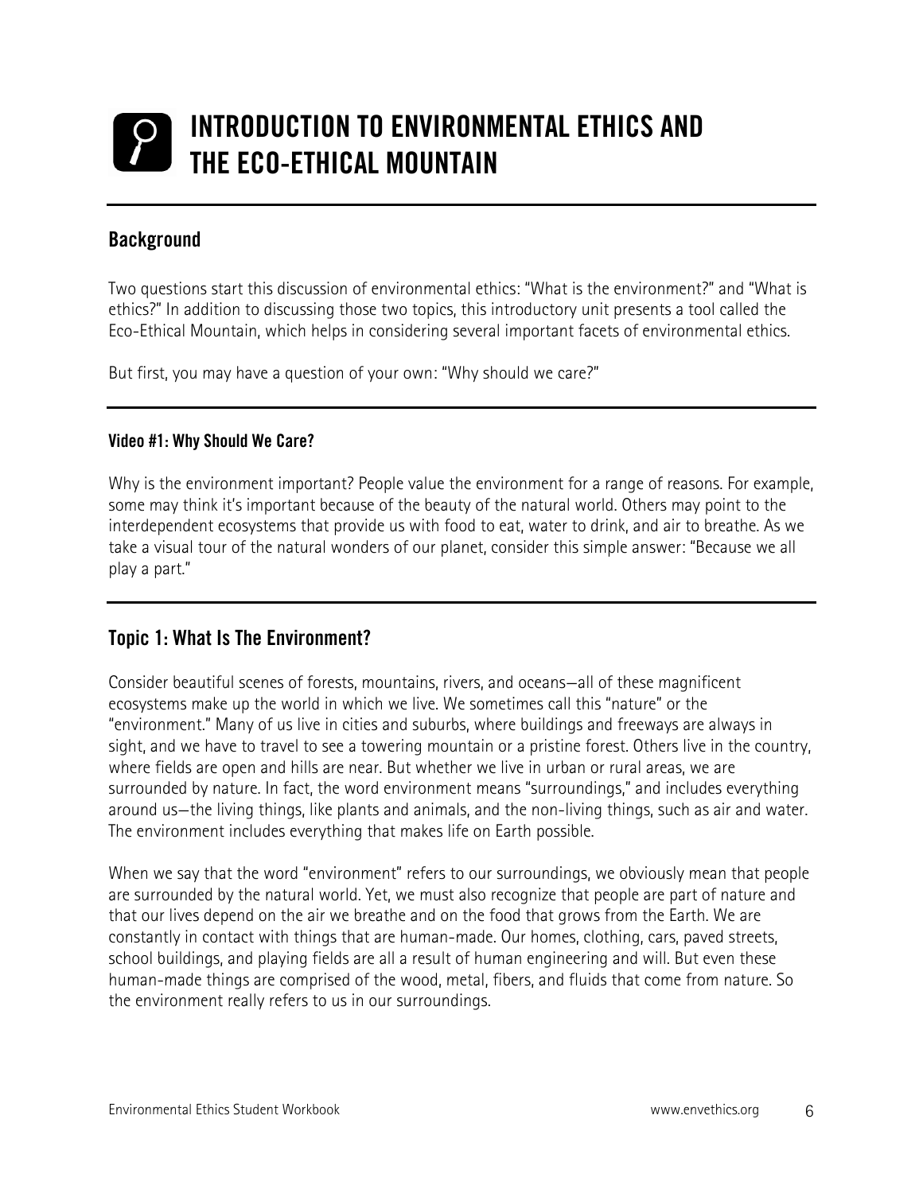# INTRODUCTION TO ENVIRONMENTAL ETHICS AND THE ECO-ETHICAL MOUNTAIN

## Background

Two questions start this discussion of environmental ethics: "What is the environment?" and "What is ethics?" In addition to discussing those two topics, this introductory unit presents a tool called the Eco-Ethical Mountain, which helps in considering several important facets of environmental ethics.

But first, you may have a question of your own: "Why should we care?"

### Video #1: Why Should We Care?

Why is the environment important? People value the environment for a range of reasons. For example, some may think it's important because of the beauty of the natural world. Others may point to the interdependent ecosystems that provide us with food to eat, water to drink, and air to breathe. As we take a visual tour of the natural wonders of our planet, consider this simple answer: "Because we all play a part."

## Topic 1: What Is The Environment?

Consider beautiful scenes of forests, mountains, rivers, and oceans—all of these magnificent ecosystems make up the world in which we live. We sometimes call this "nature" or the "environment." Many of us live in cities and suburbs, where buildings and freeways are always in sight, and we have to travel to see a towering mountain or a pristine forest. Others live in the country, where fields are open and hills are near. But whether we live in urban or rural areas, we are surrounded by nature. In fact, the word environment means "surroundings," and includes everything around us—the living things, like plants and animals, and the non-living things, such as air and water. The environment includes everything that makes life on Earth possible.

When we say that the word "environment" refers to our surroundings, we obviously mean that people are surrounded by the natural world. Yet, we must also recognize that people are part of nature and that our lives depend on the air we breathe and on the food that grows from the Earth. We are constantly in contact with things that are human-made. Our homes, clothing, cars, paved streets, school buildings, and playing fields are all a result of human engineering and will. But even these human-made things are comprised of the wood, metal, fibers, and fluids that come from nature. So the environment really refers to us in our surroundings.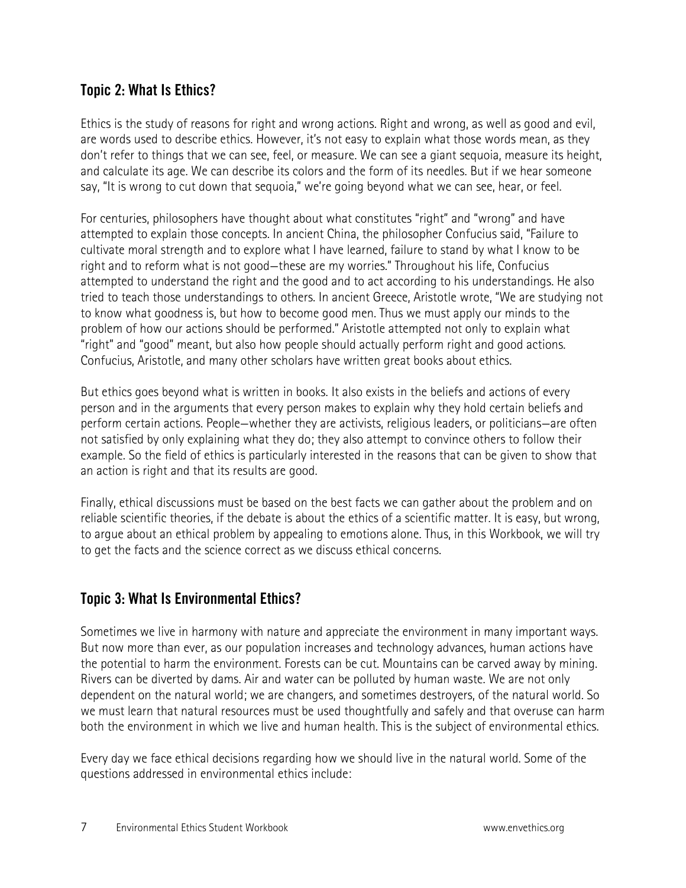## Topic 2: What Is Ethics?

Ethics is the study of reasons for right and wrong actions. Right and wrong, as well as good and evil, are words used to describe ethics. However, it's not easy to explain what those words mean, as they don't refer to things that we can see, feel, or measure. We can see a giant sequoia, measure its height, and calculate its age. We can describe its colors and the form of its needles. But if we hear someone say, "It is wrong to cut down that sequoia," we're going beyond what we can see, hear, or feel.

For centuries, philosophers have thought about what constitutes "right" and "wrong" and have attempted to explain those concepts. In ancient China, the philosopher Confucius said, "Failure to cultivate moral strength and to explore what I have learned, failure to stand by what I know to be right and to reform what is not good—these are my worries." Throughout his life, Confucius attempted to understand the right and the good and to act according to his understandings. He also tried to teach those understandings to others. In ancient Greece, Aristotle wrote, "We are studying not to know what goodness is, but how to become good men. Thus we must apply our minds to the problem of how our actions should be performed." Aristotle attempted not only to explain what "right" and "good" meant, but also how people should actually perform right and good actions. Confucius, Aristotle, and many other scholars have written great books about ethics.

But ethics goes beyond what is written in books. It also exists in the beliefs and actions of every person and in the arguments that every person makes to explain why they hold certain beliefs and perform certain actions. People—whether they are activists, religious leaders, or politicians—are often not satisfied by only explaining what they do; they also attempt to convince others to follow their example. So the field of ethics is particularly interested in the reasons that can be given to show that an action is right and that its results are good.

Finally, ethical discussions must be based on the best facts we can gather about the problem and on reliable scientific theories, if the debate is about the ethics of a scientific matter. It is easy, but wrong, to argue about an ethical problem by appealing to emotions alone. Thus, in this Workbook, we will try to get the facts and the science correct as we discuss ethical concerns.

## Topic 3: What Is Environmental Ethics?

Sometimes we live in harmony with nature and appreciate the environment in many important ways. But now more than ever, as our population increases and technology advances, human actions have the potential to harm the environment. Forests can be cut. Mountains can be carved away by mining. Rivers can be diverted by dams. Air and water can be polluted by human waste. We are not only dependent on the natural world; we are changers, and sometimes destroyers, of the natural world. So we must learn that natural resources must be used thoughtfully and safely and that overuse can harm both the environment in which we live and human health. This is the subject of environmental ethics.

Every day we face ethical decisions regarding how we should live in the natural world. Some of the questions addressed in environmental ethics include: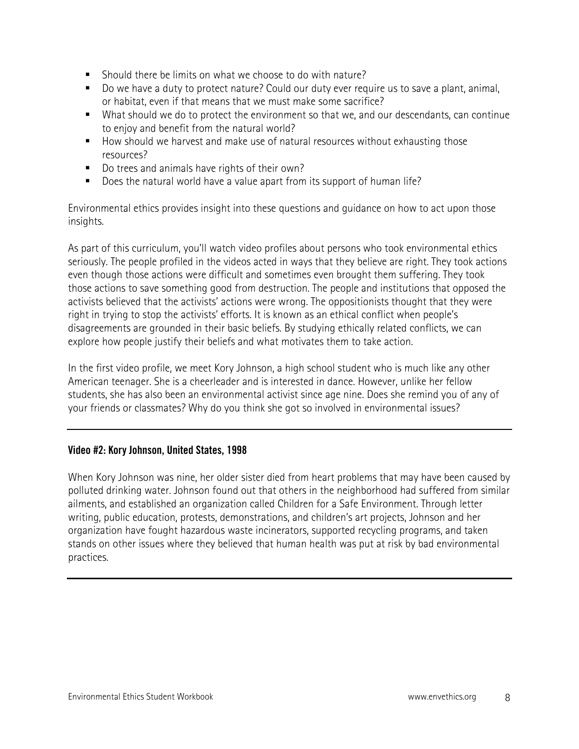- Should there be limits on what we choose to do with nature?
- Do we have a duty to protect nature? Could our duty ever require us to save a plant, animal, or habitat, even if that means that we must make some sacrifice?
- What should we do to protect the environment so that we, and our descendants, can continue to enjoy and benefit from the natural world?
- How should we harvest and make use of natural resources without exhausting those resources?
- Do trees and animals have rights of their own?
- Does the natural world have a value apart from its support of human life?

Environmental ethics provides insight into these questions and guidance on how to act upon those insights.

As part of this curriculum, you'll watch video profiles about persons who took environmental ethics seriously. The people profiled in the videos acted in ways that they believe are right. They took actions even though those actions were difficult and sometimes even brought them suffering. They took those actions to save something good from destruction. The people and institutions that opposed the activists believed that the activists' actions were wrong. The oppositionists thought that they were right in trying to stop the activists' efforts. It is known as an ethical conflict when people's disagreements are grounded in their basic beliefs. By studying ethically related conflicts, we can explore how people justify their beliefs and what motivates them to take action.

In the first video profile, we meet Kory Johnson, a high school student who is much like any other American teenager. She is a cheerleader and is interested in dance. However, unlike her fellow students, she has also been an environmental activist since age nine. Does she remind you of any of your friends or classmates? Why do you think she got so involved in environmental issues?

---

**Video #2: Kory Johnson, United States, 1998**

When Kory Johnson was nine, her older sister died from heart problems that may have been caused by polluted drinking water. Johnson found out that others in the neighborhood had suffered from similar ailments, and established an organization called Children for a Safe Environment. Through letter writing, public education, protests, demonstrations, and children's art projects, Johnson and her organization have fought hazardous waste incinerators, supported recycling programs, and taken stands on other issues where they believed that human health was put at risk by bad environmental practices.

---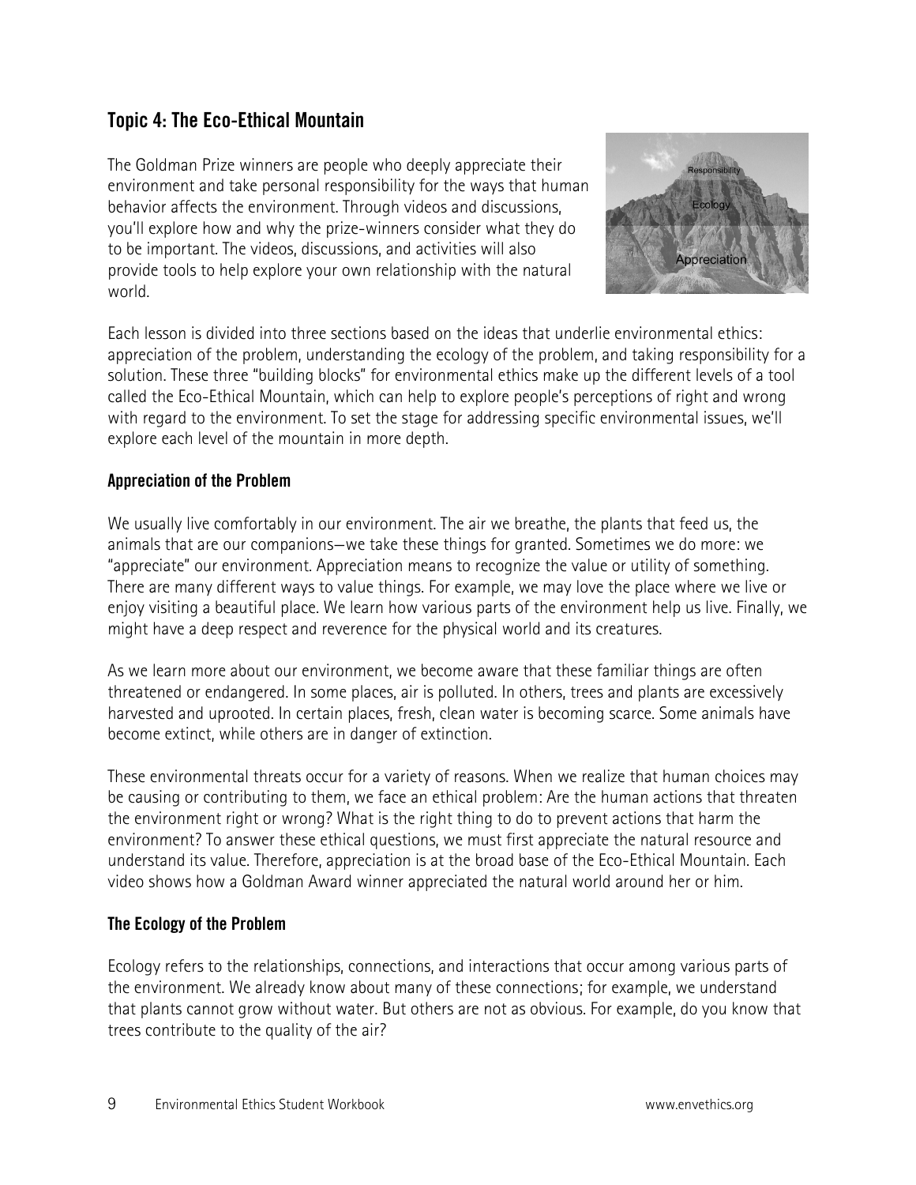## Topic 4: The Eco-Ethical Mountain

The Goldman Prize winners are people who deeply appreciate their environment and take personal responsibility for the ways that human behavior affects the environment. Through videos and discussions, you'll explore how and why the prize-winners consider what they do to be important. The videos, discussions, and activities will also provide tools to help explore your own relationship with the natural world.

Each lesson is divided into three sections based on the ideas that underlie environmental ethics: appreciation of the problem, understanding the ecology of the problem, and taking responsibility for a solution. These three "building blocks" for environmental ethics make up the different levels of a tool called the Eco-Ethical Mountain, which can help to explore people's perceptions of right and wrong with regard to the environment. To set the stage for addressing specific environmental issues, we'll explore each level of the mountain in more depth.

### Appreciation of the Problem

We usually live comfortably in our environment. The air we breathe, the plants that feed us, the animals that are our companions—we take these things for granted. Sometimes we do more: we "appreciate" our environment. Appreciation means to recognize the value or utility of something. There are many different ways to value things. For example, we may love the place where we live or enjoy visiting a beautiful place. We learn how various parts of the environment help us live. Finally, we might have a deep respect and reverence for the physical world and its creatures.

As we learn more about our environment, we become aware that these familiar things are often threatened or endangered. In some places, air is polluted. In others, trees and plants are excessively harvested and uprooted. In certain places, fresh, clean water is becoming scarce. Some animals have become extinct, while others are in danger of extinction.

These environmental threats occur for a variety of reasons. When we realize that human choices may be causing or contributing to them, we face an ethical problem: Are the human actions that threaten the environment right or wrong? What is the right thing to do to prevent actions that harm the environment? To answer these ethical questions, we must first appreciate the natural resource and understand its value. Therefore, appreciation is at the broad base of the Eco-Ethical Mountain. Each video shows how a Goldman Award winner appreciated the natural world around her or him.

### The Ecology of the Problem

Ecology refers to the relationships, connections, and interactions that occur among various parts of the environment. We already know about many of these connections; for example, we understand that plants cannot grow without water. But others are not as obvious. For example, do you know that trees contribute to the quality of the air?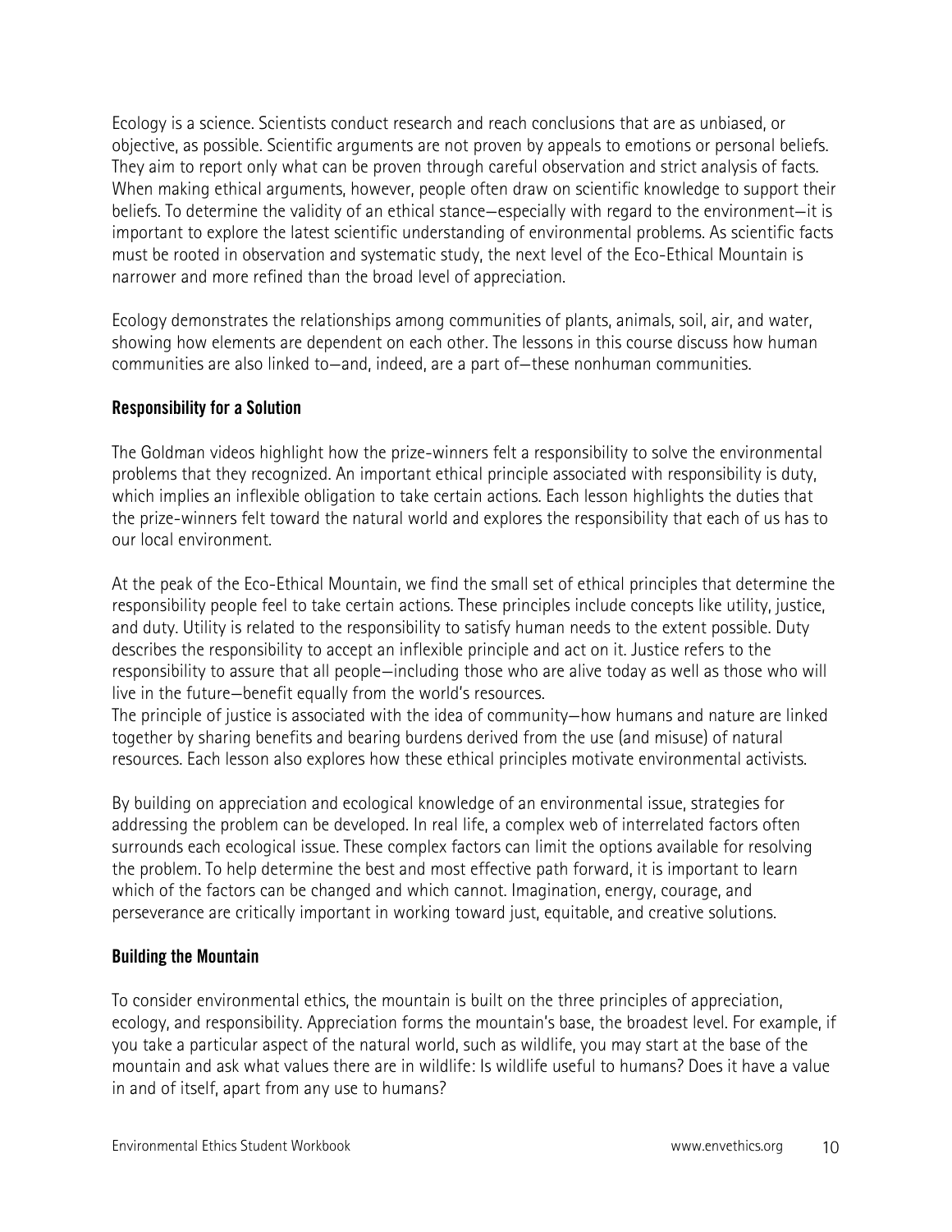Ecology is a science. Scientists conduct research and reach conclusions that are as unbiased, or objective, as possible. Scientific arguments are not proven by appeals to emotions or personal beliefs. They aim to report only what can be proven through careful observation and strict analysis of facts. When making ethical arguments, however, people often draw on scientific knowledge to support their beliefs. To determine the validity of an ethical stance—especially with regard to the environment—it is important to explore the latest scientific understanding of environmental problems. As scientific facts must be rooted in observation and systematic study, the next level of the Eco-Ethical Mountain is narrower and more refined than the broad level of appreciation.

Ecology demonstrates the relationships among communities of plants, animals, soil, air, and water, showing how elements are dependent on each other. The lessons in this course discuss how human communities are also linked to—and, indeed, are a part of—these nonhuman communities.

### Responsibility for a Solution

The Goldman videos highlight how the prize-winners felt a responsibility to solve the environmental problems that they recognized. An important ethical principle associated with responsibility is duty, which implies an inflexible obligation to take certain actions. Each lesson highlights the duties that the prize-winners felt toward the natural world and explores the responsibility that each of us has to our local environment.

At the peak of the Eco-Ethical Mountain, we find the small set of ethical principles that determine the responsibility people feel to take certain actions. These principles include concepts like utility, justice, and duty. Utility is related to the responsibility to satisfy human needs to the extent possible. Duty describes the responsibility to accept an inflexible principle and act on it. Justice refers to the responsibility to assure that all people—including those who are alive today as well as those who will live in the future—benefit equally from the world's resources.
The principle of justice is associated with the idea of community—how humans and nature are linked together by sharing benefits and bearing burdens derived from the use (and misuse) of natural resources. Each lesson also explores how these ethical principles motivate environmental activists.

By building on appreciation and ecological knowledge of an environmental issue, strategies for addressing the problem can be developed. In real life, a complex web of interrelated factors often surrounds each ecological issue. These complex factors can limit the options available for resolving the problem. To help determine the best and most effective path forward, it is important to learn which of the factors can be changed and which cannot. Imagination, energy, courage, and perseverance are critically important in working toward just, equitable, and creative solutions.

### Building the Mountain

To consider environmental ethics, the mountain is built on the three principles of appreciation, ecology, and responsibility. Appreciation forms the mountain's base, the broadest level. For example, if you take a particular aspect of the natural world, such as wildlife, you may start at the base of the mountain and ask what values there are in wildlife: Is wildlife useful to humans? Does it have a value in and of itself, apart from any use to humans?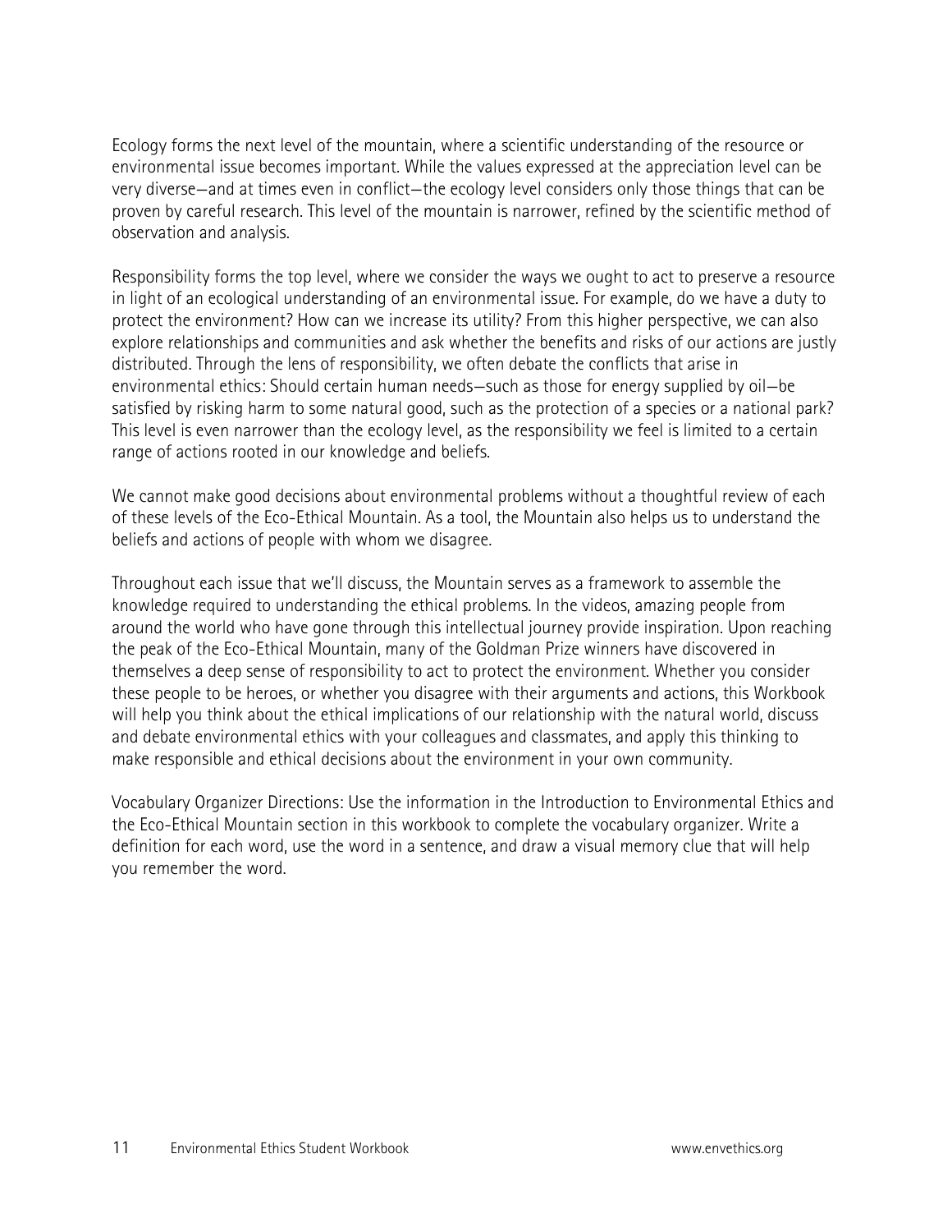Ecology forms the next level of the mountain, where a scientific understanding of the resource or environmental issue becomes important. While the values expressed at the appreciation level can be very diverse—and at times even in conflict—the ecology level considers only those things that can be proven by careful research. This level of the mountain is narrower, refined by the scientific method of observation and analysis.

Responsibility forms the top level, where we consider the ways we ought to act to preserve a resource in light of an ecological understanding of an environmental issue. For example, do we have a duty to protect the environment? How can we increase its utility? From this higher perspective, we can also explore relationships and communities and ask whether the benefits and risks of our actions are justly distributed. Through the lens of responsibility, we often debate the conflicts that arise in environmental ethics: Should certain human needs—such as those for energy supplied by oil—be satisfied by risking harm to some natural good, such as the protection of a species or a national park? This level is even narrower than the ecology level, as the responsibility we feel is limited to a certain range of actions rooted in our knowledge and beliefs.

We cannot make good decisions about environmental problems without a thoughtful review of each of these levels of the Eco-Ethical Mountain. As a tool, the Mountain also helps us to understand the beliefs and actions of people with whom we disagree.

Throughout each issue that we'll discuss, the Mountain serves as a framework to assemble the knowledge required to understanding the ethical problems. In the videos, amazing people from around the world who have gone through this intellectual journey provide inspiration. Upon reaching the peak of the Eco-Ethical Mountain, many of the Goldman Prize winners have discovered in themselves a deep sense of responsibility to act to protect the environment. Whether you consider these people to be heroes, or whether you disagree with their arguments and actions, this Workbook will help you think about the ethical implications of our relationship with the natural world, discuss and debate environmental ethics with your colleagues and classmates, and apply this thinking to make responsible and ethical decisions about the environment in your own community.

Vocabulary Organizer Directions: Use the information in the Introduction to Environmental Ethics and the Eco-Ethical Mountain section in this workbook to complete the vocabulary organizer. Write a definition for each word, use the word in a sentence, and draw a visual memory clue that will help you remember the word.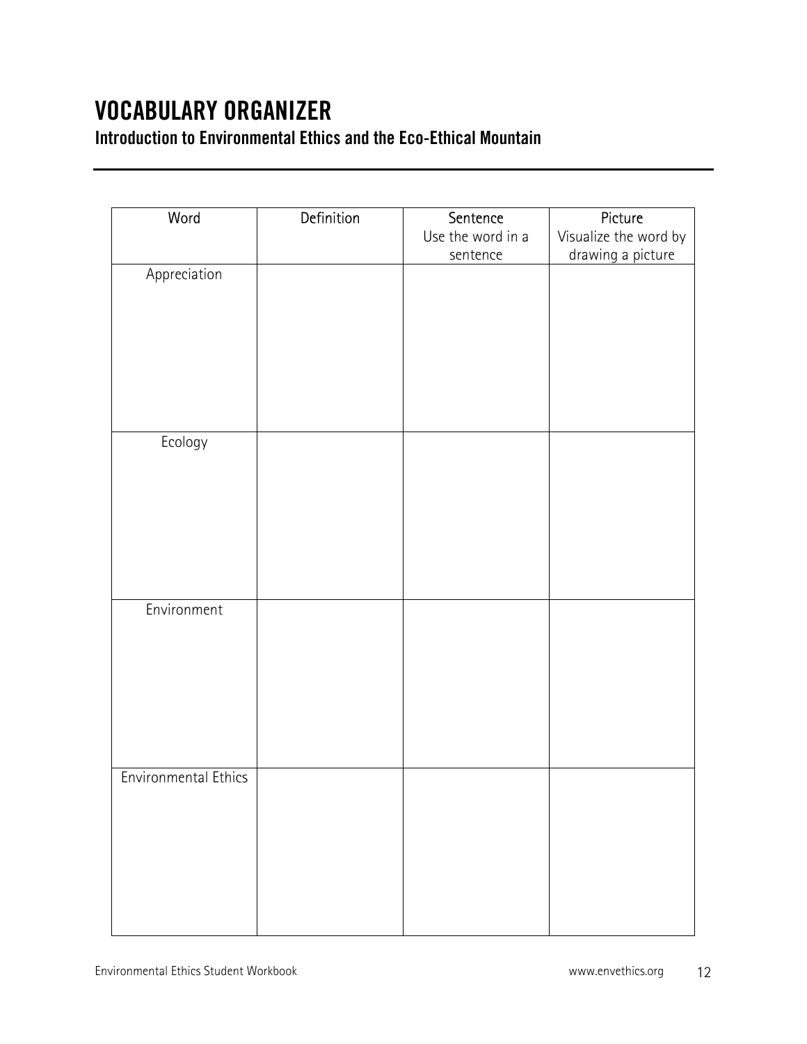# VOCABULARY ORGANIZER

## Introduction to Environmental Ethics and the Eco-Ethical Mountain

| Word | Definition | Sentence Use the word in a sentence | Picture Visualize the word by drawing a picture |
|---|---|---|---|
| Appreciation | | | |
| Ecology | | | |
| Environment | | | |
| Environmental Ethics | | | |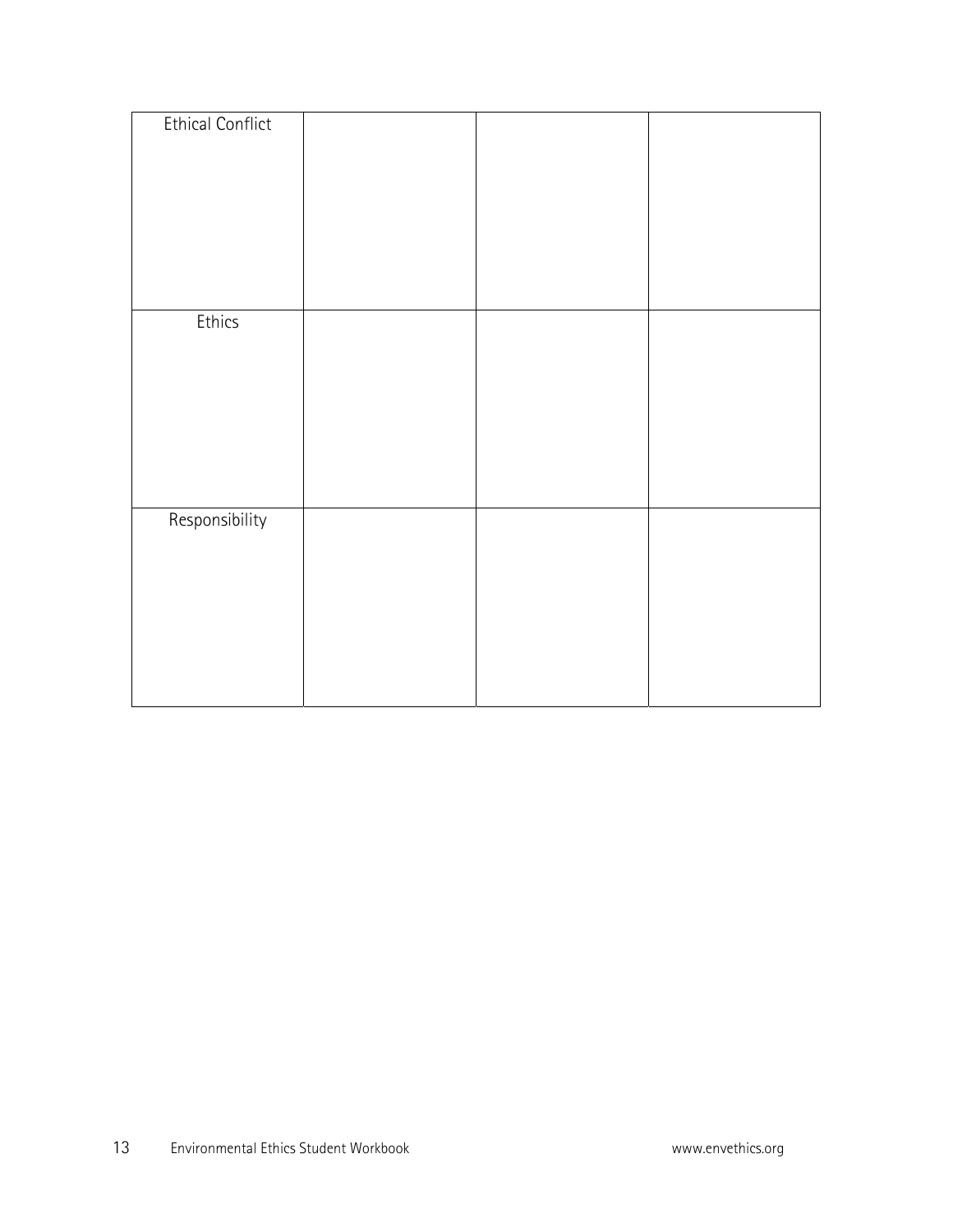| | | | |
|---|---|---|---|
| Ethical Conflict | | | |
| Ethics | | | |
| Responsibility | | | |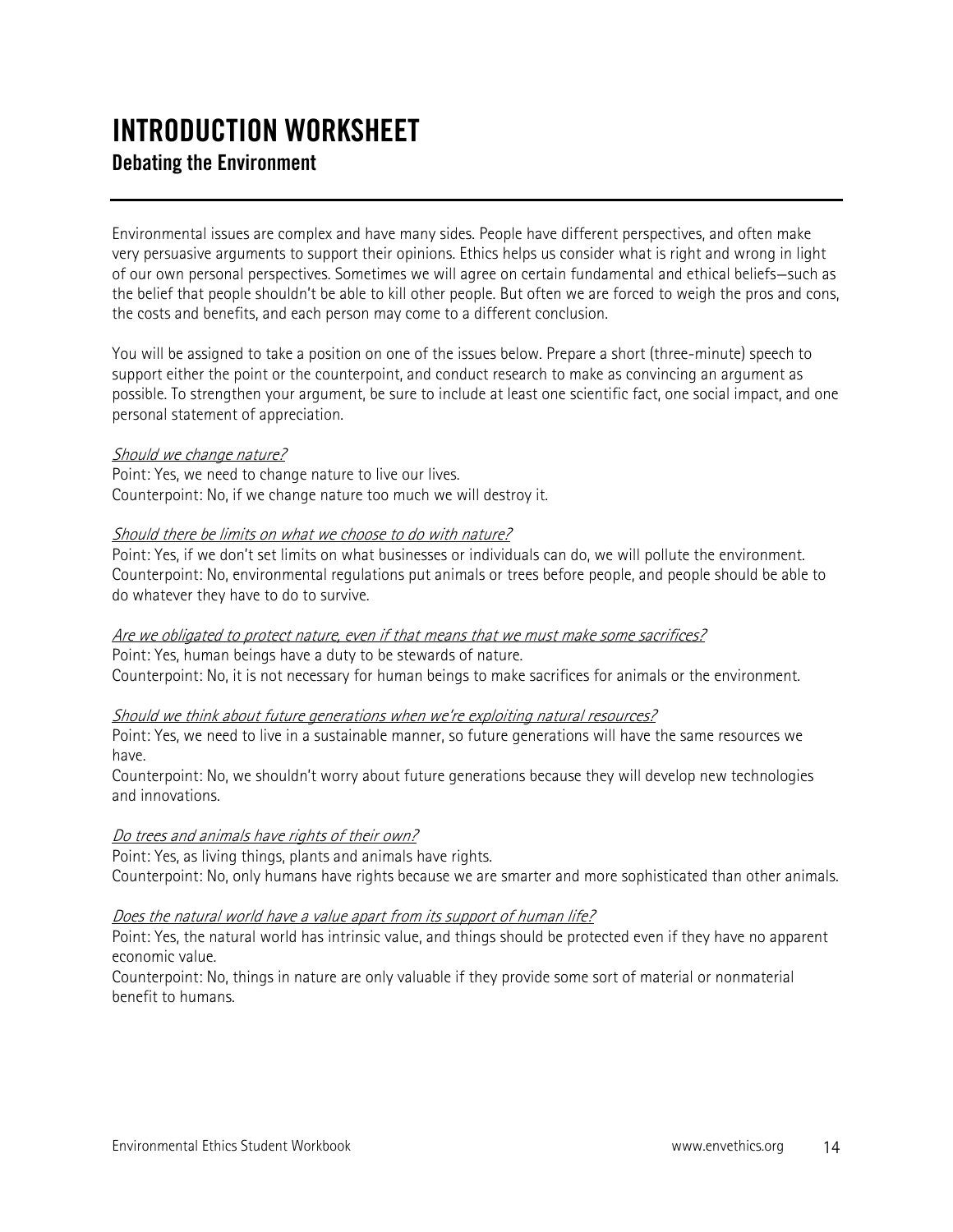# INTRODUCTION WORKSHEET

## Debating the Environment

Environmental issues are complex and have many sides. People have different perspectives, and often make very persuasive arguments to support their opinions. Ethics helps us consider what is right and wrong in light of our own personal perspectives. Sometimes we will agree on certain fundamental and ethical beliefs—such as the belief that people shouldn't be able to kill other people. But often we are forced to weigh the pros and cons, the costs and benefits, and each person may come to a different conclusion.

You will be assigned to take a position on one of the issues below. Prepare a short (three-minute) speech to support either the point or the counterpoint, and conduct research to make as convincing an argument as possible. To strengthen your argument, be sure to include at least one scientific fact, one social impact, and one personal statement of appreciation.

*Should we change nature?*
Point: Yes, we need to change nature to live our lives.
Counterpoint: No, if we change nature too much we will destroy it.

*Should there be limits on what we choose to do with nature?*
Point: Yes, if we don't set limits on what businesses or individuals can do, we will pollute the environment.
Counterpoint: No, environmental regulations put animals or trees before people, and people should be able to do whatever they have to do to survive.

*Are we obligated to protect nature, even if that means that we must make some sacrifices?*
Point: Yes, human beings have a duty to be stewards of nature.
Counterpoint: No, it is not necessary for human beings to make sacrifices for animals or the environment.

*Should we think about future generations when we're exploiting natural resources?*
Point: Yes, we need to live in a sustainable manner, so future generations will have the same resources we have.
Counterpoint: No, we shouldn't worry about future generations because they will develop new technologies and innovations.

*Do trees and animals have rights of their own?*
Point: Yes, as living things, plants and animals have rights.
Counterpoint: No, only humans have rights because we are smarter and more sophisticated than other animals.

*Does the natural world have a value apart from its support of human life?*
Point: Yes, the natural world has intrinsic value, and things should be protected even if they have no apparent economic value.
Counterpoint: No, things in nature are only valuable if they provide some sort of material or nonmaterial benefit to humans.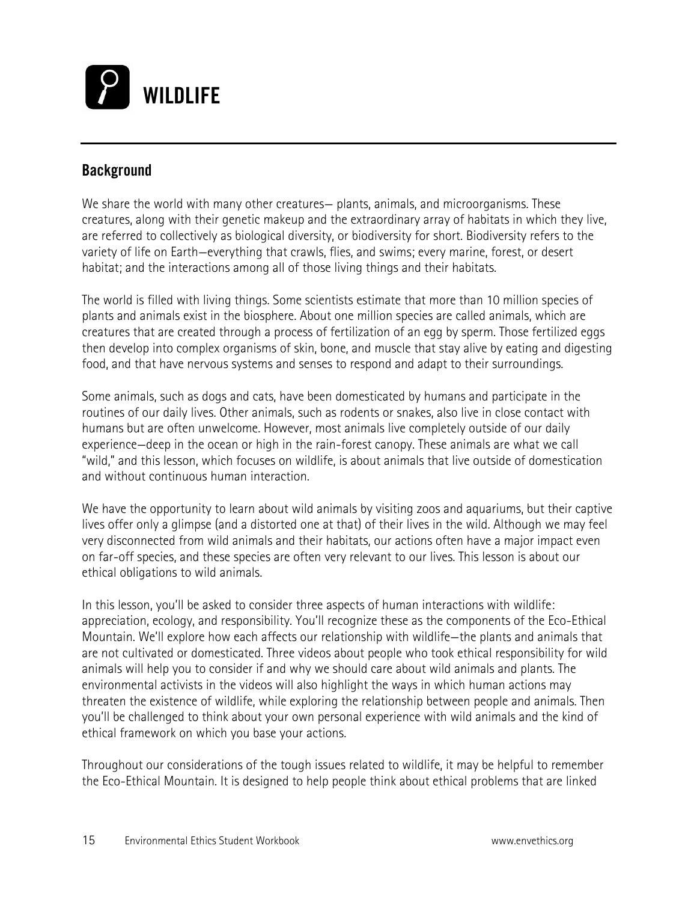# WILDLIFE

## Background

We share the world with many other creatures— plants, animals, and microorganisms. These creatures, along with their genetic makeup and the extraordinary array of habitats in which they live, are referred to collectively as biological diversity, or biodiversity for short. Biodiversity refers to the variety of life on Earth—everything that crawls, flies, and swims; every marine, forest, or desert habitat; and the interactions among all of those living things and their habitats.

The world is filled with living things. Some scientists estimate that more than 10 million species of plants and animals exist in the biosphere. About one million species are called animals, which are creatures that are created through a process of fertilization of an egg by sperm. Those fertilized eggs then develop into complex organisms of skin, bone, and muscle that stay alive by eating and digesting food, and that have nervous systems and senses to respond and adapt to their surroundings.

Some animals, such as dogs and cats, have been domesticated by humans and participate in the routines of our daily lives. Other animals, such as rodents or snakes, also live in close contact with humans but are often unwelcome. However, most animals live completely outside of our daily experience—deep in the ocean or high in the rain-forest canopy. These animals are what we call "wild," and this lesson, which focuses on wildlife, is about animals that live outside of domestication and without continuous human interaction.

We have the opportunity to learn about wild animals by visiting zoos and aquariums, but their captive lives offer only a glimpse (and a distorted one at that) of their lives in the wild. Although we may feel very disconnected from wild animals and their habitats, our actions often have a major impact even on far-off species, and these species are often very relevant to our lives. This lesson is about our ethical obligations to wild animals.

In this lesson, you'll be asked to consider three aspects of human interactions with wildlife: appreciation, ecology, and responsibility. You'll recognize these as the components of the Eco-Ethical Mountain. We'll explore how each affects our relationship with wildlife—the plants and animals that are not cultivated or domesticated. Three videos about people who took ethical responsibility for wild animals will help you to consider if and why we should care about wild animals and plants. The environmental activists in the videos will also highlight the ways in which human actions may threaten the existence of wildlife, while exploring the relationship between people and animals. Then you'll be challenged to think about your own personal experience with wild animals and the kind of ethical framework on which you base your actions.

Throughout our considerations of the tough issues related to wildlife, it may be helpful to remember the Eco-Ethical Mountain. It is designed to help people think about ethical problems that are linked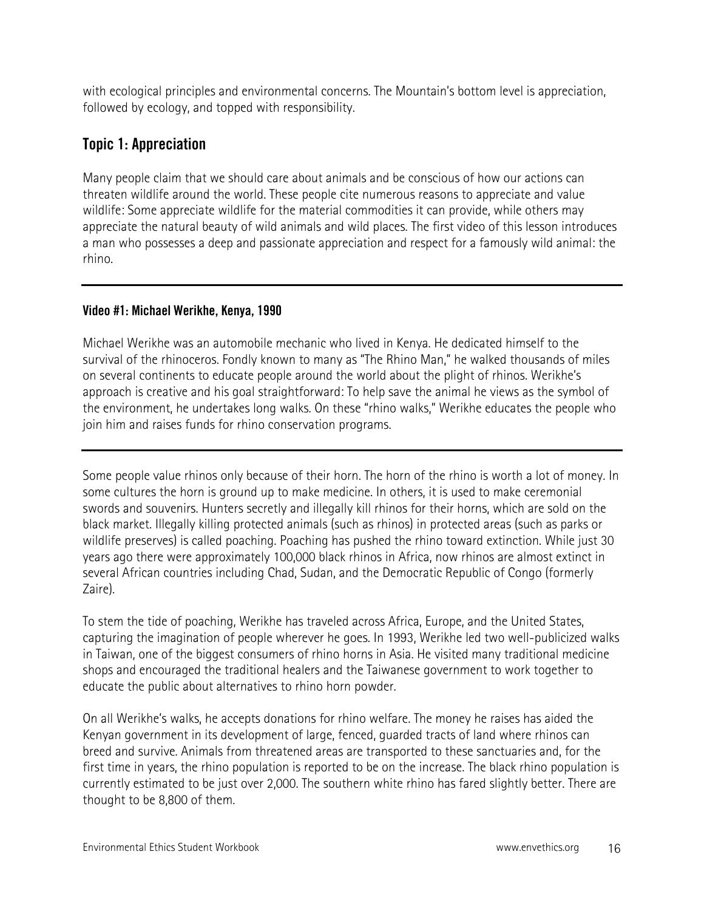with ecological principles and environmental concerns. The Mountain's bottom level is appreciation, followed by ecology, and topped with responsibility.

## Topic 1: Appreciation

Many people claim that we should care about animals and be conscious of how our actions can threaten wildlife around the world. These people cite numerous reasons to appreciate and value wildlife: Some appreciate wildlife for the material commodities it can provide, while others may appreciate the natural beauty of wild animals and wild places. The first video of this lesson introduces a man who possesses a deep and passionate appreciation and respect for a famously wild animal: the rhino.

---

**Video #1: Michael Werikhe, Kenya, 1990**

Michael Werikhe was an automobile mechanic who lived in Kenya. He dedicated himself to the survival of the rhinoceros. Fondly known to many as "The Rhino Man," he walked thousands of miles on several continents to educate people around the world about the plight of rhinos. Werikhe's approach is creative and his goal straightforward: To help save the animal he views as the symbol of the environment, he undertakes long walks. On these "rhino walks," Werikhe educates the people who join him and raises funds for rhino conservation programs.

---

Some people value rhinos only because of their horn. The horn of the rhino is worth a lot of money. In some cultures the horn is ground up to make medicine. In others, it is used to make ceremonial swords and souvenirs. Hunters secretly and illegally kill rhinos for their horns, which are sold on the black market. Illegally killing protected animals (such as rhinos) in protected areas (such as parks or wildlife preserves) is called poaching. Poaching has pushed the rhino toward extinction. While just 30 years ago there were approximately 100,000 black rhinos in Africa, now rhinos are almost extinct in several African countries including Chad, Sudan, and the Democratic Republic of Congo (formerly Zaire).

To stem the tide of poaching, Werikhe has traveled across Africa, Europe, and the United States, capturing the imagination of people wherever he goes. In 1993, Werikhe led two well-publicized walks in Taiwan, one of the biggest consumers of rhino horns in Asia. He visited many traditional medicine shops and encouraged the traditional healers and the Taiwanese government to work together to educate the public about alternatives to rhino horn powder.

On all Werikhe's walks, he accepts donations for rhino welfare. The money he raises has aided the Kenyan government in its development of large, fenced, guarded tracts of land where rhinos can breed and survive. Animals from threatened areas are transported to these sanctuaries and, for the first time in years, the rhino population is reported to be on the increase. The black rhino population is currently estimated to be just over 2,000. The southern white rhino has fared slightly better. There are thought to be 8,800 of them.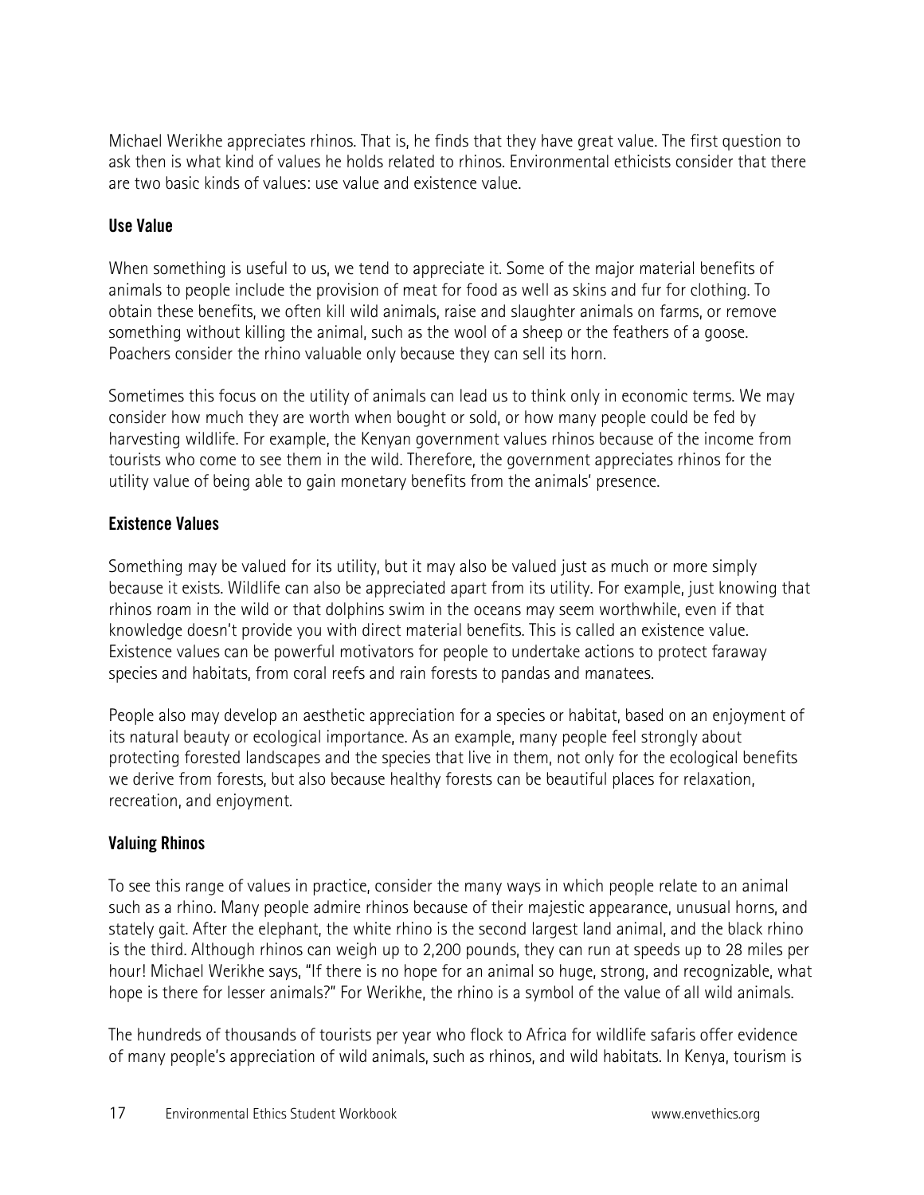Michael Werikhe appreciates rhinos. That is, he finds that they have great value. The first question to ask then is what kind of values he holds related to rhinos. Environmental ethicists consider that there are two basic kinds of values: use value and existence value.

### Use Value

When something is useful to us, we tend to appreciate it. Some of the major material benefits of animals to people include the provision of meat for food as well as skins and fur for clothing. To obtain these benefits, we often kill wild animals, raise and slaughter animals on farms, or remove something without killing the animal, such as the wool of a sheep or the feathers of a goose. Poachers consider the rhino valuable only because they can sell its horn.

Sometimes this focus on the utility of animals can lead us to think only in economic terms. We may consider how much they are worth when bought or sold, or how many people could be fed by harvesting wildlife. For example, the Kenyan government values rhinos because of the income from tourists who come to see them in the wild. Therefore, the government appreciates rhinos for the utility value of being able to gain monetary benefits from the animals' presence.

### Existence Values

Something may be valued for its utility, but it may also be valued just as much or more simply because it exists. Wildlife can also be appreciated apart from its utility. For example, just knowing that rhinos roam in the wild or that dolphins swim in the oceans may seem worthwhile, even if that knowledge doesn't provide you with direct material benefits. This is called an existence value. Existence values can be powerful motivators for people to undertake actions to protect faraway species and habitats, from coral reefs and rain forests to pandas and manatees.

People also may develop an aesthetic appreciation for a species or habitat, based on an enjoyment of its natural beauty or ecological importance. As an example, many people feel strongly about protecting forested landscapes and the species that live in them, not only for the ecological benefits we derive from forests, but also because healthy forests can be beautiful places for relaxation, recreation, and enjoyment.

### Valuing Rhinos

To see this range of values in practice, consider the many ways in which people relate to an animal such as a rhino. Many people admire rhinos because of their majestic appearance, unusual horns, and stately gait. After the elephant, the white rhino is the second largest land animal, and the black rhino is the third. Although rhinos can weigh up to 2,200 pounds, they can run at speeds up to 28 miles per hour! Michael Werikhe says, "If there is no hope for an animal so huge, strong, and recognizable, what hope is there for lesser animals?" For Werikhe, the rhino is a symbol of the value of all wild animals.

The hundreds of thousands of tourists per year who flock to Africa for wildlife safaris offer evidence of many people's appreciation of wild animals, such as rhinos, and wild habitats. In Kenya, tourism is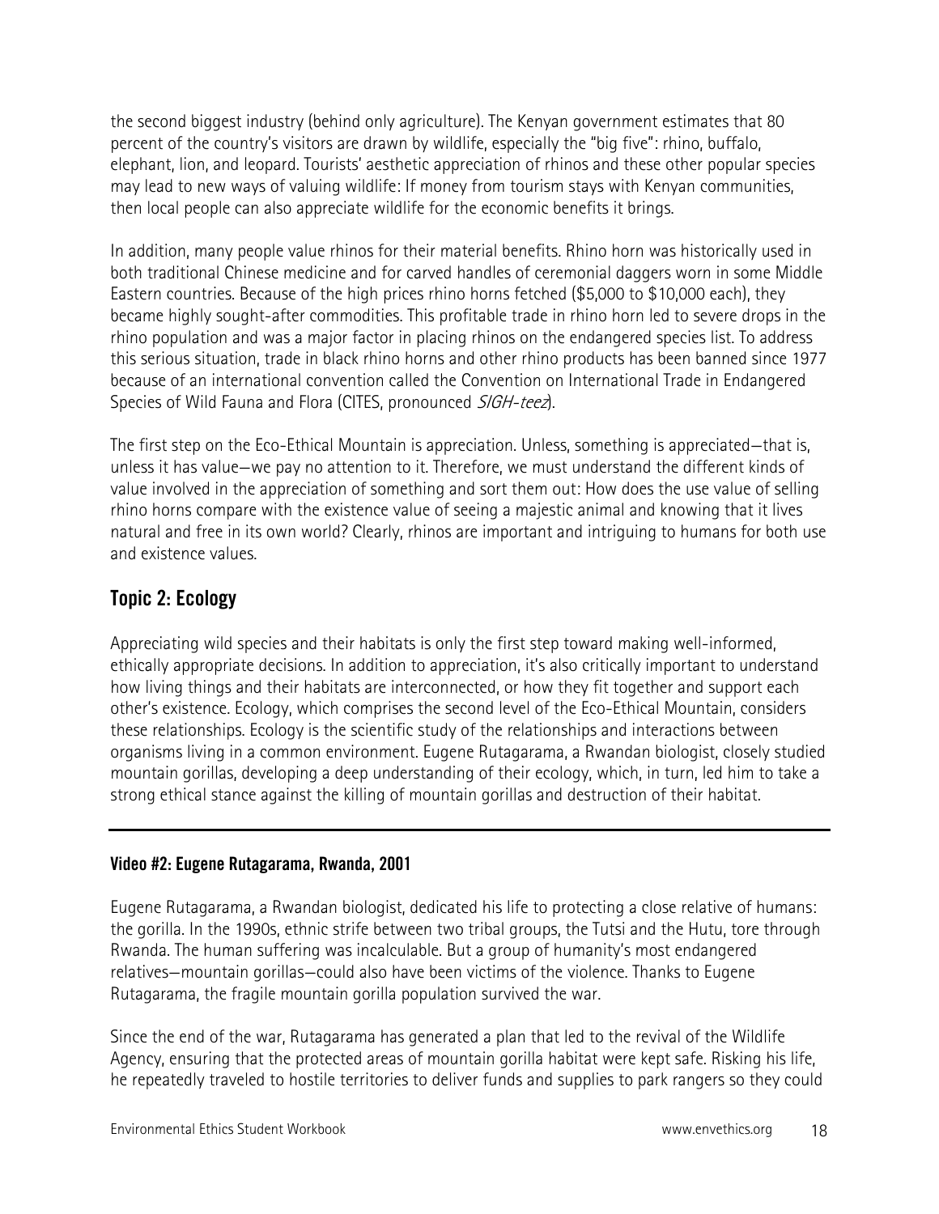the second biggest industry (behind only agriculture). The Kenyan government estimates that 80 percent of the country's visitors are drawn by wildlife, especially the "big five": rhino, buffalo, elephant, lion, and leopard. Tourists' aesthetic appreciation of rhinos and these other popular species may lead to new ways of valuing wildlife: If money from tourism stays with Kenyan communities, then local people can also appreciate wildlife for the economic benefits it brings.

In addition, many people value rhinos for their material benefits. Rhino horn was historically used in both traditional Chinese medicine and for carved handles of ceremonial daggers worn in some Middle Eastern countries. Because of the high prices rhino horns fetched ($5,000 to $10,000 each), they became highly sought-after commodities. This profitable trade in rhino horn led to severe drops in the rhino population and was a major factor in placing rhinos on the endangered species list. To address this serious situation, trade in black rhino horns and other rhino products has been banned since 1977 because of an international convention called the Convention on International Trade in Endangered Species of Wild Fauna and Flora (CITES, pronounced *SIGH-teez*).

The first step on the Eco-Ethical Mountain is appreciation. Unless, something is appreciated—that is, unless it has value—we pay no attention to it. Therefore, we must understand the different kinds of value involved in the appreciation of something and sort them out: How does the use value of selling rhino horns compare with the existence value of seeing a majestic animal and knowing that it lives natural and free in its own world? Clearly, rhinos are important and intriguing to humans for both use and existence values.

## Topic 2: Ecology

Appreciating wild species and their habitats is only the first step toward making well-informed, ethically appropriate decisions. In addition to appreciation, it's also critically important to understand how living things and their habitats are interconnected, or how they fit together and support each other's existence. Ecology, which comprises the second level of the Eco-Ethical Mountain, considers these relationships. Ecology is the scientific study of the relationships and interactions between organisms living in a common environment. Eugene Rutagarama, a Rwandan biologist, closely studied mountain gorillas, developing a deep understanding of their ecology, which, in turn, led him to take a strong ethical stance against the killing of mountain gorillas and destruction of their habitat.

---

#### Video #2: Eugene Rutagarama, Rwanda, 2001

Eugene Rutagarama, a Rwandan biologist, dedicated his life to protecting a close relative of humans: the gorilla. In the 1990s, ethnic strife between two tribal groups, the Tutsi and the Hutu, tore through Rwanda. The human suffering was incalculable. But a group of humanity's most endangered relatives—mountain gorillas—could also have been victims of the violence. Thanks to Eugene Rutagarama, the fragile mountain gorilla population survived the war.

Since the end of the war, Rutagarama has generated a plan that led to the revival of the Wildlife Agency, ensuring that the protected areas of mountain gorilla habitat were kept safe. Risking his life, he repeatedly traveled to hostile territories to deliver funds and supplies to park rangers so they could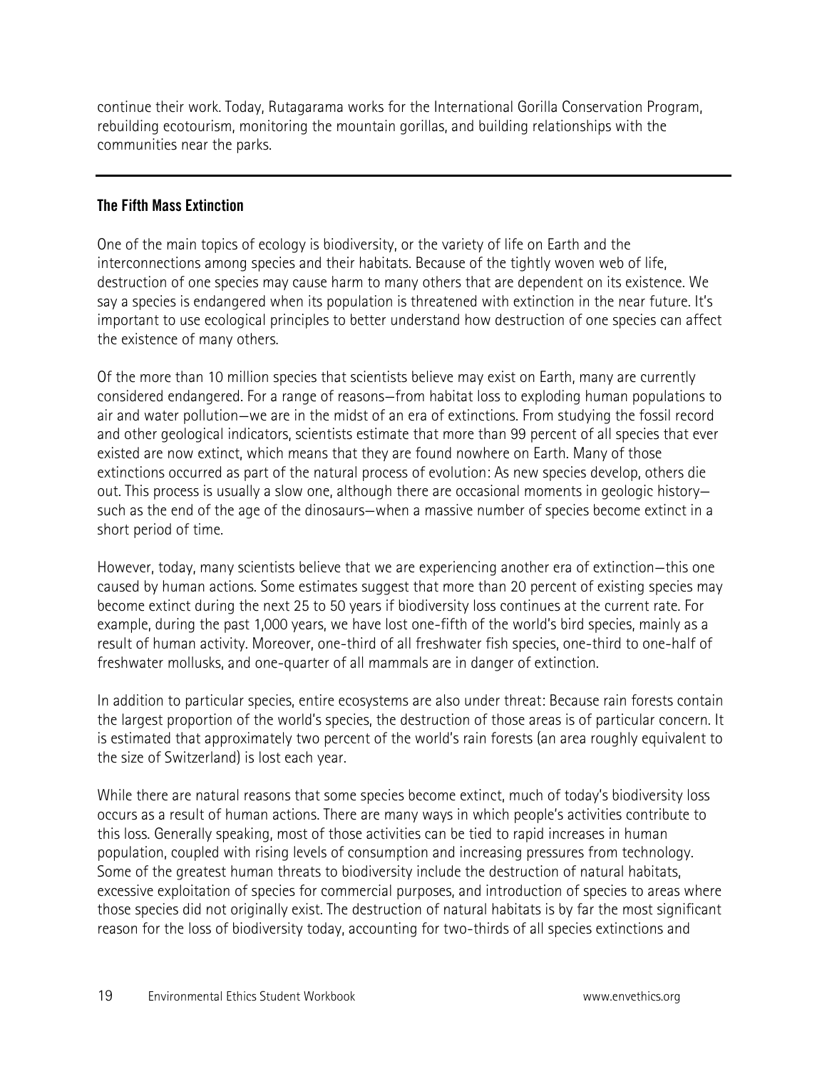continue their work. Today, Rutagarama works for the International Gorilla Conservation Program, rebuilding ecotourism, monitoring the mountain gorillas, and building relationships with the communities near the parks.

---

### The Fifth Mass Extinction

One of the main topics of ecology is biodiversity, or the variety of life on Earth and the interconnections among species and their habitats. Because of the tightly woven web of life, destruction of one species may cause harm to many others that are dependent on its existence. We say a species is endangered when its population is threatened with extinction in the near future. It's important to use ecological principles to better understand how destruction of one species can affect the existence of many others.

Of the more than 10 million species that scientists believe may exist on Earth, many are currently considered endangered. For a range of reasons—from habitat loss to exploding human populations to air and water pollution—we are in the midst of an era of extinctions. From studying the fossil record and other geological indicators, scientists estimate that more than 99 percent of all species that ever existed are now extinct, which means that they are found nowhere on Earth. Many of those extinctions occurred as part of the natural process of evolution: As new species develop, others die out. This process is usually a slow one, although there are occasional moments in geologic history—such as the end of the age of the dinosaurs—when a massive number of species become extinct in a short period of time.

However, today, many scientists believe that we are experiencing another era of extinction—this one caused by human actions. Some estimates suggest that more than 20 percent of existing species may become extinct during the next 25 to 50 years if biodiversity loss continues at the current rate. For example, during the past 1,000 years, we have lost one-fifth of the world's bird species, mainly as a result of human activity. Moreover, one-third of all freshwater fish species, one-third to one-half of freshwater mollusks, and one-quarter of all mammals are in danger of extinction.

In addition to particular species, entire ecosystems are also under threat: Because rain forests contain the largest proportion of the world's species, the destruction of those areas is of particular concern. It is estimated that approximately two percent of the world's rain forests (an area roughly equivalent to the size of Switzerland) is lost each year.

While there are natural reasons that some species become extinct, much of today's biodiversity loss occurs as a result of human actions. There are many ways in which people's activities contribute to this loss. Generally speaking, most of those activities can be tied to rapid increases in human population, coupled with rising levels of consumption and increasing pressures from technology. Some of the greatest human threats to biodiversity include the destruction of natural habitats, excessive exploitation of species for commercial purposes, and introduction of species to areas where those species did not originally exist. The destruction of natural habitats is by far the most significant reason for the loss of biodiversity today, accounting for two-thirds of all species extinctions and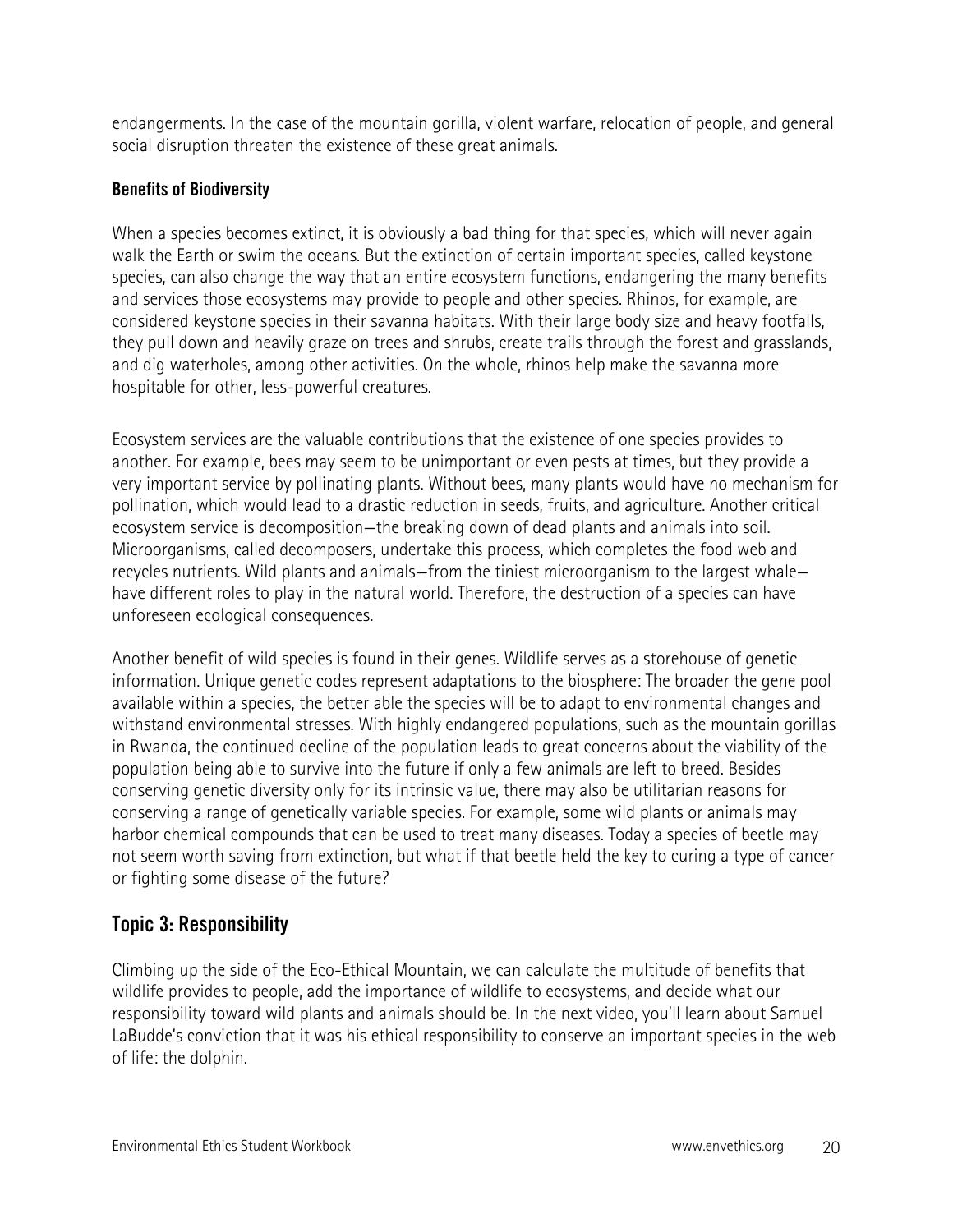endangerments. In the case of the mountain gorilla, violent warfare, relocation of people, and general social disruption threaten the existence of these great animals.

### Benefits of Biodiversity

When a species becomes extinct, it is obviously a bad thing for that species, which will never again walk the Earth or swim the oceans. But the extinction of certain important species, called keystone species, can also change the way that an entire ecosystem functions, endangering the many benefits and services those ecosystems may provide to people and other species. Rhinos, for example, are considered keystone species in their savanna habitats. With their large body size and heavy footfalls, they pull down and heavily graze on trees and shrubs, create trails through the forest and grasslands, and dig waterholes, among other activities. On the whole, rhinos help make the savanna more hospitable for other, less-powerful creatures.

Ecosystem services are the valuable contributions that the existence of one species provides to another. For example, bees may seem to be unimportant or even pests at times, but they provide a very important service by pollinating plants. Without bees, many plants would have no mechanism for pollination, which would lead to a drastic reduction in seeds, fruits, and agriculture. Another critical ecosystem service is decomposition—the breaking down of dead plants and animals into soil. Microorganisms, called decomposers, undertake this process, which completes the food web and recycles nutrients. Wild plants and animals—from the tiniest microorganism to the largest whale—have different roles to play in the natural world. Therefore, the destruction of a species can have unforeseen ecological consequences.

Another benefit of wild species is found in their genes. Wildlife serves as a storehouse of genetic information. Unique genetic codes represent adaptations to the biosphere: The broader the gene pool available within a species, the better able the species will be to adapt to environmental changes and withstand environmental stresses. With highly endangered populations, such as the mountain gorillas in Rwanda, the continued decline of the population leads to great concerns about the viability of the population being able to survive into the future if only a few animals are left to breed. Besides conserving genetic diversity only for its intrinsic value, there may also be utilitarian reasons for conserving a range of genetically variable species. For example, some wild plants or animals may harbor chemical compounds that can be used to treat many diseases. Today a species of beetle may not seem worth saving from extinction, but what if that beetle held the key to curing a type of cancer or fighting some disease of the future?

## Topic 3: Responsibility

Climbing up the side of the Eco-Ethical Mountain, we can calculate the multitude of benefits that wildlife provides to people, add the importance of wildlife to ecosystems, and decide what our responsibility toward wild plants and animals should be. In the next video, you'll learn about Samuel LaBudde's conviction that it was his ethical responsibility to conserve an important species in the web of life: the dolphin.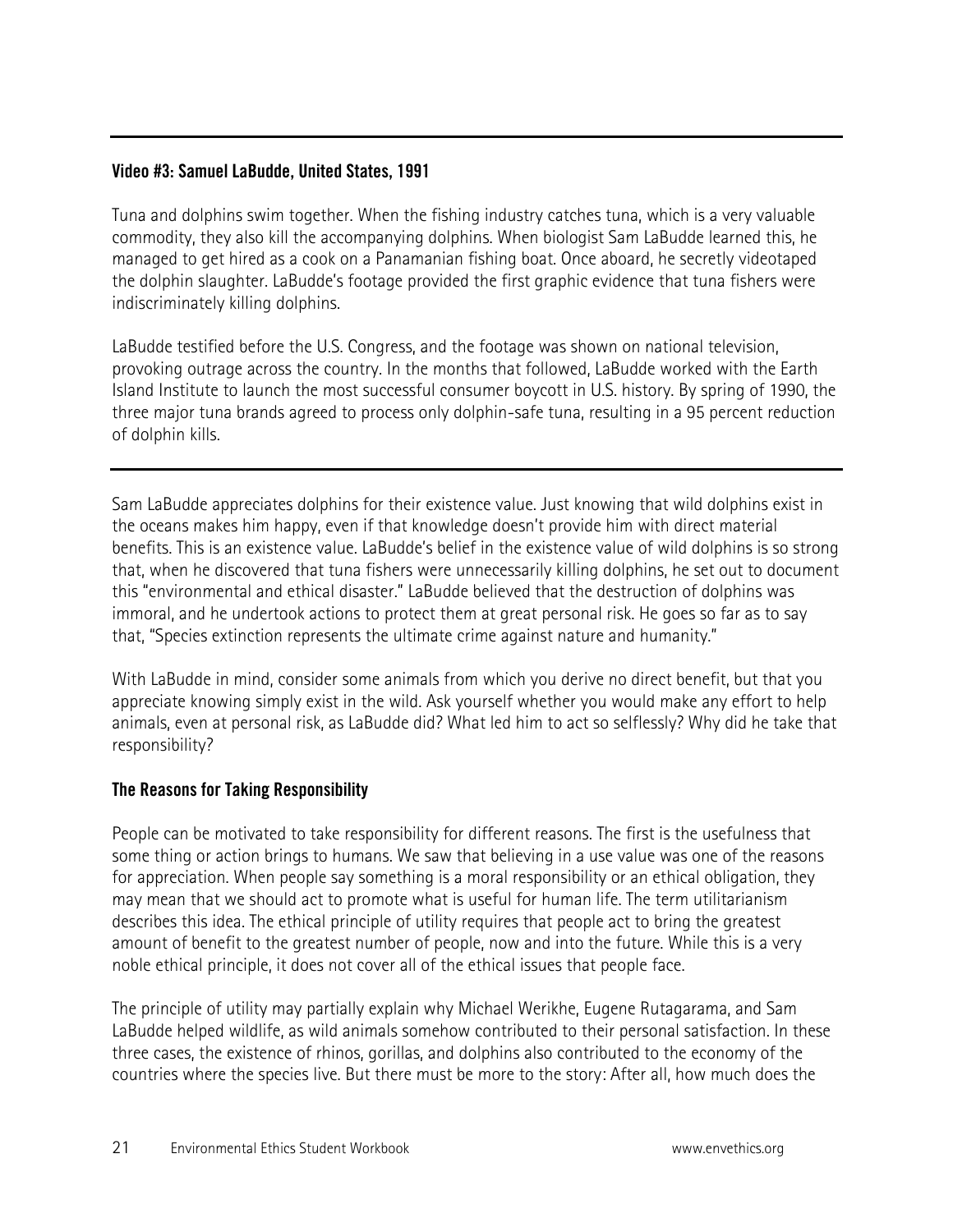---

**Video #3: Samuel LaBudde, United States, 1991**

Tuna and dolphins swim together. When the fishing industry catches tuna, which is a very valuable commodity, they also kill the accompanying dolphins. When biologist Sam LaBudde learned this, he managed to get hired as a cook on a Panamanian fishing boat. Once aboard, he secretly videotaped the dolphin slaughter. LaBudde's footage provided the first graphic evidence that tuna fishers were indiscriminately killing dolphins.

LaBudde testified before the U.S. Congress, and the footage was shown on national television, provoking outrage across the country. In the months that followed, LaBudde worked with the Earth Island Institute to launch the most successful consumer boycott in U.S. history. By spring of 1990, the three major tuna brands agreed to process only dolphin-safe tuna, resulting in a 95 percent reduction of dolphin kills.

---

Sam LaBudde appreciates dolphins for their existence value. Just knowing that wild dolphins exist in the oceans makes him happy, even if that knowledge doesn't provide him with direct material benefits. This is an existence value. LaBudde's belief in the existence value of wild dolphins is so strong that, when he discovered that tuna fishers were unnecessarily killing dolphins, he set out to document this "environmental and ethical disaster." LaBudde believed that the destruction of dolphins was immoral, and he undertook actions to protect them at great personal risk. He goes so far as to say that, "Species extinction represents the ultimate crime against nature and humanity."

With LaBudde in mind, consider some animals from which you derive no direct benefit, but that you appreciate knowing simply exist in the wild. Ask yourself whether you would make any effort to help animals, even at personal risk, as LaBudde did? What led him to act so selflessly? Why did he take that responsibility?

### The Reasons for Taking Responsibility

People can be motivated to take responsibility for different reasons. The first is the usefulness that some thing or action brings to humans. We saw that believing in a use value was one of the reasons for appreciation. When people say something is a moral responsibility or an ethical obligation, they may mean that we should act to promote what is useful for human life. The term utilitarianism describes this idea. The ethical principle of utility requires that people act to bring the greatest amount of benefit to the greatest number of people, now and into the future. While this is a very noble ethical principle, it does not cover all of the ethical issues that people face.

The principle of utility may partially explain why Michael Werikhe, Eugene Rutagarama, and Sam LaBudde helped wildlife, as wild animals somehow contributed to their personal satisfaction. In these three cases, the existence of rhinos, gorillas, and dolphins also contributed to the economy of the countries where the species live. But there must be more to the story: After all, how much does the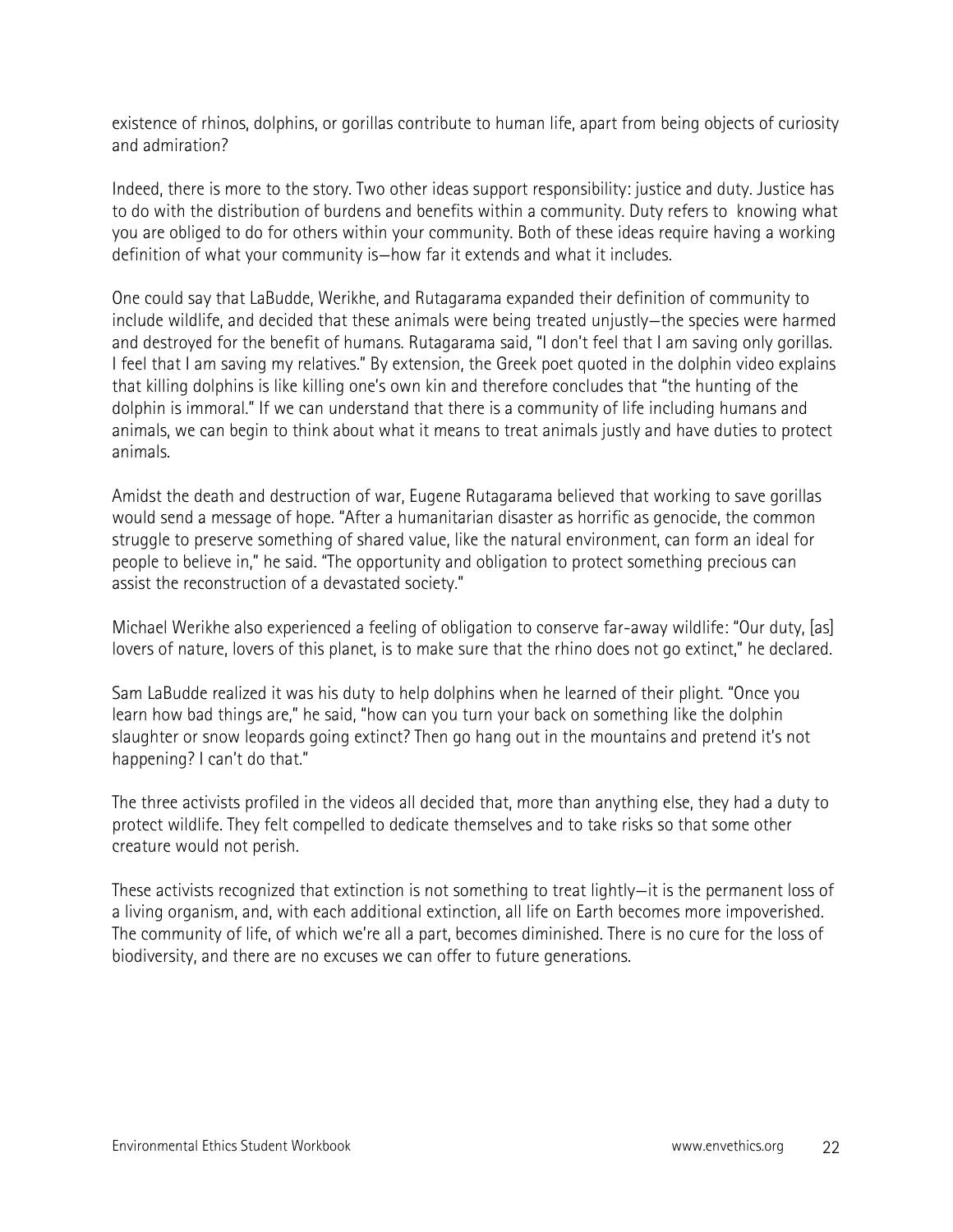existence of rhinos, dolphins, or gorillas contribute to human life, apart from being objects of curiosity and admiration?

Indeed, there is more to the story. Two other ideas support responsibility: justice and duty. Justice has to do with the distribution of burdens and benefits within a community. Duty refers to knowing what you are obliged to do for others within your community. Both of these ideas require having a working definition of what your community is—how far it extends and what it includes.

One could say that LaBudde, Werikhe, and Rutagarama expanded their definition of community to include wildlife, and decided that these animals were being treated unjustly—the species were harmed and destroyed for the benefit of humans. Rutagarama said, "I don't feel that I am saving only gorillas. I feel that I am saving my relatives." By extension, the Greek poet quoted in the dolphin video explains that killing dolphins is like killing one's own kin and therefore concludes that "the hunting of the dolphin is immoral." If we can understand that there is a community of life including humans and animals, we can begin to think about what it means to treat animals justly and have duties to protect animals.

Amidst the death and destruction of war, Eugene Rutagarama believed that working to save gorillas would send a message of hope. "After a humanitarian disaster as horrific as genocide, the common struggle to preserve something of shared value, like the natural environment, can form an ideal for people to believe in," he said. "The opportunity and obligation to protect something precious can assist the reconstruction of a devastated society."

Michael Werikhe also experienced a feeling of obligation to conserve far-away wildlife: "Our duty, [as] lovers of nature, lovers of this planet, is to make sure that the rhino does not go extinct," he declared.

Sam LaBudde realized it was his duty to help dolphins when he learned of their plight. "Once you learn how bad things are," he said, "how can you turn your back on something like the dolphin slaughter or snow leopards going extinct? Then go hang out in the mountains and pretend it's not happening? I can't do that."

The three activists profiled in the videos all decided that, more than anything else, they had a duty to protect wildlife. They felt compelled to dedicate themselves and to take risks so that some other creature would not perish.

These activists recognized that extinction is not something to treat lightly—it is the permanent loss of a living organism, and, with each additional extinction, all life on Earth becomes more impoverished. The community of life, of which we're all a part, becomes diminished. There is no cure for the loss of biodiversity, and there are no excuses we can offer to future generations.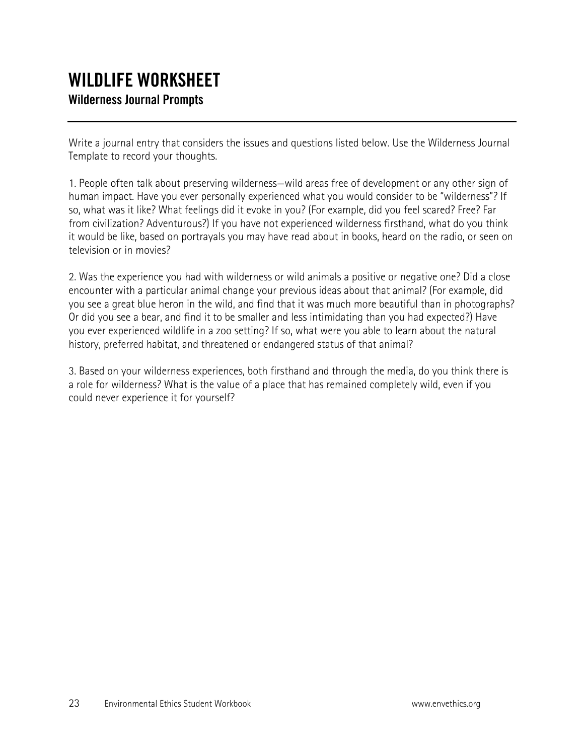# WILDLIFE WORKSHEET

## Wilderness Journal Prompts

Write a journal entry that considers the issues and questions listed below. Use the Wilderness Journal Template to record your thoughts.

1. People often talk about preserving wilderness—wild areas free of development or any other sign of human impact. Have you ever personally experienced what you would consider to be "wilderness"? If so, what was it like? What feelings did it evoke in you? (For example, did you feel scared? Free? Far from civilization? Adventurous?) If you have not experienced wilderness firsthand, what do you think it would be like, based on portrayals you may have read about in books, heard on the radio, or seen on television or in movies?

2. Was the experience you had with wilderness or wild animals a positive or negative one? Did a close encounter with a particular animal change your previous ideas about that animal? (For example, did you see a great blue heron in the wild, and find that it was much more beautiful than in photographs? Or did you see a bear, and find it to be smaller and less intimidating than you had expected?) Have you ever experienced wildlife in a zoo setting? If so, what were you able to learn about the natural history, preferred habitat, and threatened or endangered status of that animal?

3. Based on your wilderness experiences, both firsthand and through the media, do you think there is a role for wilderness? What is the value of a place that has remained completely wild, even if you could never experience it for yourself?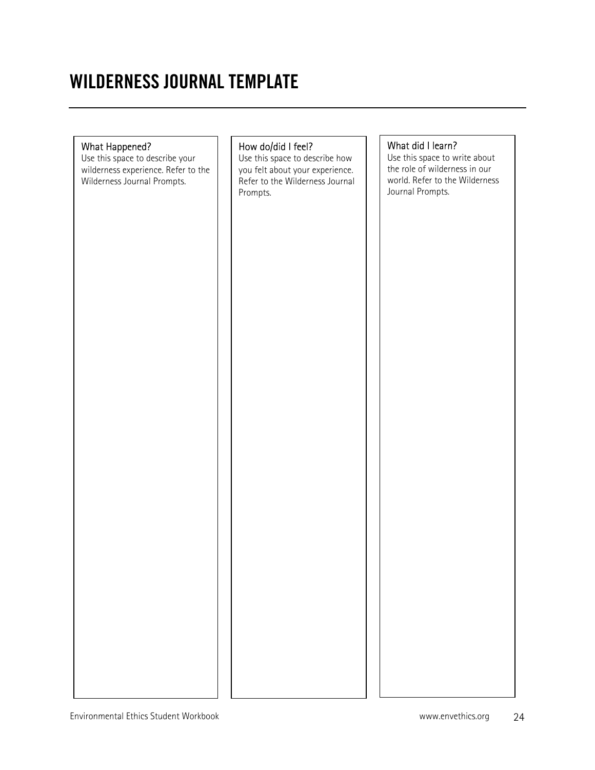# WILDERNESS JOURNAL TEMPLATE

| What Happened? | How do/did I feel? | What did I learn? |
| --- | --- | --- |
| Use this space to describe your wilderness experience. Refer to the Wilderness Journal Prompts. | Use this space to describe how you felt about your experience. Refer to the Wilderness Journal Prompts. | Use this space to write about the role of wilderness in our world. Refer to the Wilderness Journal Prompts. |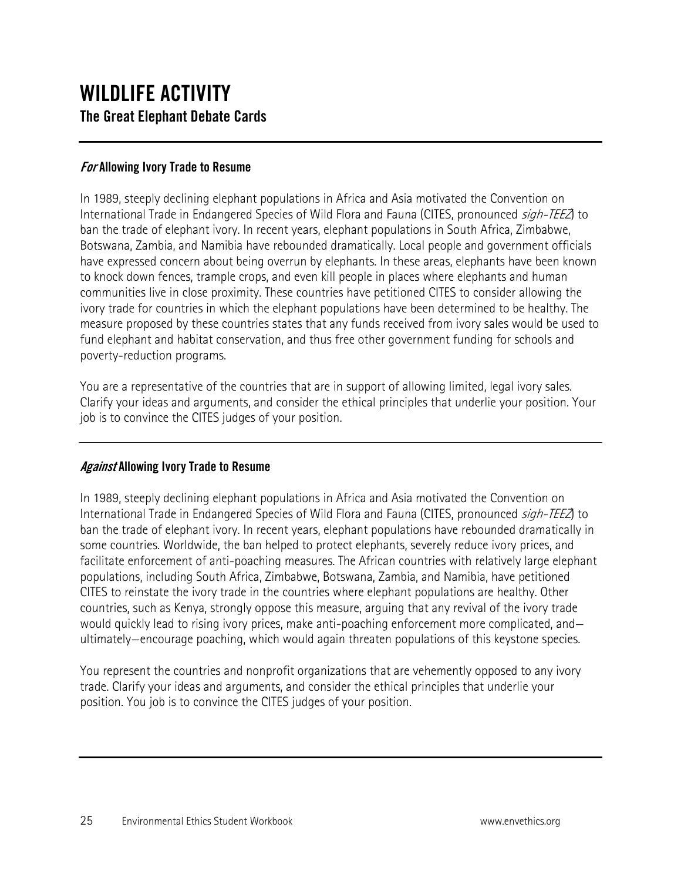# WILDLIFE ACTIVITY

## The Great Elephant Debate Cards

### *For* Allowing Ivory Trade to Resume

In 1989, steeply declining elephant populations in Africa and Asia motivated the Convention on International Trade in Endangered Species of Wild Flora and Fauna (CITES, pronounced *sigh-TEEZ*) to ban the trade of elephant ivory. In recent years, elephant populations in South Africa, Zimbabwe, Botswana, Zambia, and Namibia have rebounded dramatically. Local people and government officials have expressed concern about being overrun by elephants. In these areas, elephants have been known to knock down fences, trample crops, and even kill people in places where elephants and human communities live in close proximity. These countries have petitioned CITES to consider allowing the ivory trade for countries in which the elephant populations have been determined to be healthy. The measure proposed by these countries states that any funds received from ivory sales would be used to fund elephant and habitat conservation, and thus free other government funding for schools and poverty-reduction programs.

You are a representative of the countries that are in support of allowing limited, legal ivory sales. Clarify your ideas and arguments, and consider the ethical principles that underlie your position. Your job is to convince the CITES judges of your position.

### *Against* Allowing Ivory Trade to Resume

In 1989, steeply declining elephant populations in Africa and Asia motivated the Convention on International Trade in Endangered Species of Wild Flora and Fauna (CITES, pronounced *sigh-TEEZ*) to ban the trade of elephant ivory. In recent years, elephant populations have rebounded dramatically in some countries. Worldwide, the ban helped to protect elephants, severely reduce ivory prices, and facilitate enforcement of anti-poaching measures. The African countries with relatively large elephant populations, including South Africa, Zimbabwe, Botswana, Zambia, and Namibia, have petitioned CITES to reinstate the ivory trade in the countries where elephant populations are healthy. Other countries, such as Kenya, strongly oppose this measure, arguing that any revival of the ivory trade would quickly lead to rising ivory prices, make anti-poaching enforcement more complicated, and—ultimately—encourage poaching, which would again threaten populations of this keystone species.

You represent the countries and nonprofit organizations that are vehemently opposed to any ivory trade. Clarify your ideas and arguments, and consider the ethical principles that underlie your position. You job is to convince the CITES judges of your position.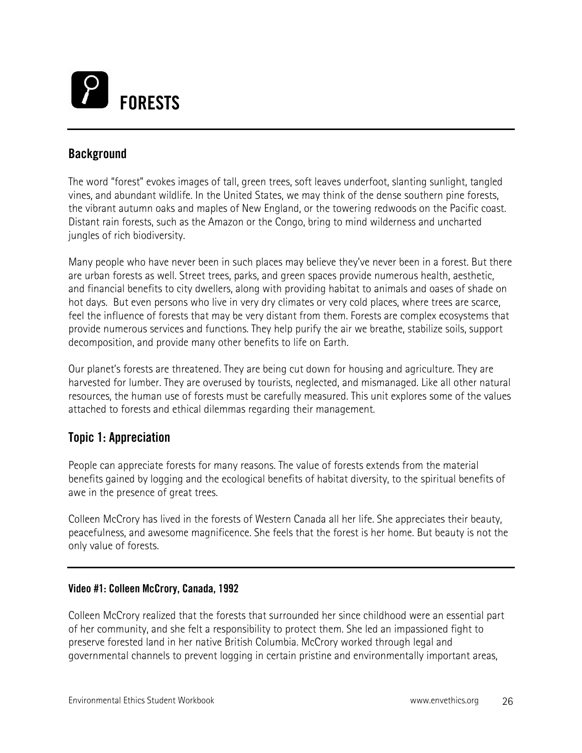# FORESTS

## Background

The word "forest" evokes images of tall, green trees, soft leaves underfoot, slanting sunlight, tangled vines, and abundant wildlife. In the United States, we may think of the dense southern pine forests, the vibrant autumn oaks and maples of New England, or the towering redwoods on the Pacific coast. Distant rain forests, such as the Amazon or the Congo, bring to mind wilderness and uncharted jungles of rich biodiversity.

Many people who have never been in such places may believe they've never been in a forest. But there are urban forests as well. Street trees, parks, and green spaces provide numerous health, aesthetic, and financial benefits to city dwellers, along with providing habitat to animals and oases of shade on hot days. But even persons who live in very dry climates or very cold places, where trees are scarce, feel the influence of forests that may be very distant from them. Forests are complex ecosystems that provide numerous services and functions. They help purify the air we breathe, stabilize soils, support decomposition, and provide many other benefits to life on Earth.

Our planet's forests are threatened. They are being cut down for housing and agriculture. They are harvested for lumber. They are overused by tourists, neglected, and mismanaged. Like all other natural resources, the human use of forests must be carefully measured. This unit explores some of the values attached to forests and ethical dilemmas regarding their management.

## Topic 1: Appreciation

People can appreciate forests for many reasons. The value of forests extends from the material benefits gained by logging and the ecological benefits of habitat diversity, to the spiritual benefits of awe in the presence of great trees.

Colleen McCrory has lived in the forests of Western Canada all her life. She appreciates their beauty, peacefulness, and awesome magnificence. She feels that the forest is her home. But beauty is not the only value of forests.

#### Video #1: Colleen McCrory, Canada, 1992

Colleen McCrory realized that the forests that surrounded her since childhood were an essential part of her community, and she felt a responsibility to protect them. She led an impassioned fight to preserve forested land in her native British Columbia. McCrory worked through legal and governmental channels to prevent logging in certain pristine and environmentally important areas,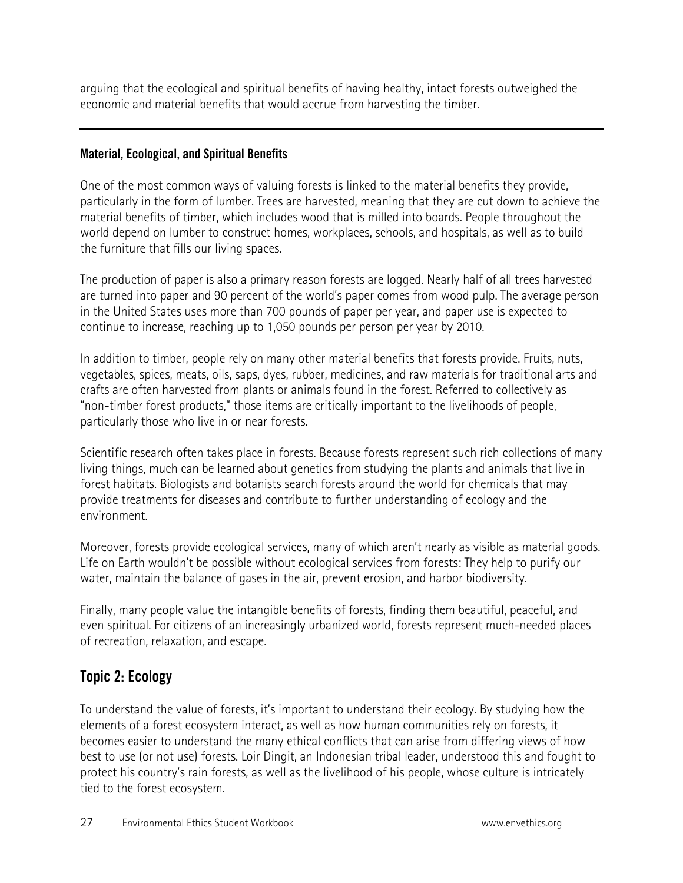arguing that the ecological and spiritual benefits of having healthy, intact forests outweighed the economic and material benefits that would accrue from harvesting the timber.

---

**Material, Ecological, and Spiritual Benefits**

One of the most common ways of valuing forests is linked to the material benefits they provide, particularly in the form of lumber. Trees are harvested, meaning that they are cut down to achieve the material benefits of timber, which includes wood that is milled into boards. People throughout the world depend on lumber to construct homes, workplaces, schools, and hospitals, as well as to build the furniture that fills our living spaces.

The production of paper is also a primary reason forests are logged. Nearly half of all trees harvested are turned into paper and 90 percent of the world's paper comes from wood pulp. The average person in the United States uses more than 700 pounds of paper per year, and paper use is expected to continue to increase, reaching up to 1,050 pounds per person per year by 2010.

In addition to timber, people rely on many other material benefits that forests provide. Fruits, nuts, vegetables, spices, meats, oils, saps, dyes, rubber, medicines, and raw materials for traditional arts and crafts are often harvested from plants or animals found in the forest. Referred to collectively as "non-timber forest products," those items are critically important to the livelihoods of people, particularly those who live in or near forests.

Scientific research often takes place in forests. Because forests represent such rich collections of many living things, much can be learned about genetics from studying the plants and animals that live in forest habitats. Biologists and botanists search forests around the world for chemicals that may provide treatments for diseases and contribute to further understanding of ecology and the environment.

Moreover, forests provide ecological services, many of which aren't nearly as visible as material goods. Life on Earth wouldn't be possible without ecological services from forests: They help to purify our water, maintain the balance of gases in the air, prevent erosion, and harbor biodiversity.

Finally, many people value the intangible benefits of forests, finding them beautiful, peaceful, and even spiritual. For citizens of an increasingly urbanized world, forests represent much-needed places of recreation, relaxation, and escape.

## Topic 2: Ecology

To understand the value of forests, it's important to understand their ecology. By studying how the elements of a forest ecosystem interact, as well as how human communities rely on forests, it becomes easier to understand the many ethical conflicts that can arise from differing views of how best to use (or not use) forests. Loir Dingit, an Indonesian tribal leader, understood this and fought to protect his country's rain forests, as well as the livelihood of his people, whose culture is intricately tied to the forest ecosystem.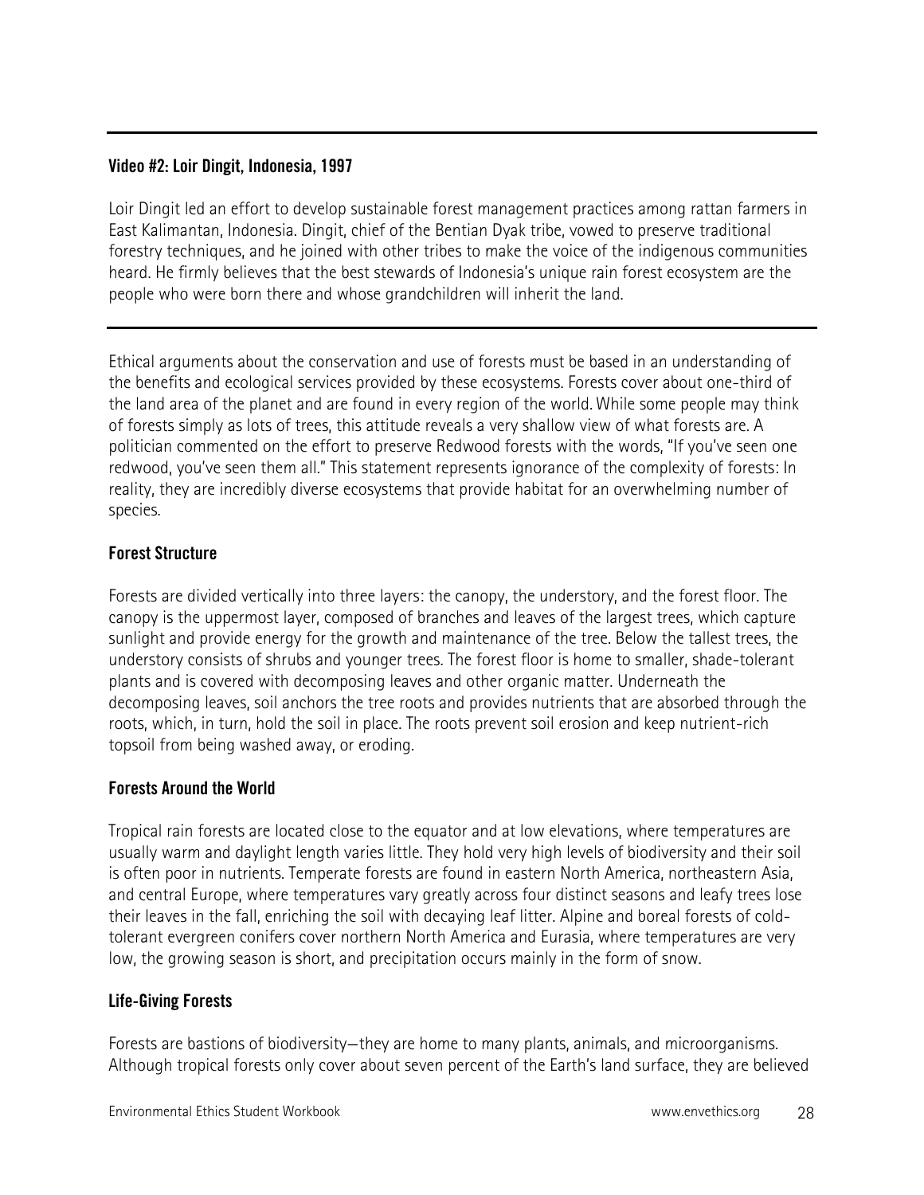---

**Video #2: Loir Dingit, Indonesia, 1997**

Loir Dingit led an effort to develop sustainable forest management practices among rattan farmers in East Kalimantan, Indonesia. Dingit, chief of the Bentian Dyak tribe, vowed to preserve traditional forestry techniques, and he joined with other tribes to make the voice of the indigenous communities heard. He firmly believes that the best stewards of Indonesia's unique rain forest ecosystem are the people who were born there and whose grandchildren will inherit the land.

---

Ethical arguments about the conservation and use of forests must be based in an understanding of the benefits and ecological services provided by these ecosystems. Forests cover about one-third of the land area of the planet and are found in every region of the world. While some people may think of forests simply as lots of trees, this attitude reveals a very shallow view of what forests are. A politician commented on the effort to preserve Redwood forests with the words, "If you've seen one redwood, you've seen them all." This statement represents ignorance of the complexity of forests: In reality, they are incredibly diverse ecosystems that provide habitat for an overwhelming number of species.

## Forest Structure

Forests are divided vertically into three layers: the canopy, the understory, and the forest floor. The canopy is the uppermost layer, composed of branches and leaves of the largest trees, which capture sunlight and provide energy for the growth and maintenance of the tree. Below the tallest trees, the understory consists of shrubs and younger trees. The forest floor is home to smaller, shade-tolerant plants and is covered with decomposing leaves and other organic matter. Underneath the decomposing leaves, soil anchors the tree roots and provides nutrients that are absorbed through the roots, which, in turn, hold the soil in place. The roots prevent soil erosion and keep nutrient-rich topsoil from being washed away, or eroding.

## Forests Around the World

Tropical rain forests are located close to the equator and at low elevations, where temperatures are usually warm and daylight length varies little. They hold very high levels of biodiversity and their soil is often poor in nutrients. Temperate forests are found in eastern North America, northeastern Asia, and central Europe, where temperatures vary greatly across four distinct seasons and leafy trees lose their leaves in the fall, enriching the soil with decaying leaf litter. Alpine and boreal forests of cold-tolerant evergreen conifers cover northern North America and Eurasia, where temperatures are very low, the growing season is short, and precipitation occurs mainly in the form of snow.

## Life-Giving Forests

Forests are bastions of biodiversity—they are home to many plants, animals, and microorganisms. Although tropical forests only cover about seven percent of the Earth's land surface, they are believed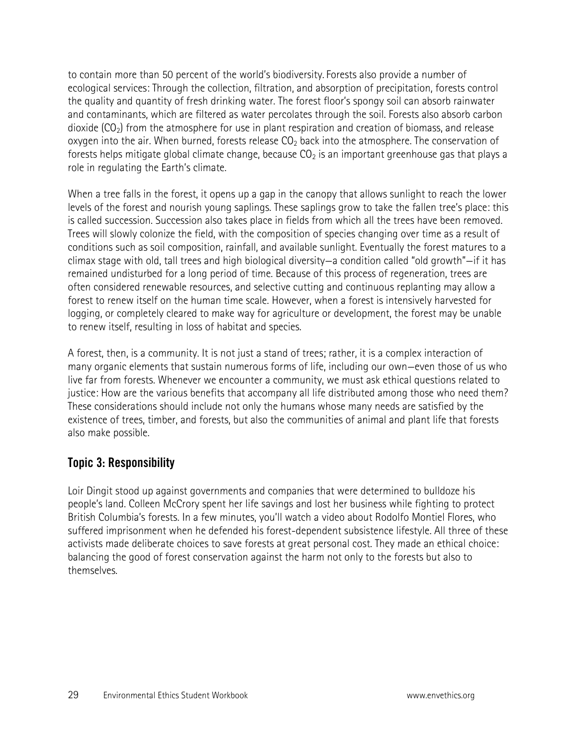to contain more than 50 percent of the world's biodiversity. Forests also provide a number of ecological services: Through the collection, filtration, and absorption of precipitation, forests control the quality and quantity of fresh drinking water. The forest floor's spongy soil can absorb rainwater and contaminants, which are filtered as water percolates through the soil. Forests also absorb carbon dioxide ($CO_2$) from the atmosphere for use in plant respiration and creation of biomass, and release oxygen into the air. When burned, forests release $CO_2$ back into the atmosphere. The conservation of forests helps mitigate global climate change, because $CO_2$ is an important greenhouse gas that plays a role in regulating the Earth's climate.

When a tree falls in the forest, it opens up a gap in the canopy that allows sunlight to reach the lower levels of the forest and nourish young saplings. These saplings grow to take the fallen tree's place: this is called succession. Succession also takes place in fields from which all the trees have been removed. Trees will slowly colonize the field, with the composition of species changing over time as a result of conditions such as soil composition, rainfall, and available sunlight. Eventually the forest matures to a climax stage with old, tall trees and high biological diversity—a condition called "old growth"—if it has remained undisturbed for a long period of time. Because of this process of regeneration, trees are often considered renewable resources, and selective cutting and continuous replanting may allow a forest to renew itself on the human time scale. However, when a forest is intensively harvested for logging, or completely cleared to make way for agriculture or development, the forest may be unable to renew itself, resulting in loss of habitat and species.

A forest, then, is a community. It is not just a stand of trees; rather, it is a complex interaction of many organic elements that sustain numerous forms of life, including our own—even those of us who live far from forests. Whenever we encounter a community, we must ask ethical questions related to justice: How are the various benefits that accompany all life distributed among those who need them? These considerations should include not only the humans whose many needs are satisfied by the existence of trees, timber, and forests, but also the communities of animal and plant life that forests also make possible.

## Topic 3: Responsibility

Loir Dingit stood up against governments and companies that were determined to bulldoze his people's land. Colleen McCrory spent her life savings and lost her business while fighting to protect British Columbia's forests. In a few minutes, you'll watch a video about Rodolfo Montiel Flores, who suffered imprisonment when he defended his forest-dependent subsistence lifestyle. All three of these activists made deliberate choices to save forests at great personal cost. They made an ethical choice: balancing the good of forest conservation against the harm not only to the forests but also to themselves.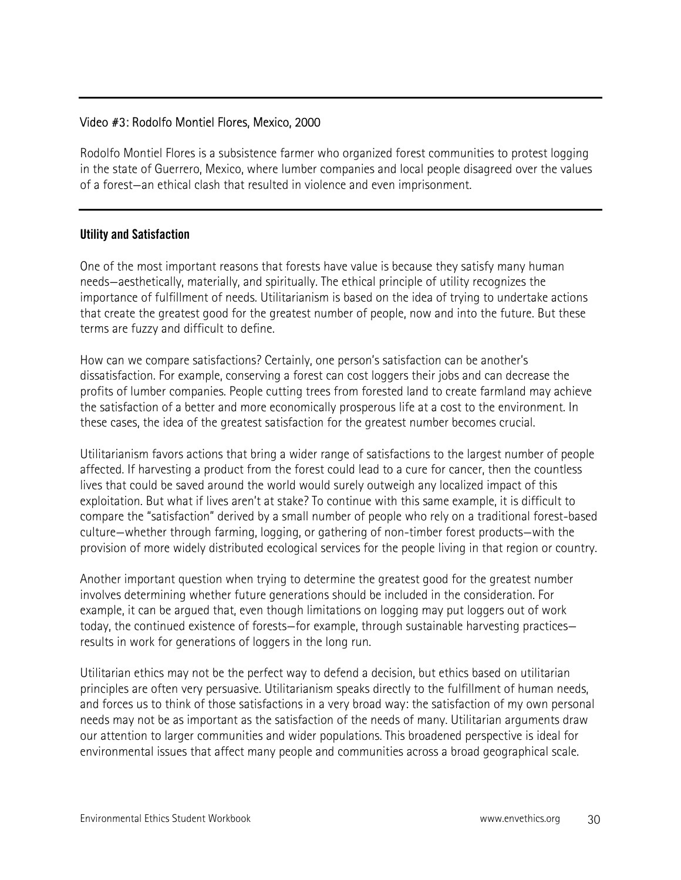Video #3: Rodolfo Montiel Flores, Mexico, 2000

Rodolfo Montiel Flores is a subsistence farmer who organized forest communities to protest logging in the state of Guerrero, Mexico, where lumber companies and local people disagreed over the values of a forest—an ethical clash that resulted in violence and even imprisonment.

### Utility and Satisfaction

One of the most important reasons that forests have value is because they satisfy many human needs—aesthetically, materially, and spiritually. The ethical principle of utility recognizes the importance of fulfillment of needs. Utilitarianism is based on the idea of trying to undertake actions that create the greatest good for the greatest number of people, now and into the future. But these terms are fuzzy and difficult to define.

How can we compare satisfactions? Certainly, one person's satisfaction can be another's dissatisfaction. For example, conserving a forest can cost loggers their jobs and can decrease the profits of lumber companies. People cutting trees from forested land to create farmland may achieve the satisfaction of a better and more economically prosperous life at a cost to the environment. In these cases, the idea of the greatest satisfaction for the greatest number becomes crucial.

Utilitarianism favors actions that bring a wider range of satisfactions to the largest number of people affected. If harvesting a product from the forest could lead to a cure for cancer, then the countless lives that could be saved around the world would surely outweigh any localized impact of this exploitation. But what if lives aren't at stake? To continue with this same example, it is difficult to compare the "satisfaction" derived by a small number of people who rely on a traditional forest-based culture—whether through farming, logging, or gathering of non-timber forest products—with the provision of more widely distributed ecological services for the people living in that region or country.

Another important question when trying to determine the greatest good for the greatest number involves determining whether future generations should be included in the consideration. For example, it can be argued that, even though limitations on logging may put loggers out of work today, the continued existence of forests—for example, through sustainable harvesting practices—results in work for generations of loggers in the long run.

Utilitarian ethics may not be the perfect way to defend a decision, but ethics based on utilitarian principles are often very persuasive. Utilitarianism speaks directly to the fulfillment of human needs, and forces us to think of those satisfactions in a very broad way: the satisfaction of my own personal needs may not be as important as the satisfaction of the needs of many. Utilitarian arguments draw our attention to larger communities and wider populations. This broadened perspective is ideal for environmental issues that affect many people and communities across a broad geographical scale.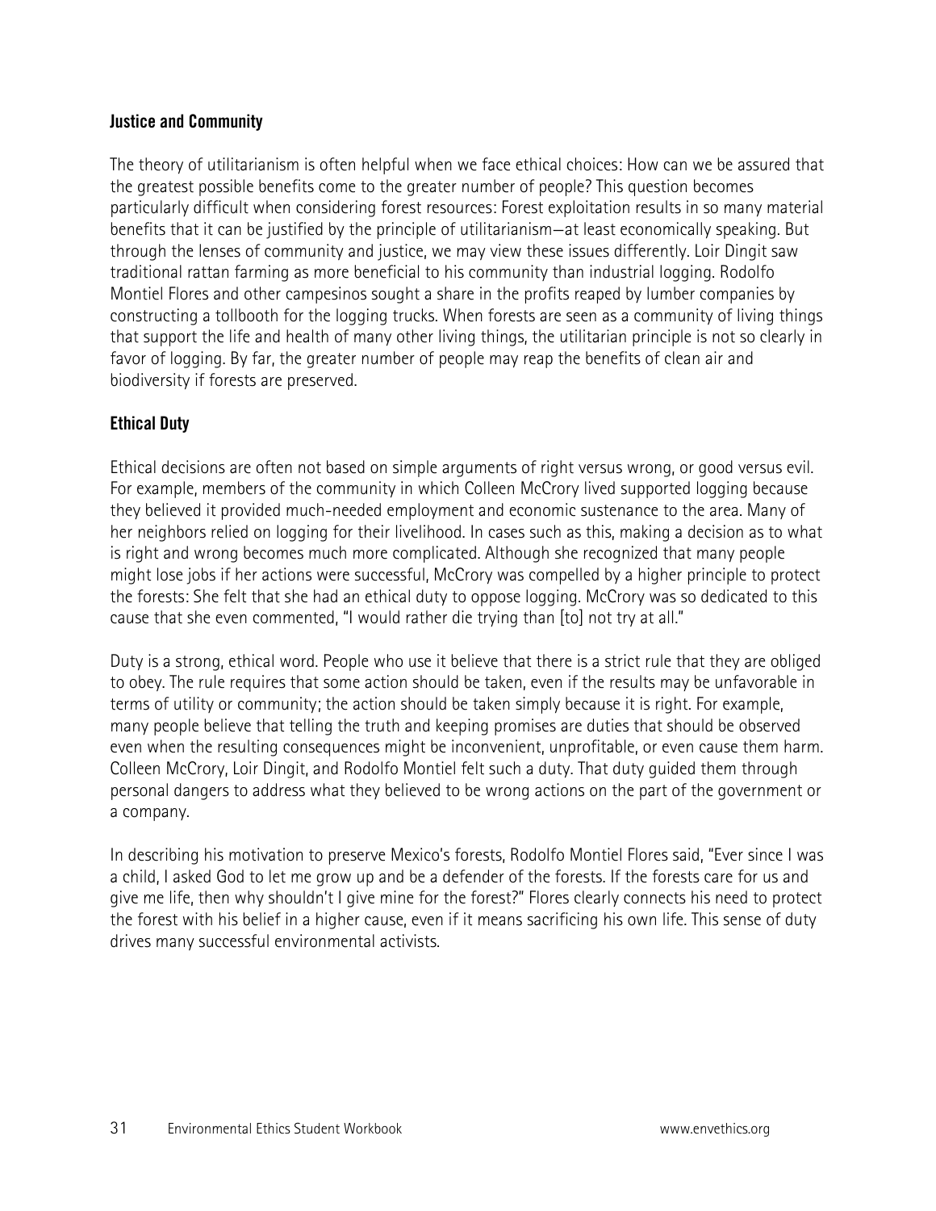### Justice and Community

The theory of utilitarianism is often helpful when we face ethical choices: How can we be assured that the greatest possible benefits come to the greater number of people? This question becomes particularly difficult when considering forest resources: Forest exploitation results in so many material benefits that it can be justified by the principle of utilitarianism—at least economically speaking. But through the lenses of community and justice, we may view these issues differently. Loir Dingit saw traditional rattan farming as more beneficial to his community than industrial logging. Rodolfo Montiel Flores and other campesinos sought a share in the profits reaped by lumber companies by constructing a tollbooth for the logging trucks. When forests are seen as a community of living things that support the life and health of many other living things, the utilitarian principle is not so clearly in favor of logging. By far, the greater number of people may reap the benefits of clean air and biodiversity if forests are preserved.

### Ethical Duty

Ethical decisions are often not based on simple arguments of right versus wrong, or good versus evil. For example, members of the community in which Colleen McCrory lived supported logging because they believed it provided much-needed employment and economic sustenance to the area. Many of her neighbors relied on logging for their livelihood. In cases such as this, making a decision as to what is right and wrong becomes much more complicated. Although she recognized that many people might lose jobs if her actions were successful, McCrory was compelled by a higher principle to protect the forests: She felt that she had an ethical duty to oppose logging. McCrory was so dedicated to this cause that she even commented, "I would rather die trying than [to] not try at all."

Duty is a strong, ethical word. People who use it believe that there is a strict rule that they are obliged to obey. The rule requires that some action should be taken, even if the results may be unfavorable in terms of utility or community; the action should be taken simply because it is right. For example, many people believe that telling the truth and keeping promises are duties that should be observed even when the resulting consequences might be inconvenient, unprofitable, or even cause them harm. Colleen McCrory, Loir Dingit, and Rodolfo Montiel felt such a duty. That duty guided them through personal dangers to address what they believed to be wrong actions on the part of the government or a company.

In describing his motivation to preserve Mexico's forests, Rodolfo Montiel Flores said, "Ever since I was a child, I asked God to let me grow up and be a defender of the forests. If the forests care for us and give me life, then why shouldn't I give mine for the forest?" Flores clearly connects his need to protect the forest with his belief in a higher cause, even if it means sacrificing his own life. This sense of duty drives many successful environmental activists.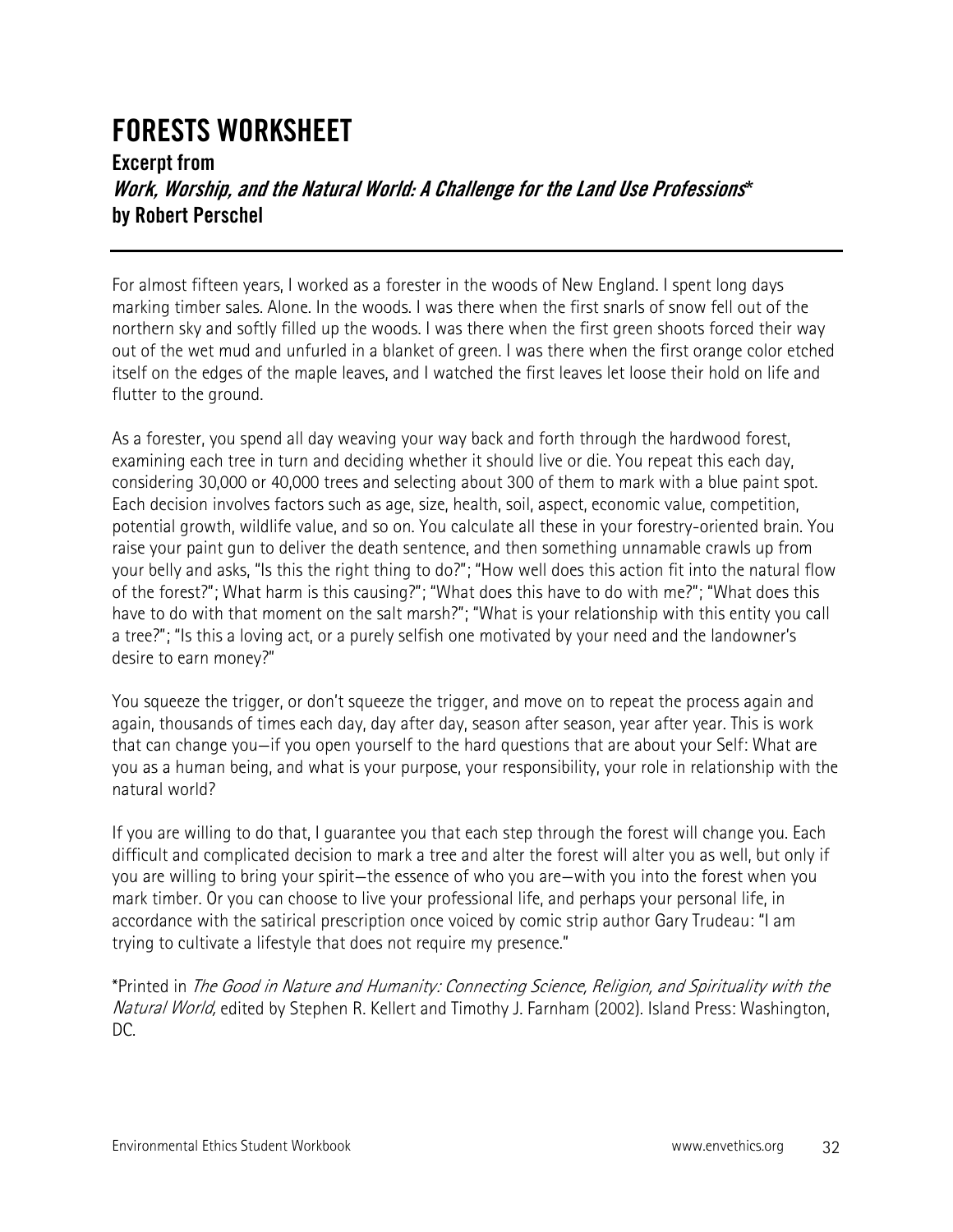# FORESTS WORKSHEET

## Excerpt from

## *Work, Worship, and the Natural World: A Challenge for the Land Use Professions**

## by Robert Perschel

For almost fifteen years, I worked as a forester in the woods of New England. I spent long days marking timber sales. Alone. In the woods. I was there when the first snarls of snow fell out of the northern sky and softly filled up the woods. I was there when the first green shoots forced their way out of the wet mud and unfurled in a blanket of green. I was there when the first orange color etched itself on the edges of the maple leaves, and I watched the first leaves let loose their hold on life and flutter to the ground.

As a forester, you spend all day weaving your way back and forth through the hardwood forest, examining each tree in turn and deciding whether it should live or die. You repeat this each day, considering 30,000 or 40,000 trees and selecting about 300 of them to mark with a blue paint spot. Each decision involves factors such as age, size, health, soil, aspect, economic value, competition, potential growth, wildlife value, and so on. You calculate all these in your forestry-oriented brain. You raise your paint gun to deliver the death sentence, and then something unnamable crawls up from your belly and asks, "Is this the right thing to do?"; "How well does this action fit into the natural flow of the forest?"; What harm is this causing?"; "What does this have to do with me?"; "What does this have to do with that moment on the salt marsh?"; "What is your relationship with this entity you call a tree?"; "Is this a loving act, or a purely selfish one motivated by your need and the landowner's desire to earn money?"

You squeeze the trigger, or don't squeeze the trigger, and move on to repeat the process again and again, thousands of times each day, day after day, season after season, year after year. This is work that can change you—if you open yourself to the hard questions that are about your Self: What are you as a human being, and what is your purpose, your responsibility, your role in relationship with the natural world?

If you are willing to do that, I guarantee you that each step through the forest will change you. Each difficult and complicated decision to mark a tree and alter the forest will alter you as well, but only if you are willing to bring your spirit—the essence of who you are—with you into the forest when you mark timber. Or you can choose to live your professional life, and perhaps your personal life, in accordance with the satirical prescription once voiced by comic strip author Gary Trudeau: "I am trying to cultivate a lifestyle that does not require my presence."

*Printed in *The Good in Nature and Humanity: Connecting Science, Religion, and Spirituality with the Natural World,* edited by Stephen R. Kellert and Timothy J. Farnham (2002). Island Press: Washington, DC.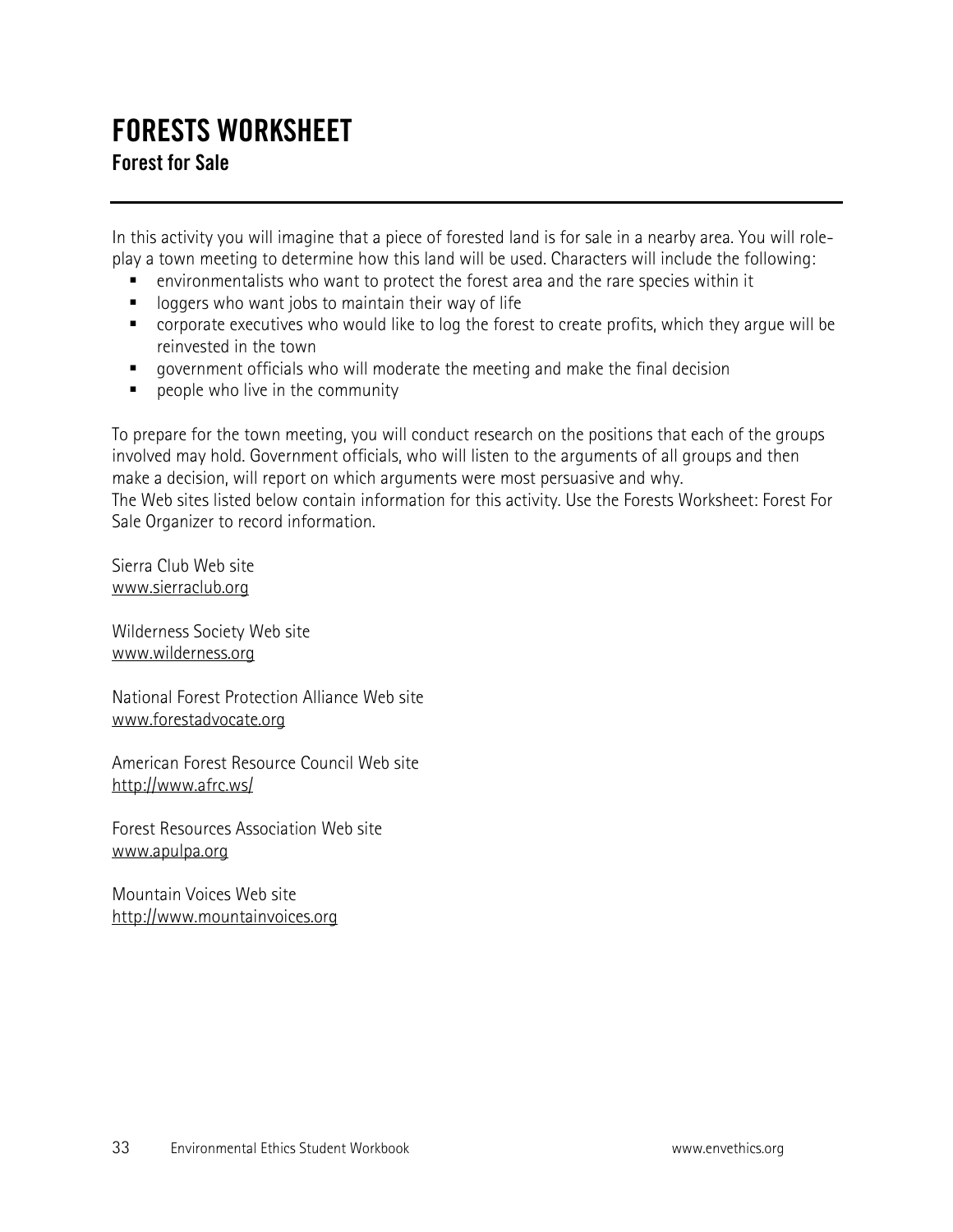# FORESTS WORKSHEET

## Forest for Sale

In this activity you will imagine that a piece of forested land is for sale in a nearby area. You will role-play a town meeting to determine how this land will be used. Characters will include the following:

- environmentalists who want to protect the forest area and the rare species within it
- loggers who want jobs to maintain their way of life
- corporate executives who would like to log the forest to create profits, which they argue will be reinvested in the town
- government officials who will moderate the meeting and make the final decision
- people who live in the community

To prepare for the town meeting, you will conduct research on the positions that each of the groups involved may hold. Government officials, who will listen to the arguments of all groups and then make a decision, will report on which arguments were most persuasive and why.
The Web sites listed below contain information for this activity. Use the Forests Worksheet: Forest For Sale Organizer to record information.

Sierra Club Web site
www.sierraclub.org

Wilderness Society Web site
www.wilderness.org

National Forest Protection Alliance Web site
www.forestadvocate.org

American Forest Resource Council Web site
http://www.afrc.ws/

Forest Resources Association Web site
www.apulpa.org

Mountain Voices Web site
http://www.mountainvoices.org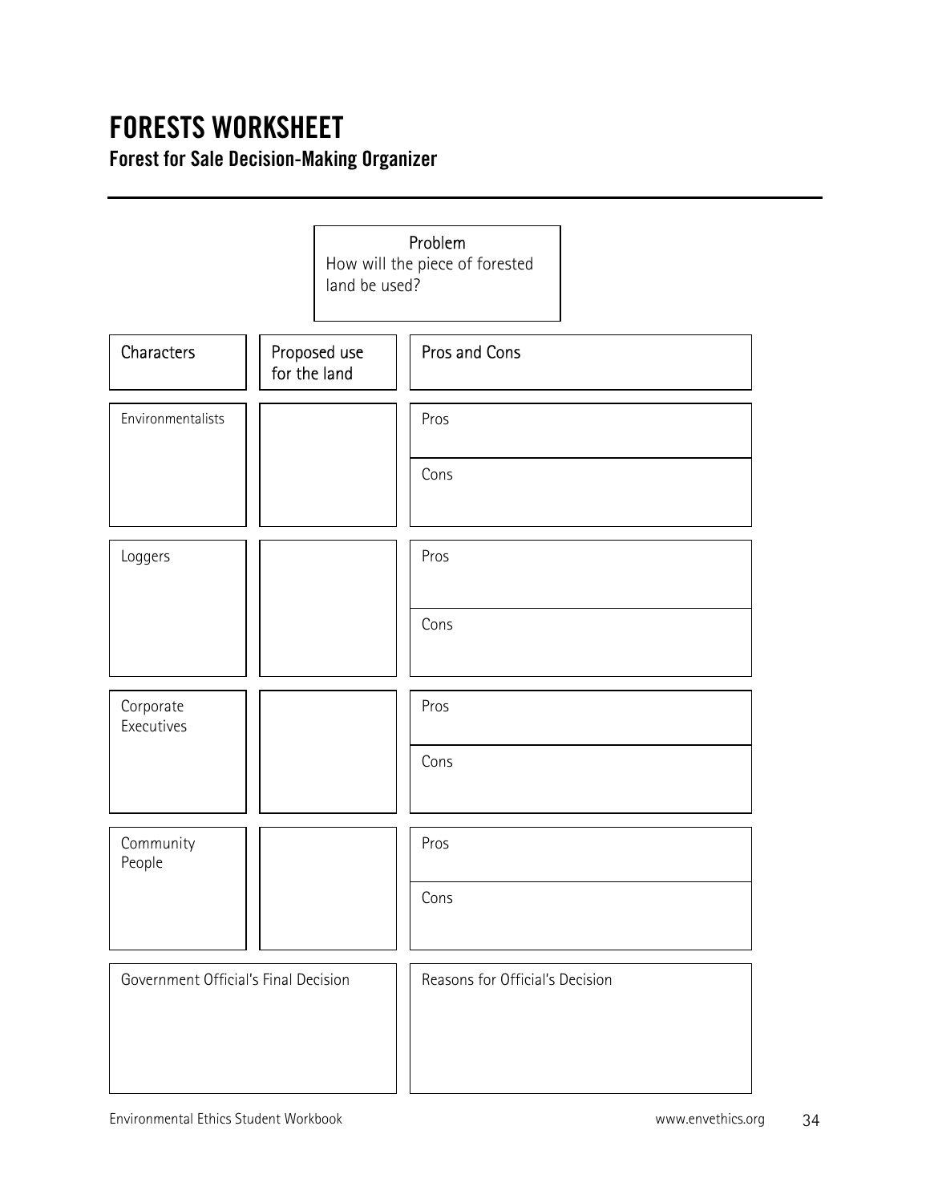# FORESTS WORKSHEET

## Forest for Sale Decision-Making Organizer

**Problem**
How will the piece of forested land be used?

| Characters | Proposed use for the land | Pros and Cons |
| --- | --- | --- |
| Environmentalists | | Pros |
| | | Cons |
| Loggers | | Pros |
| | | Cons |
| Corporate Executives | | Pros |
| | | Cons |
| Community People | | Pros |
| | | Cons |

| Government Official's Final Decision | Reasons for Official's Decision |
| --- | --- |
| | |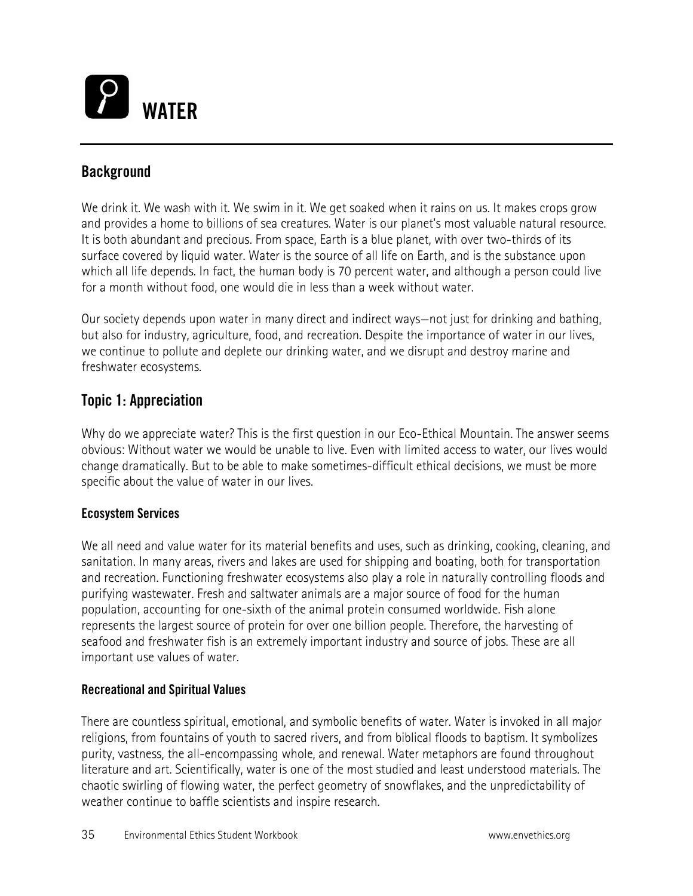# WATER

## Background

We drink it. We wash with it. We swim in it. We get soaked when it rains on us. It makes crops grow and provides a home to billions of sea creatures. Water is our planet's most valuable natural resource. It is both abundant and precious. From space, Earth is a blue planet, with over two-thirds of its surface covered by liquid water. Water is the source of all life on Earth, and is the substance upon which all life depends. In fact, the human body is 70 percent water, and although a person could live for a month without food, one would die in less than a week without water.

Our society depends upon water in many direct and indirect ways—not just for drinking and bathing, but also for industry, agriculture, food, and recreation. Despite the importance of water in our lives, we continue to pollute and deplete our drinking water, and we disrupt and destroy marine and freshwater ecosystems.

## Topic 1: Appreciation

Why do we appreciate water? This is the first question in our Eco-Ethical Mountain. The answer seems obvious: Without water we would be unable to live. Even with limited access to water, our lives would change dramatically. But to be able to make sometimes-difficult ethical decisions, we must be more specific about the value of water in our lives.

### Ecosystem Services

We all need and value water for its material benefits and uses, such as drinking, cooking, cleaning, and sanitation. In many areas, rivers and lakes are used for shipping and boating, both for transportation and recreation. Functioning freshwater ecosystems also play a role in naturally controlling floods and purifying wastewater. Fresh and saltwater animals are a major source of food for the human population, accounting for one-sixth of the animal protein consumed worldwide. Fish alone represents the largest source of protein for over one billion people. Therefore, the harvesting of seafood and freshwater fish is an extremely important industry and source of jobs. These are all important use values of water.

### Recreational and Spiritual Values

There are countless spiritual, emotional, and symbolic benefits of water. Water is invoked in all major religions, from fountains of youth to sacred rivers, and from biblical floods to baptism. It symbolizes purity, vastness, the all-encompassing whole, and renewal. Water metaphors are found throughout literature and art. Scientifically, water is one of the most studied and least understood materials. The chaotic swirling of flowing water, the perfect geometry of snowflakes, and the unpredictability of weather continue to baffle scientists and inspire research.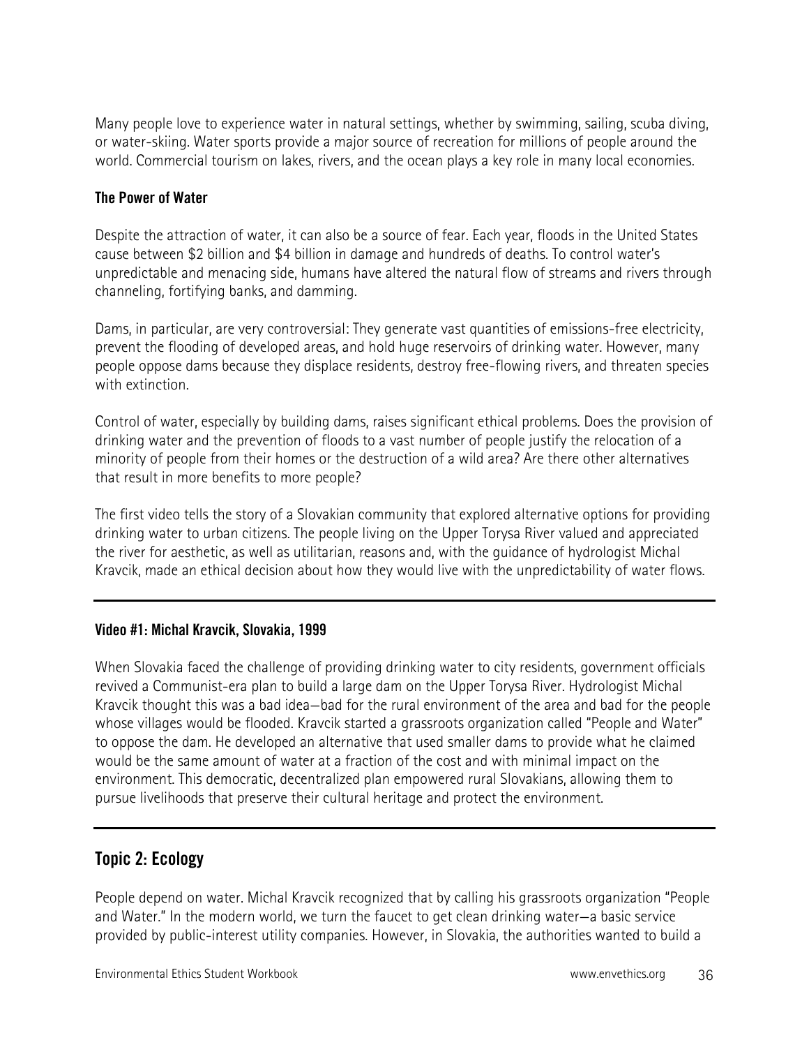Many people love to experience water in natural settings, whether by swimming, sailing, scuba diving, or water-skiing. Water sports provide a major source of recreation for millions of people around the world. Commercial tourism on lakes, rivers, and the ocean plays a key role in many local economies.

### The Power of Water

Despite the attraction of water, it can also be a source of fear. Each year, floods in the United States cause between $2 billion and $4 billion in damage and hundreds of deaths. To control water's unpredictable and menacing side, humans have altered the natural flow of streams and rivers through channeling, fortifying banks, and damming.

Dams, in particular, are very controversial: They generate vast quantities of emissions-free electricity, prevent the flooding of developed areas, and hold huge reservoirs of drinking water. However, many people oppose dams because they displace residents, destroy free-flowing rivers, and threaten species with extinction.

Control of water, especially by building dams, raises significant ethical problems. Does the provision of drinking water and the prevention of floods to a vast number of people justify the relocation of a minority of people from their homes or the destruction of a wild area? Are there other alternatives that result in more benefits to more people?

The first video tells the story of a Slovakian community that explored alternative options for providing drinking water to urban citizens. The people living on the Upper Torysa River valued and appreciated the river for aesthetic, as well as utilitarian, reasons and, with the guidance of hydrologist Michal Kravcik, made an ethical decision about how they would live with the unpredictability of water flows.

---

### Video #1: Michal Kravcik, Slovakia, 1999

When Slovakia faced the challenge of providing drinking water to city residents, government officials revived a Communist-era plan to build a large dam on the Upper Torysa River. Hydrologist Michal Kravcik thought this was a bad idea—bad for the rural environment of the area and bad for the people whose villages would be flooded. Kravcik started a grassroots organization called "People and Water" to oppose the dam. He developed an alternative that used smaller dams to provide what he claimed would be the same amount of water at a fraction of the cost and with minimal impact on the environment. This democratic, decentralized plan empowered rural Slovakians, allowing them to pursue livelihoods that preserve their cultural heritage and protect the environment.

---

## Topic 2: Ecology

People depend on water. Michal Kravcik recognized that by calling his grassroots organization "People and Water." In the modern world, we turn the faucet to get clean drinking water—a basic service provided by public-interest utility companies. However, in Slovakia, the authorities wanted to build a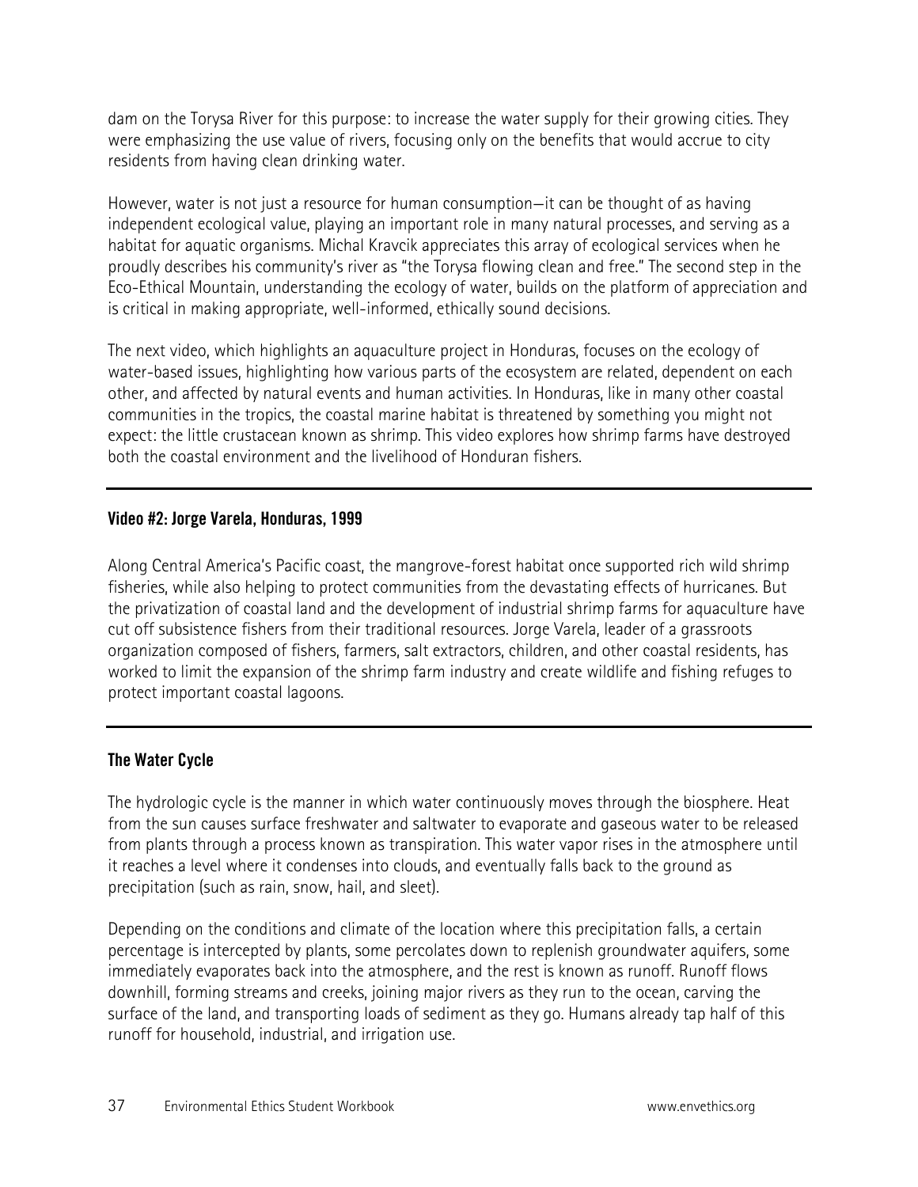dam on the Torysa River for this purpose: to increase the water supply for their growing cities. They were emphasizing the use value of rivers, focusing only on the benefits that would accrue to city residents from having clean drinking water.

However, water is not just a resource for human consumption—it can be thought of as having independent ecological value, playing an important role in many natural processes, and serving as a habitat for aquatic organisms. Michal Kravcik appreciates this array of ecological services when he proudly describes his community's river as "the Torysa flowing clean and free." The second step in the Eco-Ethical Mountain, understanding the ecology of water, builds on the platform of appreciation and is critical in making appropriate, well-informed, ethically sound decisions.

The next video, which highlights an aquaculture project in Honduras, focuses on the ecology of water-based issues, highlighting how various parts of the ecosystem are related, dependent on each other, and affected by natural events and human activities. In Honduras, like in many other coastal communities in the tropics, the coastal marine habitat is threatened by something you might not expect: the little crustacean known as shrimp. This video explores how shrimp farms have destroyed both the coastal environment and the livelihood of Honduran fishers.

---

**Video #2: Jorge Varela, Honduras, 1999**

Along Central America's Pacific coast, the mangrove-forest habitat once supported rich wild shrimp fisheries, while also helping to protect communities from the devastating effects of hurricanes. But the privatization of coastal land and the development of industrial shrimp farms for aquaculture have cut off subsistence fishers from their traditional resources. Jorge Varela, leader of a grassroots organization composed of fishers, farmers, salt extractors, children, and other coastal residents, has worked to limit the expansion of the shrimp farm industry and create wildlife and fishing refuges to protect important coastal lagoons.

---

**The Water Cycle**

The hydrologic cycle is the manner in which water continuously moves through the biosphere. Heat from the sun causes surface freshwater and saltwater to evaporate and gaseous water to be released from plants through a process known as transpiration. This water vapor rises in the atmosphere until it reaches a level where it condenses into clouds, and eventually falls back to the ground as precipitation (such as rain, snow, hail, and sleet).

Depending on the conditions and climate of the location where this precipitation falls, a certain percentage is intercepted by plants, some percolates down to replenish groundwater aquifers, some immediately evaporates back into the atmosphere, and the rest is known as runoff. Runoff flows downhill, forming streams and creeks, joining major rivers as they run to the ocean, carving the surface of the land, and transporting loads of sediment as they go. Humans already tap half of this runoff for household, industrial, and irrigation use.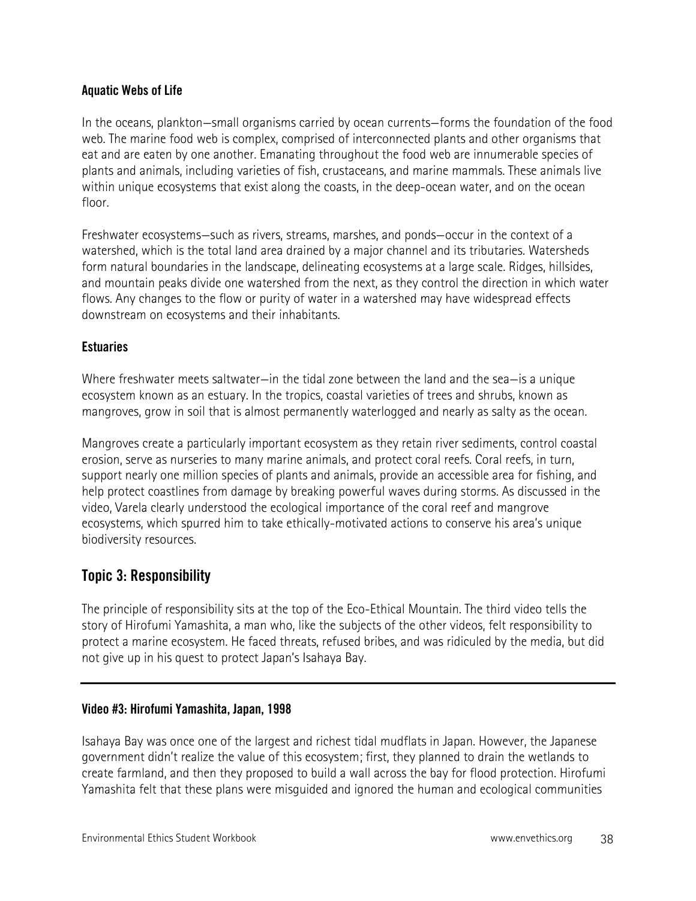### Aquatic Webs of Life

In the oceans, plankton—small organisms carried by ocean currents—forms the foundation of the food web. The marine food web is complex, comprised of interconnected plants and other organisms that eat and are eaten by one another. Emanating throughout the food web are innumerable species of plants and animals, including varieties of fish, crustaceans, and marine mammals. These animals live within unique ecosystems that exist along the coasts, in the deep-ocean water, and on the ocean floor.

Freshwater ecosystems—such as rivers, streams, marshes, and ponds—occur in the context of a watershed, which is the total land area drained by a major channel and its tributaries. Watersheds form natural boundaries in the landscape, delineating ecosystems at a large scale. Ridges, hillsides, and mountain peaks divide one watershed from the next, as they control the direction in which water flows. Any changes to the flow or purity of water in a watershed may have widespread effects downstream on ecosystems and their inhabitants.

### Estuaries

Where freshwater meets saltwater—in the tidal zone between the land and the sea—is a unique ecosystem known as an estuary. In the tropics, coastal varieties of trees and shrubs, known as mangroves, grow in soil that is almost permanently waterlogged and nearly as salty as the ocean.

Mangroves create a particularly important ecosystem as they retain river sediments, control coastal erosion, serve as nurseries to many marine animals, and protect coral reefs. Coral reefs, in turn, support nearly one million species of plants and animals, provide an accessible area for fishing, and help protect coastlines from damage by breaking powerful waves during storms. As discussed in the video, Varela clearly understood the ecological importance of the coral reef and mangrove ecosystems, which spurred him to take ethically-motivated actions to conserve his area's unique biodiversity resources.

## Topic 3: Responsibility

The principle of responsibility sits at the top of the Eco-Ethical Mountain. The third video tells the story of Hirofumi Yamashita, a man who, like the subjects of the other videos, felt responsibility to protect a marine ecosystem. He faced threats, refused bribes, and was ridiculed by the media, but did not give up in his quest to protect Japan's Isahaya Bay.

---

### Video #3: Hirofumi Yamashita, Japan, 1998

Isahaya Bay was once one of the largest and richest tidal mudflats in Japan. However, the Japanese government didn't realize the value of this ecosystem; first, they planned to drain the wetlands to create farmland, and then they proposed to build a wall across the bay for flood protection. Hirofumi Yamashita felt that these plans were misguided and ignored the human and ecological communities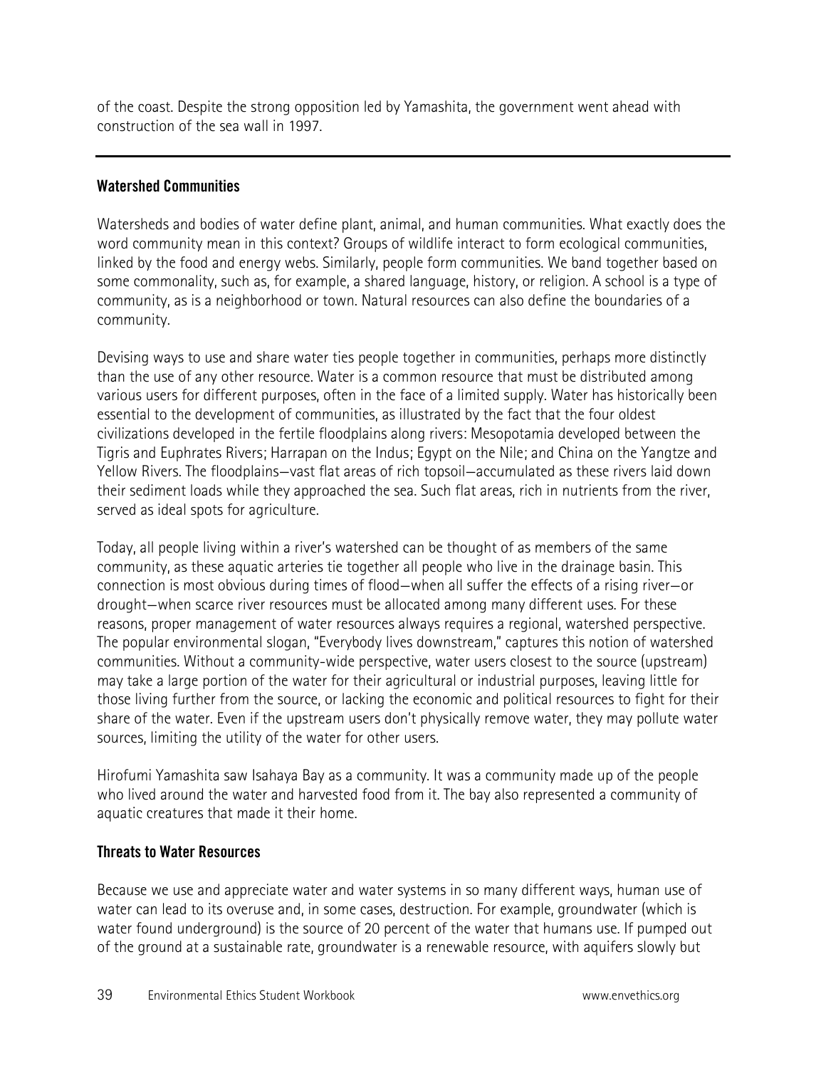of the coast. Despite the strong opposition led by Yamashita, the government went ahead with construction of the sea wall in 1997.

---

### Watershed Communities

Watersheds and bodies of water define plant, animal, and human communities. What exactly does the word community mean in this context? Groups of wildlife interact to form ecological communities, linked by the food and energy webs. Similarly, people form communities. We band together based on some commonality, such as, for example, a shared language, history, or religion. A school is a type of community, as is a neighborhood or town. Natural resources can also define the boundaries of a community.

Devising ways to use and share water ties people together in communities, perhaps more distinctly than the use of any other resource. Water is a common resource that must be distributed among various users for different purposes, often in the face of a limited supply. Water has historically been essential to the development of communities, as illustrated by the fact that the four oldest civilizations developed in the fertile floodplains along rivers: Mesopotamia developed between the Tigris and Euphrates Rivers; Harrapan on the Indus; Egypt on the Nile; and China on the Yangtze and Yellow Rivers. The floodplains—vast flat areas of rich topsoil—accumulated as these rivers laid down their sediment loads while they approached the sea. Such flat areas, rich in nutrients from the river, served as ideal spots for agriculture.

Today, all people living within a river's watershed can be thought of as members of the same community, as these aquatic arteries tie together all people who live in the drainage basin. This connection is most obvious during times of flood—when all suffer the effects of a rising river—or drought—when scarce river resources must be allocated among many different uses. For these reasons, proper management of water resources always requires a regional, watershed perspective. The popular environmental slogan, "Everybody lives downstream," captures this notion of watershed communities. Without a community-wide perspective, water users closest to the source (upstream) may take a large portion of the water for their agricultural or industrial purposes, leaving little for those living further from the source, or lacking the economic and political resources to fight for their share of the water. Even if the upstream users don't physically remove water, they may pollute water sources, limiting the utility of the water for other users.

Hirofumi Yamashita saw Isahaya Bay as a community. It was a community made up of the people who lived around the water and harvested food from it. The bay also represented a community of aquatic creatures that made it their home.

### Threats to Water Resources

Because we use and appreciate water and water systems in so many different ways, human use of water can lead to its overuse and, in some cases, destruction. For example, groundwater (which is water found underground) is the source of 20 percent of the water that humans use. If pumped out of the ground at a sustainable rate, groundwater is a renewable resource, with aquifers slowly but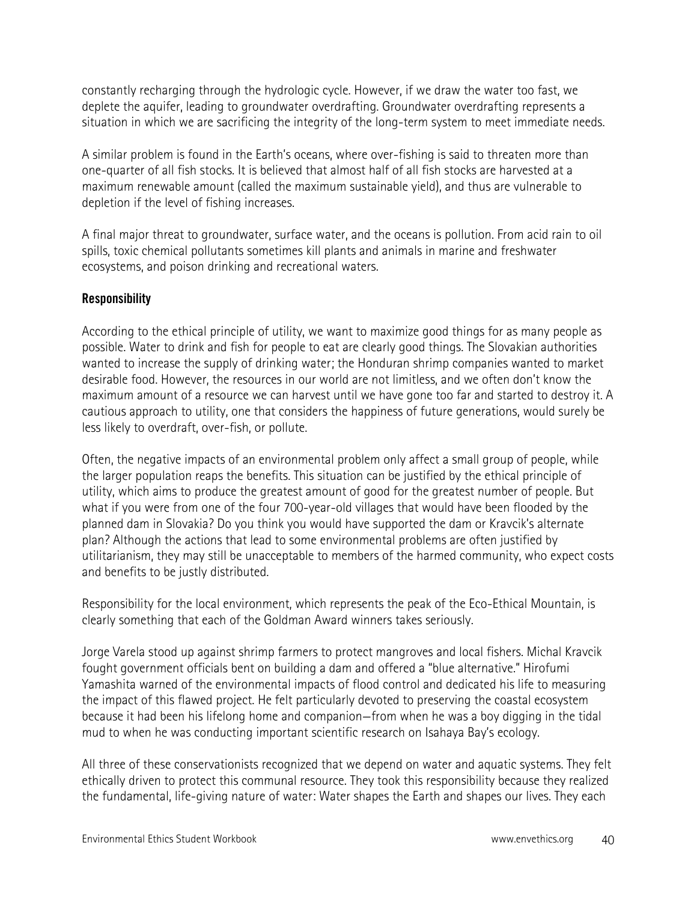constantly recharging through the hydrologic cycle. However, if we draw the water too fast, we deplete the aquifer, leading to groundwater overdrafting. Groundwater overdrafting represents a situation in which we are sacrificing the integrity of the long-term system to meet immediate needs.

A similar problem is found in the Earth's oceans, where over-fishing is said to threaten more than one-quarter of all fish stocks. It is believed that almost half of all fish stocks are harvested at a maximum renewable amount (called the maximum sustainable yield), and thus are vulnerable to depletion if the level of fishing increases.

A final major threat to groundwater, surface water, and the oceans is pollution. From acid rain to oil spills, toxic chemical pollutants sometimes kill plants and animals in marine and freshwater ecosystems, and poison drinking and recreational waters.

### Responsibility

According to the ethical principle of utility, we want to maximize good things for as many people as possible. Water to drink and fish for people to eat are clearly good things. The Slovakian authorities wanted to increase the supply of drinking water; the Honduran shrimp companies wanted to market desirable food. However, the resources in our world are not limitless, and we often don't know the maximum amount of a resource we can harvest until we have gone too far and started to destroy it. A cautious approach to utility, one that considers the happiness of future generations, would surely be less likely to overdraft, over-fish, or pollute.

Often, the negative impacts of an environmental problem only affect a small group of people, while the larger population reaps the benefits. This situation can be justified by the ethical principle of utility, which aims to produce the greatest amount of good for the greatest number of people. But what if you were from one of the four 700-year-old villages that would have been flooded by the planned dam in Slovakia? Do you think you would have supported the dam or Kravcik's alternate plan? Although the actions that lead to some environmental problems are often justified by utilitarianism, they may still be unacceptable to members of the harmed community, who expect costs and benefits to be justly distributed.

Responsibility for the local environment, which represents the peak of the Eco-Ethical Mountain, is clearly something that each of the Goldman Award winners takes seriously.

Jorge Varela stood up against shrimp farmers to protect mangroves and local fishers. Michal Kravcik fought government officials bent on building a dam and offered a "blue alternative." Hirofumi Yamashita warned of the environmental impacts of flood control and dedicated his life to measuring the impact of this flawed project. He felt particularly devoted to preserving the coastal ecosystem because it had been his lifelong home and companion—from when he was a boy digging in the tidal mud to when he was conducting important scientific research on Isahaya Bay's ecology.

All three of these conservationists recognized that we depend on water and aquatic systems. They felt ethically driven to protect this communal resource. They took this responsibility because they realized the fundamental, life-giving nature of water: Water shapes the Earth and shapes our lives. They each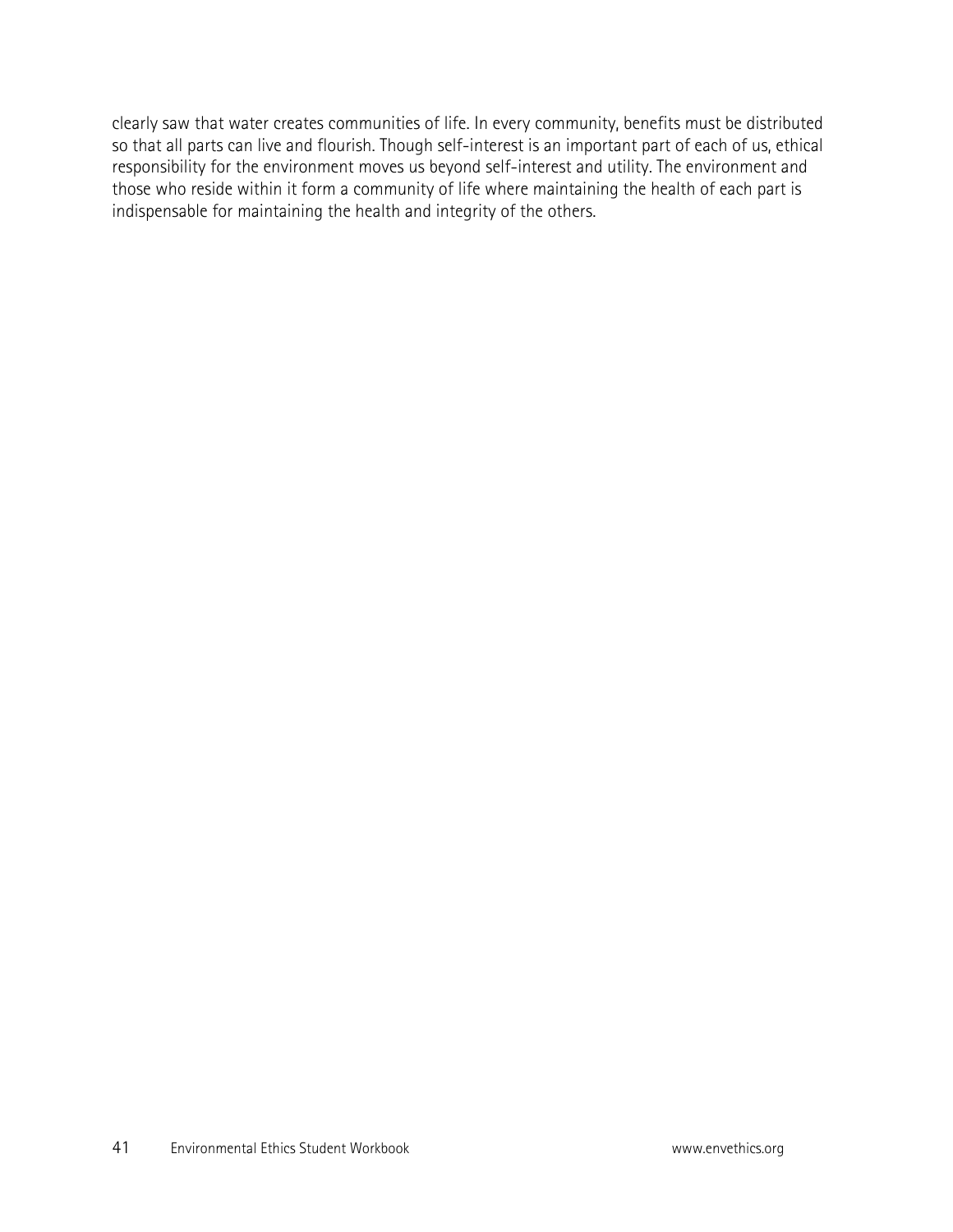clearly saw that water creates communities of life. In every community, benefits must be distributed so that all parts can live and flourish. Though self-interest is an important part of each of us, ethical responsibility for the environment moves us beyond self-interest and utility. The environment and those who reside within it form a community of life where maintaining the health of each part is indispensable for maintaining the health and integrity of the others.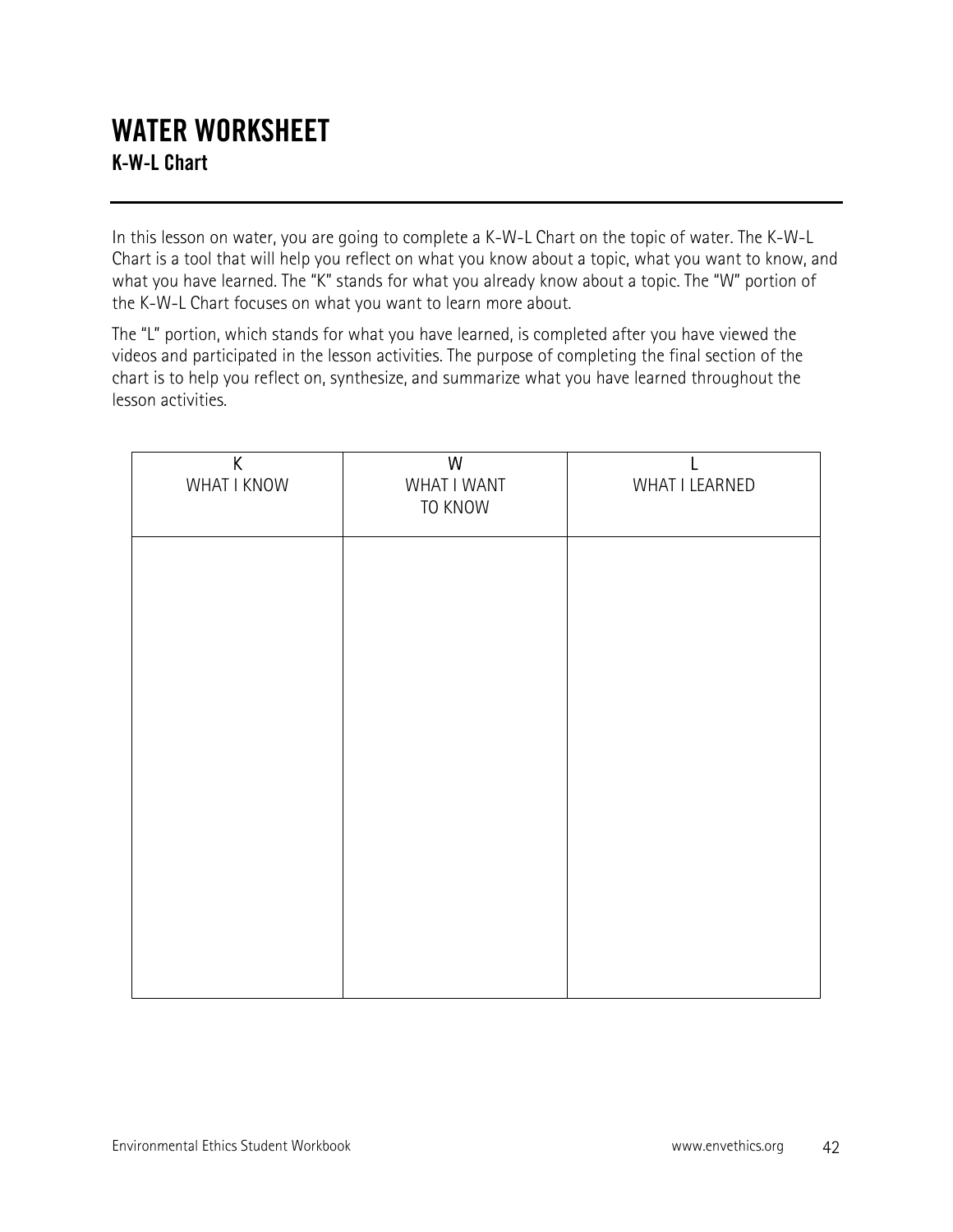# WATER WORKSHEET
## K-W-L Chart

In this lesson on water, you are going to complete a K-W-L Chart on the topic of water. The K-W-L Chart is a tool that will help you reflect on what you know about a topic, what you want to know, and what you have learned. The "K" stands for what you already know about a topic. The "W" portion of the K-W-L Chart focuses on what you want to learn more about.

The "L" portion, which stands for what you have learned, is completed after you have viewed the videos and participated in the lesson activities. The purpose of completing the final section of the chart is to help you reflect on, synthesize, and summarize what you have learned throughout the lesson activities.

| K<br>WHAT I KNOW | W<br>WHAT I WANT TO KNOW | L<br>WHAT I LEARNED |
|---|---|---|
| | | |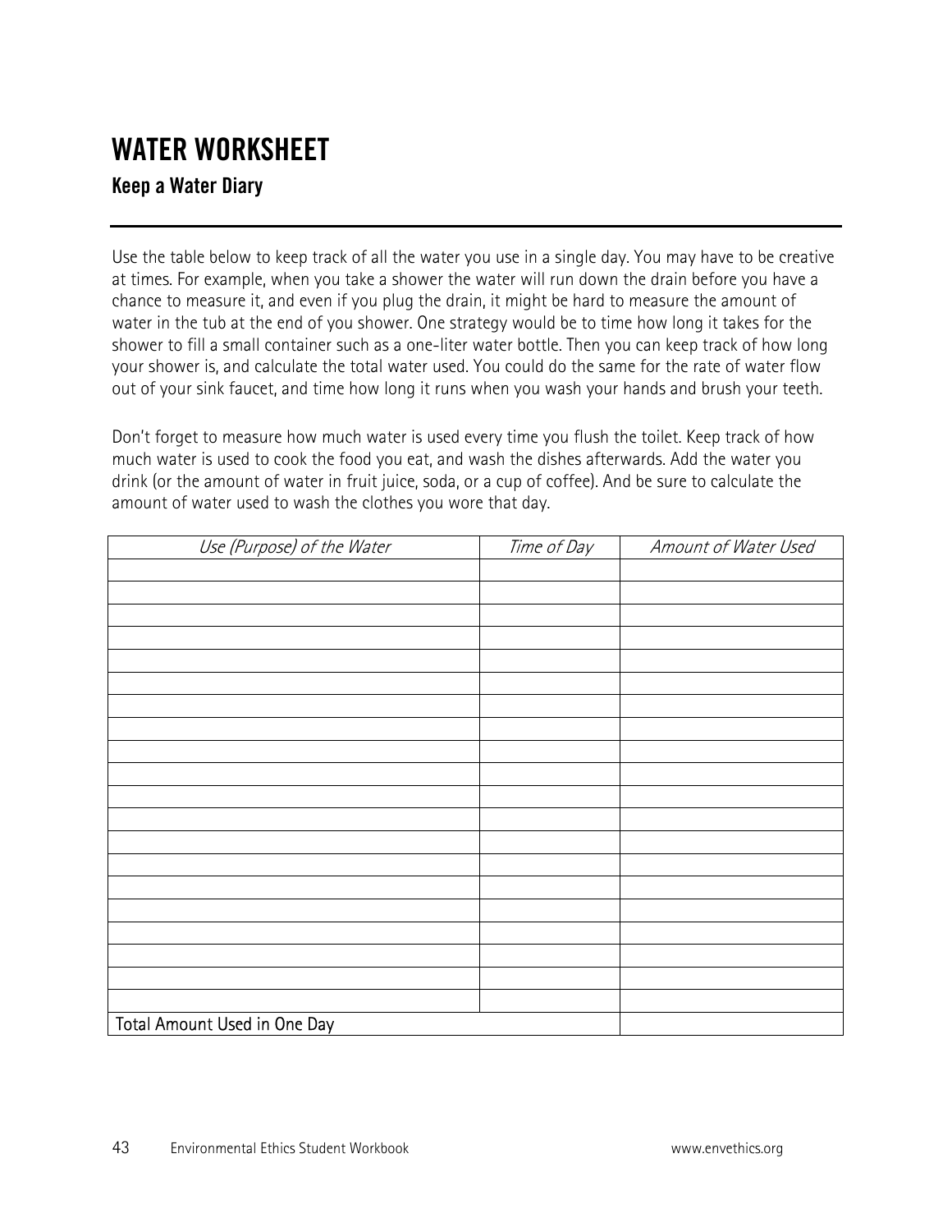# WATER WORKSHEET

## Keep a Water Diary

Use the table below to keep track of all the water you use in a single day. You may have to be creative at times. For example, when you take a shower the water will run down the drain before you have a chance to measure it, and even if you plug the drain, it might be hard to measure the amount of water in the tub at the end of you shower. One strategy would be to time how long it takes for the shower to fill a small container such as a one-liter water bottle. Then you can keep track of how long your shower is, and calculate the total water used. You could do the same for the rate of water flow out of your sink faucet, and time how long it runs when you wash your hands and brush your teeth.

Don't forget to measure how much water is used every time you flush the toilet. Keep track of how much water is used to cook the food you eat, and wash the dishes afterwards. Add the water you drink (or the amount of water in fruit juice, soda, or a cup of coffee). And be sure to calculate the amount of water used to wash the clothes you wore that day.

| *Use (Purpose) of the Water* | *Time of Day* | *Amount of Water Used* |
|---|---|---|
| | | |
| | | |
| | | |
| | | |
| | | |
| | | |
| | | |
| | | |
| | | |
| | | |
| | | |
| | | |
| | | |
| | | |
| | | |
| | | |
| | | |
| | | |
| | | |
| | | |
| Total Amount Used in One Day | | |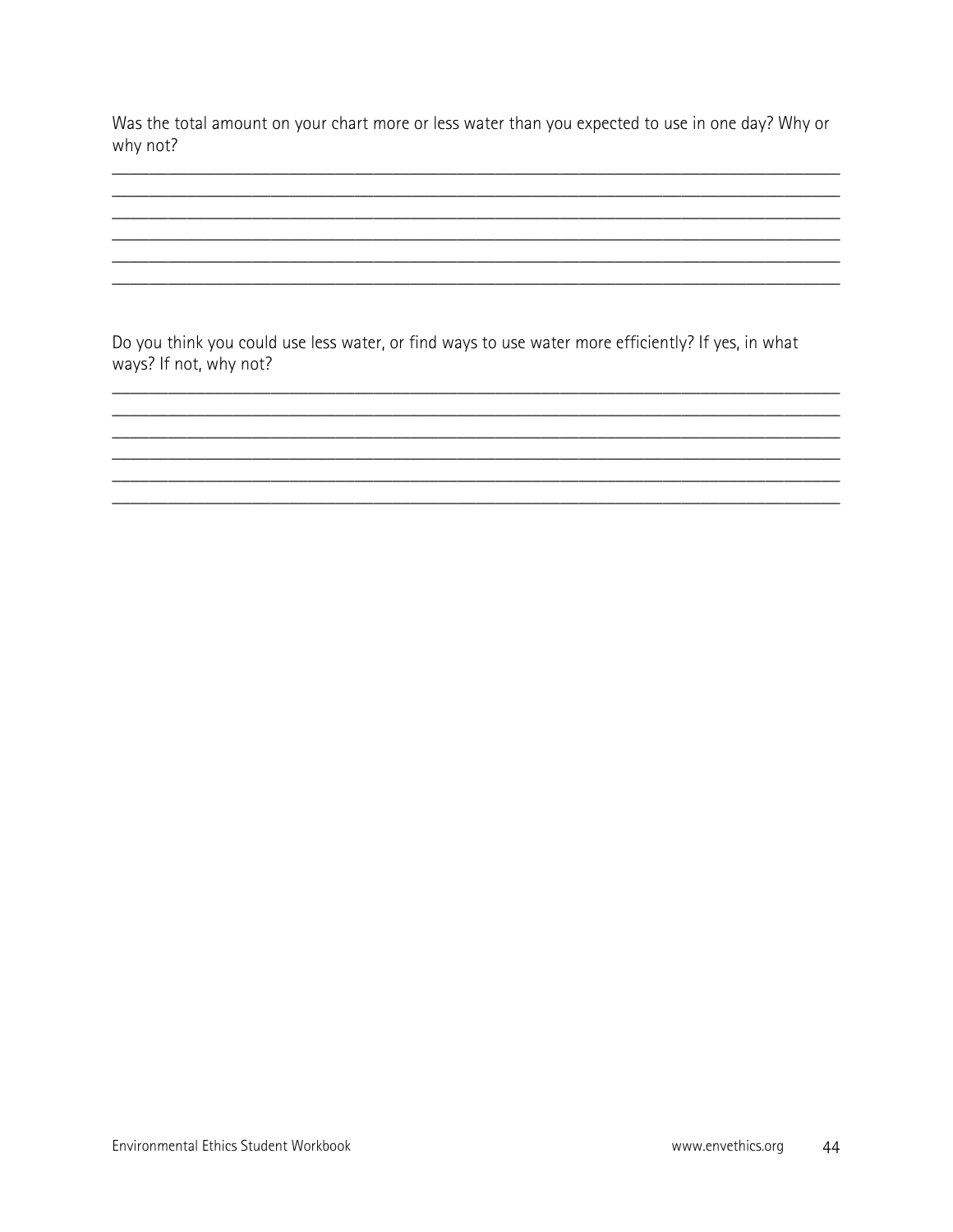Was the total amount on your chart more or less water than you expected to use in one day? Why or why not?

______________________________________________________________________________
______________________________________________________________________________
______________________________________________________________________________
______________________________________________________________________________
______________________________________________________________________________
______________________________________________________________________________

Do you think you could use less water, or find ways to use water more efficiently? If yes, in what ways? If not, why not?

______________________________________________________________________________
______________________________________________________________________________
______________________________________________________________________________
______________________________________________________________________________
______________________________________________________________________________
______________________________________________________________________________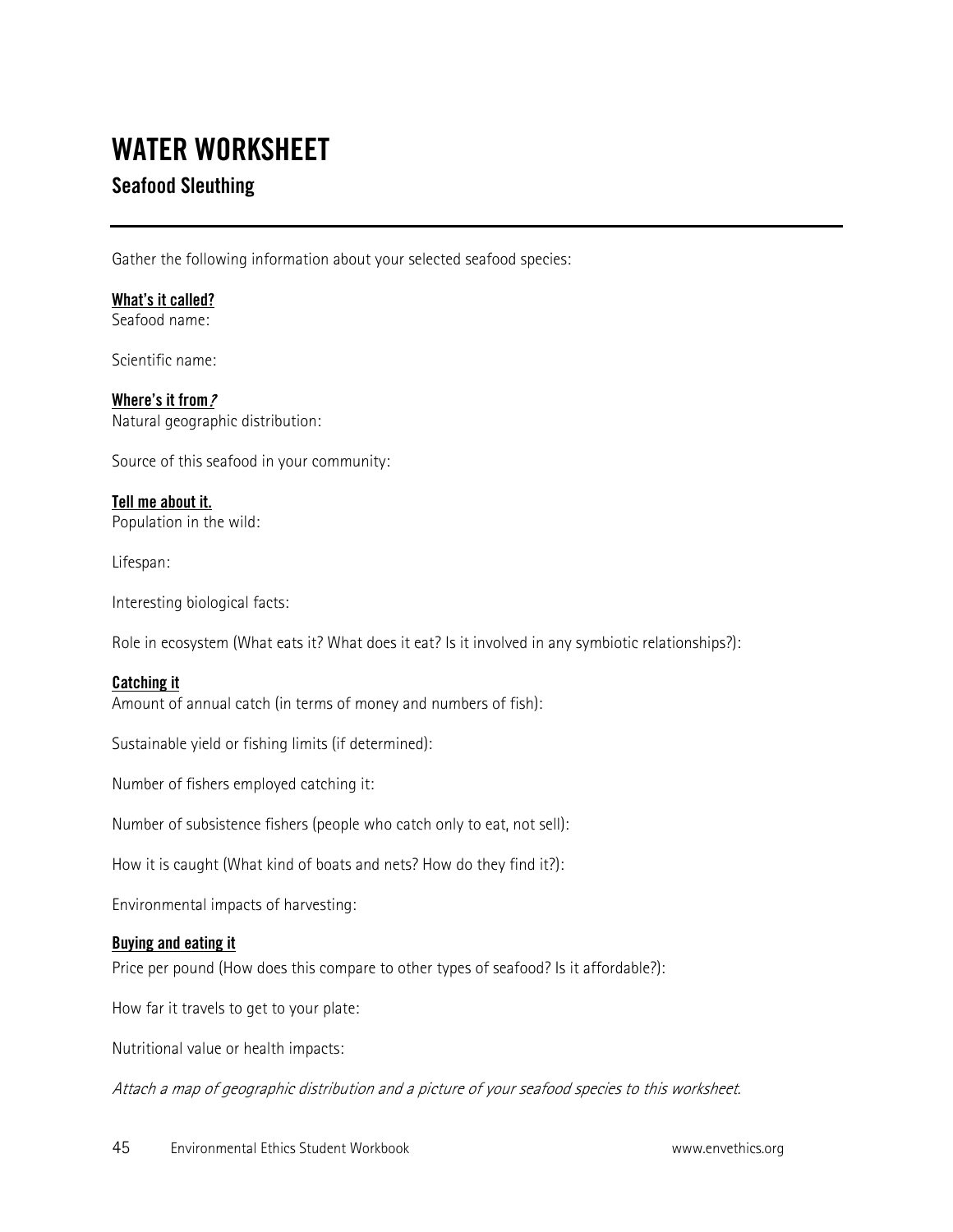# WATER WORKSHEET

## Seafood Sleuthing

Gather the following information about your selected seafood species:

**What's it called?**
Seafood name:

Scientific name:

**Where's it from?**
Natural geographic distribution:

Source of this seafood in your community:

**Tell me about it.**
Population in the wild:

Lifespan:

Interesting biological facts:

Role in ecosystem (What eats it? What does it eat? Is it involved in any symbiotic relationships?):

**Catching it**
Amount of annual catch (in terms of money and numbers of fish):

Sustainable yield or fishing limits (if determined):

Number of fishers employed catching it:

Number of subsistence fishers (people who catch only to eat, not sell):

How it is caught (What kind of boats and nets? How do they find it?):

Environmental impacts of harvesting:

**Buying and eating it**
Price per pound (How does this compare to other types of seafood? Is it affordable?):

How far it travels to get to your plate:

Nutritional value or health impacts:

*Attach a map of geographic distribution and a picture of your seafood species to this worksheet.*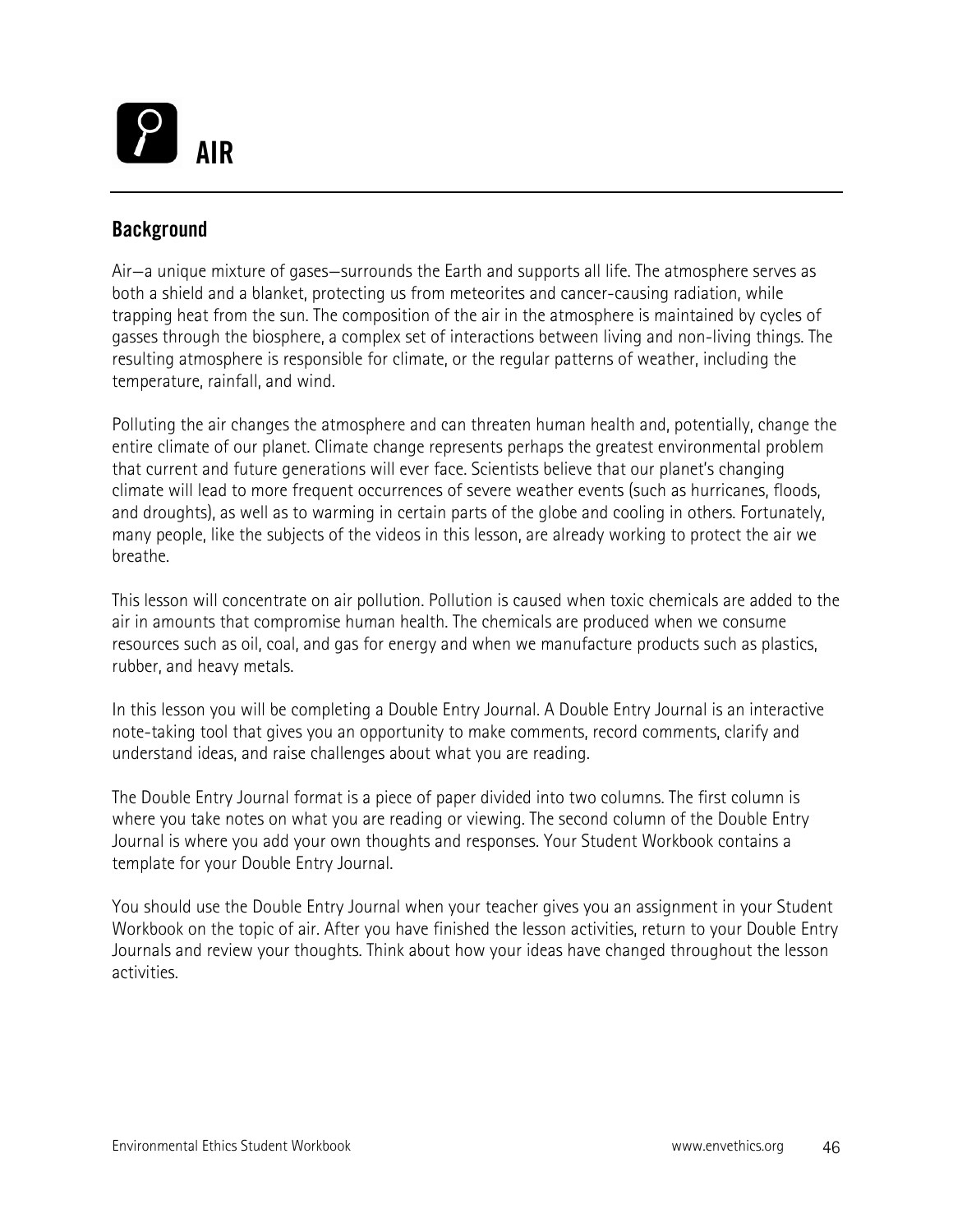# AIR

## Background

Air—a unique mixture of gases—surrounds the Earth and supports all life. The atmosphere serves as both a shield and a blanket, protecting us from meteorites and cancer-causing radiation, while trapping heat from the sun. The composition of the air in the atmosphere is maintained by cycles of gasses through the biosphere, a complex set of interactions between living and non-living things. The resulting atmosphere is responsible for climate, or the regular patterns of weather, including the temperature, rainfall, and wind.

Polluting the air changes the atmosphere and can threaten human health and, potentially, change the entire climate of our planet. Climate change represents perhaps the greatest environmental problem that current and future generations will ever face. Scientists believe that our planet's changing climate will lead to more frequent occurrences of severe weather events (such as hurricanes, floods, and droughts), as well as to warming in certain parts of the globe and cooling in others. Fortunately, many people, like the subjects of the videos in this lesson, are already working to protect the air we breathe.

This lesson will concentrate on air pollution. Pollution is caused when toxic chemicals are added to the air in amounts that compromise human health. The chemicals are produced when we consume resources such as oil, coal, and gas for energy and when we manufacture products such as plastics, rubber, and heavy metals.

In this lesson you will be completing a Double Entry Journal. A Double Entry Journal is an interactive note-taking tool that gives you an opportunity to make comments, record comments, clarify and understand ideas, and raise challenges about what you are reading.

The Double Entry Journal format is a piece of paper divided into two columns. The first column is where you take notes on what you are reading or viewing. The second column of the Double Entry Journal is where you add your own thoughts and responses. Your Student Workbook contains a template for your Double Entry Journal.

You should use the Double Entry Journal when your teacher gives you an assignment in your Student Workbook on the topic of air. After you have finished the lesson activities, return to your Double Entry Journals and review your thoughts. Think about how your ideas have changed throughout the lesson activities.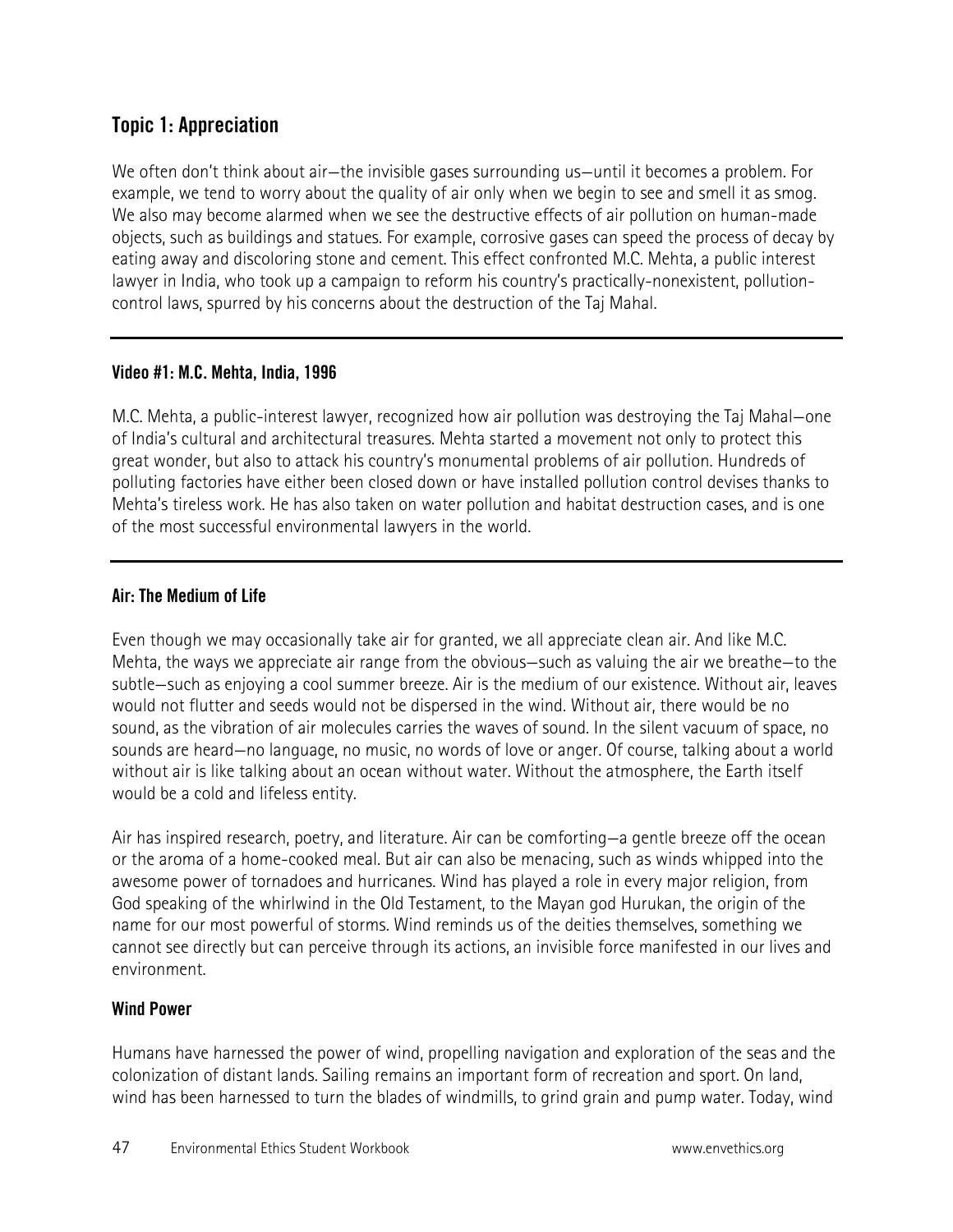## Topic 1: Appreciation

We often don't think about air—the invisible gases surrounding us—until it becomes a problem. For example, we tend to worry about the quality of air only when we begin to see and smell it as smog. We also may become alarmed when we see the destructive effects of air pollution on human-made objects, such as buildings and statues. For example, corrosive gases can speed the process of decay by eating away and discoloring stone and cement. This effect confronted M.C. Mehta, a public interest lawyer in India, who took up a campaign to reform his country's practically-nonexistent, pollution-control laws, spurred by his concerns about the destruction of the Taj Mahal.

---

#### Video #1: M.C. Mehta, India, 1996

M.C. Mehta, a public-interest lawyer, recognized how air pollution was destroying the Taj Mahal—one of India's cultural and architectural treasures. Mehta started a movement not only to protect this great wonder, but also to attack his country's monumental problems of air pollution. Hundreds of polluting factories have either been closed down or have installed pollution control devises thanks to Mehta's tireless work. He has also taken on water pollution and habitat destruction cases, and is one of the most successful environmental lawyers in the world.

---

#### Air: The Medium of Life

Even though we may occasionally take air for granted, we all appreciate clean air. And like M.C. Mehta, the ways we appreciate air range from the obvious—such as valuing the air we breathe—to the subtle—such as enjoying a cool summer breeze. Air is the medium of our existence. Without air, leaves would not flutter and seeds would not be dispersed in the wind. Without air, there would be no sound, as the vibration of air molecules carries the waves of sound. In the silent vacuum of space, no sounds are heard—no language, no music, no words of love or anger. Of course, talking about a world without air is like talking about an ocean without water. Without the atmosphere, the Earth itself would be a cold and lifeless entity.

Air has inspired research, poetry, and literature. Air can be comforting—a gentle breeze off the ocean or the aroma of a home-cooked meal. But air can also be menacing, such as winds whipped into the awesome power of tornadoes and hurricanes. Wind has played a role in every major religion, from God speaking of the whirlwind in the Old Testament, to the Mayan god Hurukan, the origin of the name for our most powerful of storms. Wind reminds us of the deities themselves, something we cannot see directly but can perceive through its actions, an invisible force manifested in our lives and environment.

#### Wind Power

Humans have harnessed the power of wind, propelling navigation and exploration of the seas and the colonization of distant lands. Sailing remains an important form of recreation and sport. On land, wind has been harnessed to turn the blades of windmills, to grind grain and pump water. Today, wind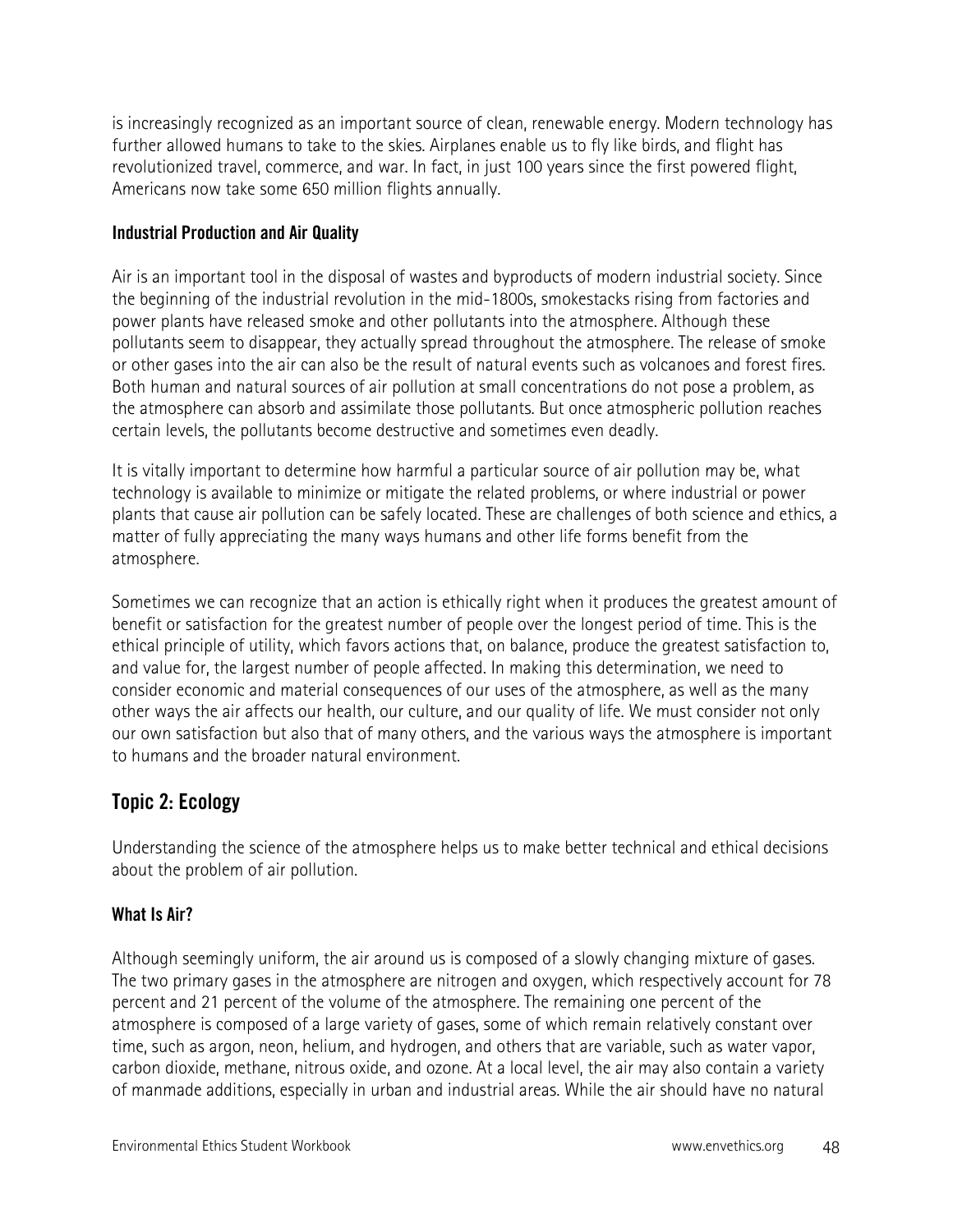is increasingly recognized as an important source of clean, renewable energy. Modern technology has further allowed humans to take to the skies. Airplanes enable us to fly like birds, and flight has revolutionized travel, commerce, and war. In fact, in just 100 years since the first powered flight, Americans now take some 650 million flights annually.

### Industrial Production and Air Quality

Air is an important tool in the disposal of wastes and byproducts of modern industrial society. Since the beginning of the industrial revolution in the mid-1800s, smokestacks rising from factories and power plants have released smoke and other pollutants into the atmosphere. Although these pollutants seem to disappear, they actually spread throughout the atmosphere. The release of smoke or other gases into the air can also be the result of natural events such as volcanoes and forest fires. Both human and natural sources of air pollution at small concentrations do not pose a problem, as the atmosphere can absorb and assimilate those pollutants. But once atmospheric pollution reaches certain levels, the pollutants become destructive and sometimes even deadly.

It is vitally important to determine how harmful a particular source of air pollution may be, what technology is available to minimize or mitigate the related problems, or where industrial or power plants that cause air pollution can be safely located. These are challenges of both science and ethics, a matter of fully appreciating the many ways humans and other life forms benefit from the atmosphere.

Sometimes we can recognize that an action is ethically right when it produces the greatest amount of benefit or satisfaction for the greatest number of people over the longest period of time. This is the ethical principle of utility, which favors actions that, on balance, produce the greatest satisfaction to, and value for, the largest number of people affected. In making this determination, we need to consider economic and material consequences of our uses of the atmosphere, as well as the many other ways the air affects our health, our culture, and our quality of life. We must consider not only our own satisfaction but also that of many others, and the various ways the atmosphere is important to humans and the broader natural environment.

## Topic 2: Ecology

Understanding the science of the atmosphere helps us to make better technical and ethical decisions about the problem of air pollution.

### What Is Air?

Although seemingly uniform, the air around us is composed of a slowly changing mixture of gases. The two primary gases in the atmosphere are nitrogen and oxygen, which respectively account for 78 percent and 21 percent of the volume of the atmosphere. The remaining one percent of the atmosphere is composed of a large variety of gases, some of which remain relatively constant over time, such as argon, neon, helium, and hydrogen, and others that are variable, such as water vapor, carbon dioxide, methane, nitrous oxide, and ozone. At a local level, the air may also contain a variety of manmade additions, especially in urban and industrial areas. While the air should have no natural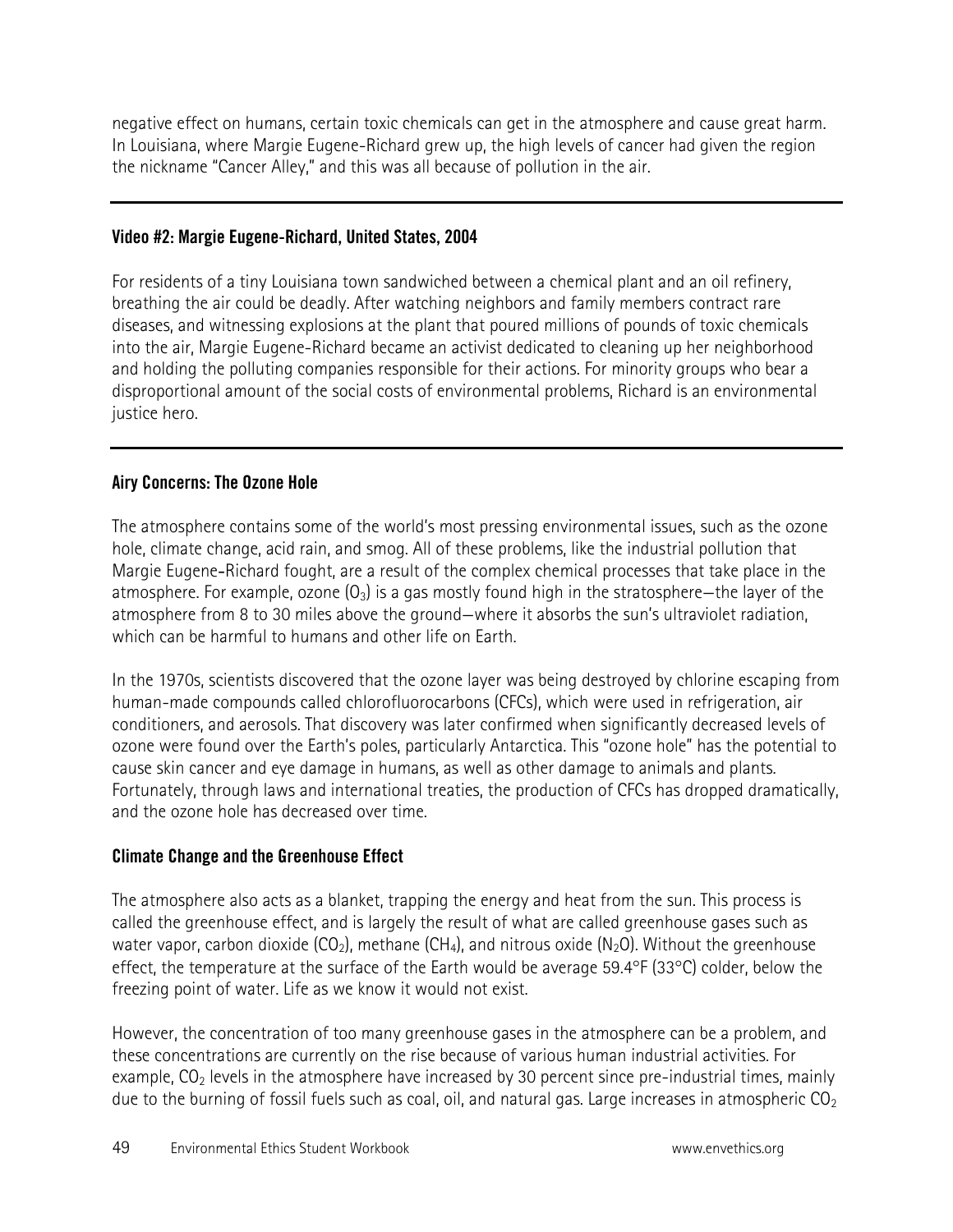negative effect on humans, certain toxic chemicals can get in the atmosphere and cause great harm. In Louisiana, where Margie Eugene-Richard grew up, the high levels of cancer had given the region the nickname "Cancer Alley," and this was all because of pollution in the air.

---

**Video #2: Margie Eugene-Richard, United States, 2004**

For residents of a tiny Louisiana town sandwiched between a chemical plant and an oil refinery, breathing the air could be deadly. After watching neighbors and family members contract rare diseases, and witnessing explosions at the plant that poured millions of pounds of toxic chemicals into the air, Margie Eugene-Richard became an activist dedicated to cleaning up her neighborhood and holding the polluting companies responsible for their actions. For minority groups who bear a disproportional amount of the social costs of environmental problems, Richard is an environmental justice hero.

---

### Airy Concerns: The Ozone Hole

The atmosphere contains some of the world's most pressing environmental issues, such as the ozone hole, climate change, acid rain, and smog. All of these problems, like the industrial pollution that Margie Eugene-Richard fought, are a result of the complex chemical processes that take place in the atmosphere. For example, ozone ($O_3$) is a gas mostly found high in the stratosphere—the layer of the atmosphere from 8 to 30 miles above the ground—where it absorbs the sun's ultraviolet radiation, which can be harmful to humans and other life on Earth.

In the 1970s, scientists discovered that the ozone layer was being destroyed by chlorine escaping from human-made compounds called chlorofluorocarbons (CFCs), which were used in refrigeration, air conditioners, and aerosols. That discovery was later confirmed when significantly decreased levels of ozone were found over the Earth's poles, particularly Antarctica. This "ozone hole" has the potential to cause skin cancer and eye damage in humans, as well as other damage to animals and plants. Fortunately, through laws and international treaties, the production of CFCs has dropped dramatically, and the ozone hole has decreased over time.

### Climate Change and the Greenhouse Effect

The atmosphere also acts as a blanket, trapping the energy and heat from the sun. This process is called the greenhouse effect, and is largely the result of what are called greenhouse gases such as water vapor, carbon dioxide ($CO_2$), methane ($CH_4$), and nitrous oxide ($N_2O$). Without the greenhouse effect, the temperature at the surface of the Earth would be average 59.4°F (33°C) colder, below the freezing point of water. Life as we know it would not exist.

However, the concentration of too many greenhouse gases in the atmosphere can be a problem, and these concentrations are currently on the rise because of various human industrial activities. For example, $CO_2$ levels in the atmosphere have increased by 30 percent since pre-industrial times, mainly due to the burning of fossil fuels such as coal, oil, and natural gas. Large increases in atmospheric $CO_2$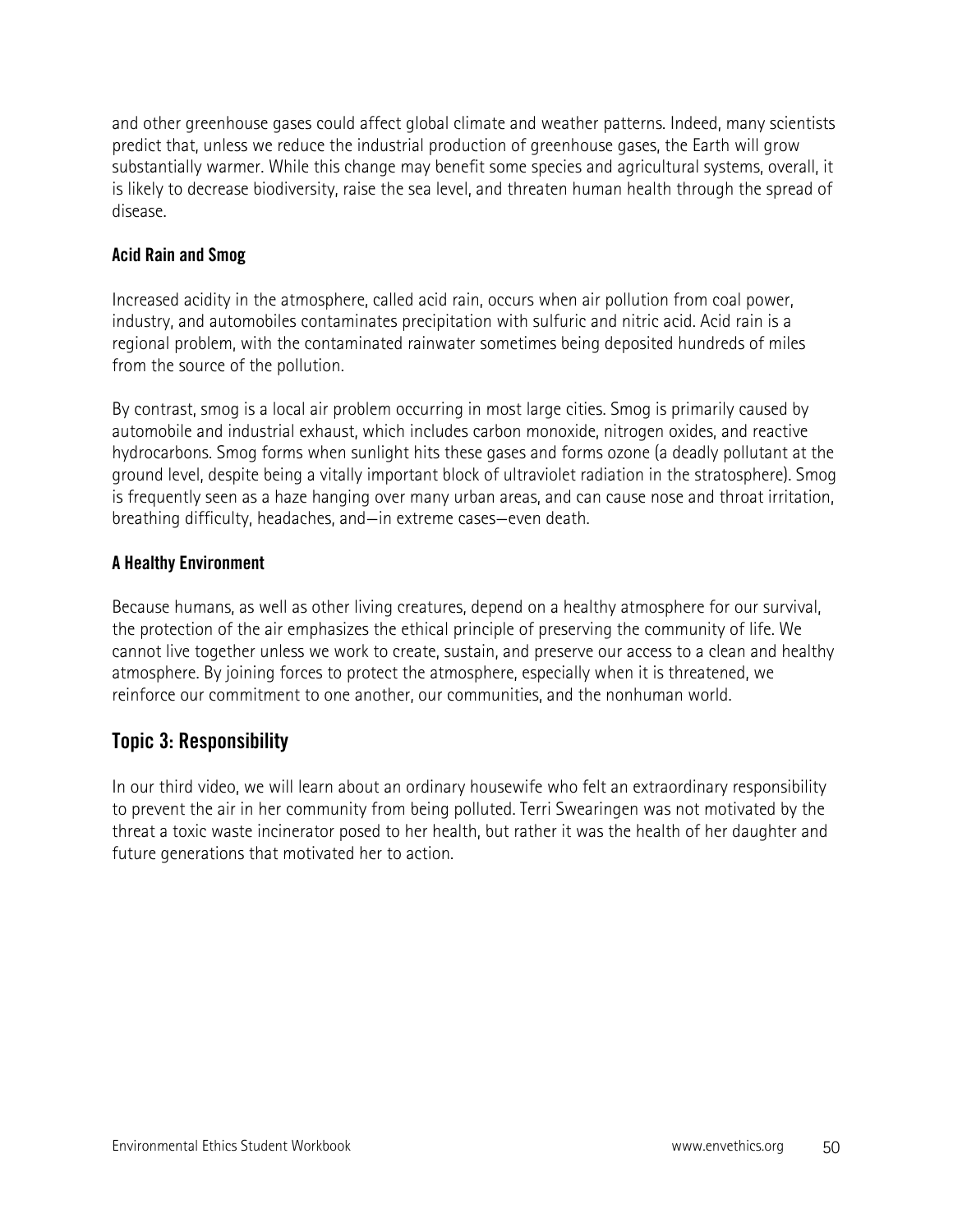and other greenhouse gases could affect global climate and weather patterns. Indeed, many scientists predict that, unless we reduce the industrial production of greenhouse gases, the Earth will grow substantially warmer. While this change may benefit some species and agricultural systems, overall, it is likely to decrease biodiversity, raise the sea level, and threaten human health through the spread of disease.

### Acid Rain and Smog

Increased acidity in the atmosphere, called acid rain, occurs when air pollution from coal power, industry, and automobiles contaminates precipitation with sulfuric and nitric acid. Acid rain is a regional problem, with the contaminated rainwater sometimes being deposited hundreds of miles from the source of the pollution.

By contrast, smog is a local air problem occurring in most large cities. Smog is primarily caused by automobile and industrial exhaust, which includes carbon monoxide, nitrogen oxides, and reactive hydrocarbons. Smog forms when sunlight hits these gases and forms ozone (a deadly pollutant at the ground level, despite being a vitally important block of ultraviolet radiation in the stratosphere). Smog is frequently seen as a haze hanging over many urban areas, and can cause nose and throat irritation, breathing difficulty, headaches, and—in extreme cases—even death.

### A Healthy Environment

Because humans, as well as other living creatures, depend on a healthy atmosphere for our survival, the protection of the air emphasizes the ethical principle of preserving the community of life. We cannot live together unless we work to create, sustain, and preserve our access to a clean and healthy atmosphere. By joining forces to protect the atmosphere, especially when it is threatened, we reinforce our commitment to one another, our communities, and the nonhuman world.

## Topic 3: Responsibility

In our third video, we will learn about an ordinary housewife who felt an extraordinary responsibility to prevent the air in her community from being polluted. Terri Swearingen was not motivated by the threat a toxic waste incinerator posed to her health, but rather it was the health of her daughter and future generations that motivated her to action.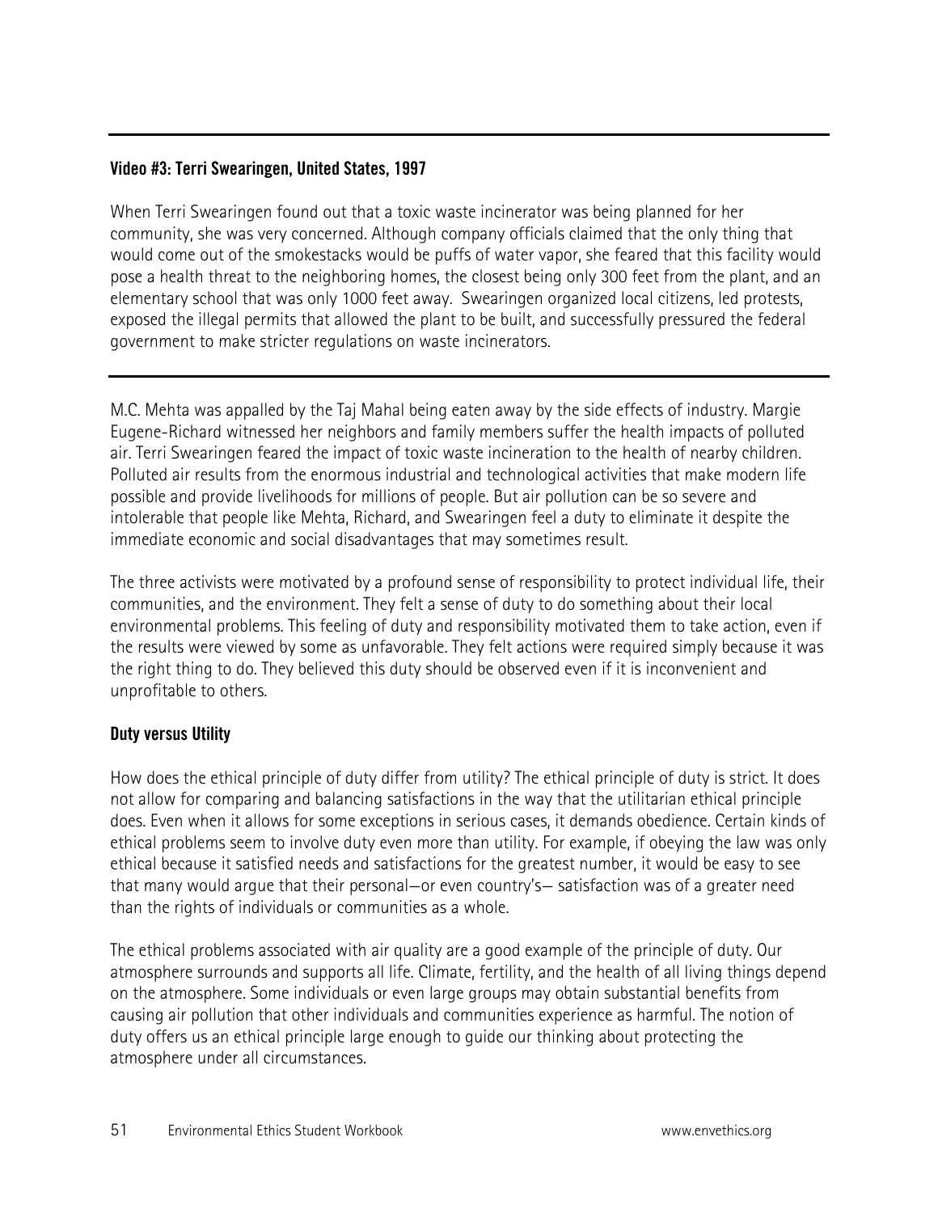---

**Video #3: Terri Swearingen, United States, 1997**

When Terri Swearingen found out that a toxic waste incinerator was being planned for her community, she was very concerned. Although company officials claimed that the only thing that would come out of the smokestacks would be puffs of water vapor, she feared that this facility would pose a health threat to the neighboring homes, the closest being only 300 feet from the plant, and an elementary school that was only 1000 feet away. Swearingen organized local citizens, led protests, exposed the illegal permits that allowed the plant to be built, and successfully pressured the federal government to make stricter regulations on waste incinerators.

---

M.C. Mehta was appalled by the Taj Mahal being eaten away by the side effects of industry. Margie Eugene-Richard witnessed her neighbors and family members suffer the health impacts of polluted air. Terri Swearingen feared the impact of toxic waste incineration to the health of nearby children. Polluted air results from the enormous industrial and technological activities that make modern life possible and provide livelihoods for millions of people. But air pollution can be so severe and intolerable that people like Mehta, Richard, and Swearingen feel a duty to eliminate it despite the immediate economic and social disadvantages that may sometimes result.

The three activists were motivated by a profound sense of responsibility to protect individual life, their communities, and the environment. They felt a sense of duty to do something about their local environmental problems. This feeling of duty and responsibility motivated them to take action, even if the results were viewed by some as unfavorable. They felt actions were required simply because it was the right thing to do. They believed this duty should be observed even if it is inconvenient and unprofitable to others.

### Duty versus Utility

How does the ethical principle of duty differ from utility? The ethical principle of duty is strict. It does not allow for comparing and balancing satisfactions in the way that the utilitarian ethical principle does. Even when it allows for some exceptions in serious cases, it demands obedience. Certain kinds of ethical problems seem to involve duty even more than utility. For example, if obeying the law was only ethical because it satisfied needs and satisfactions for the greatest number, it would be easy to see that many would argue that their personal—or even country's— satisfaction was of a greater need than the rights of individuals or communities as a whole.

The ethical problems associated with air quality are a good example of the principle of duty. Our atmosphere surrounds and supports all life. Climate, fertility, and the health of all living things depend on the atmosphere. Some individuals or even large groups may obtain substantial benefits from causing air pollution that other individuals and communities experience as harmful. The notion of duty offers us an ethical principle large enough to guide our thinking about protecting the atmosphere under all circumstances.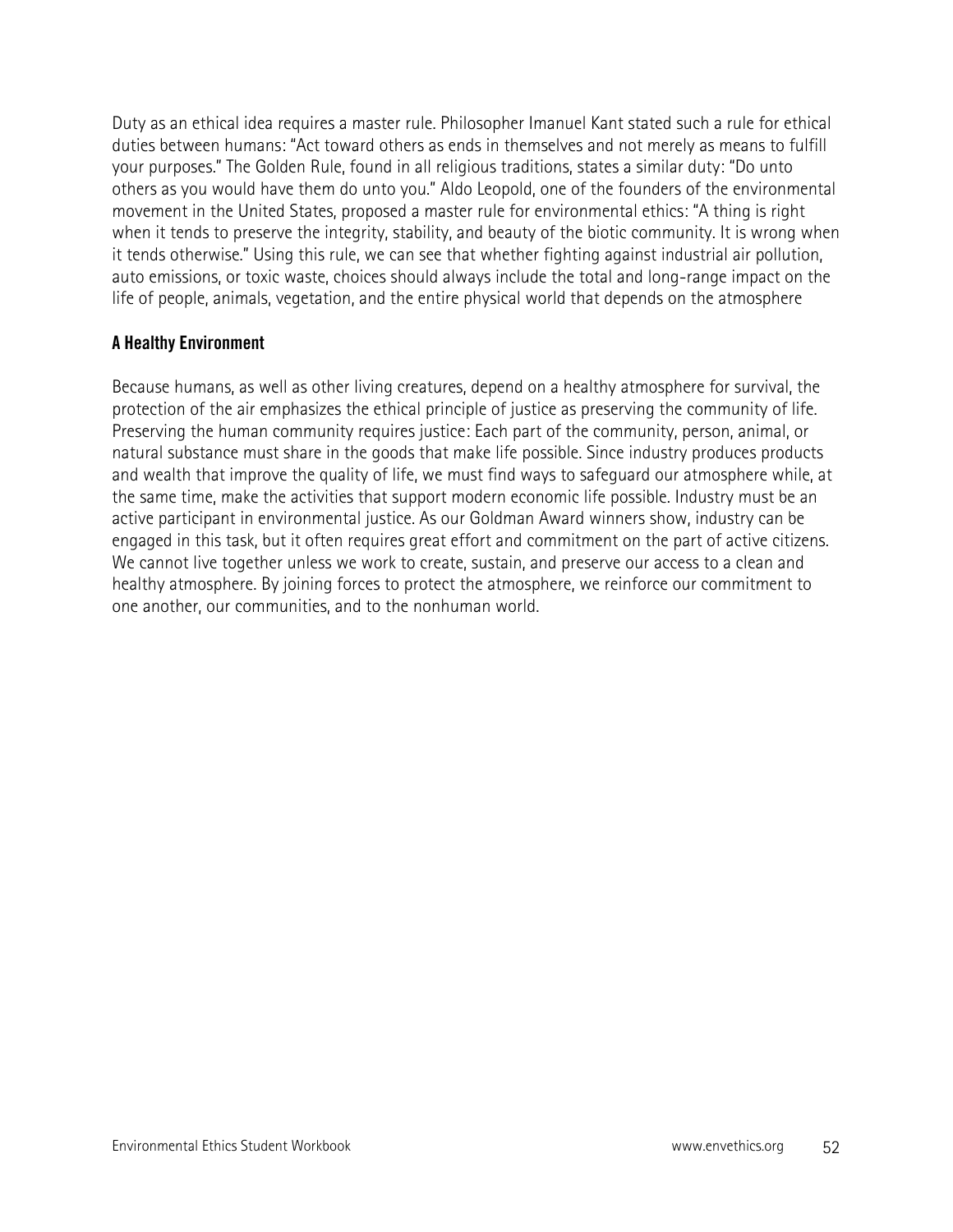Duty as an ethical idea requires a master rule. Philosopher Imanuel Kant stated such a rule for ethical duties between humans: "Act toward others as ends in themselves and not merely as means to fulfill your purposes." The Golden Rule, found in all religious traditions, states a similar duty: "Do unto others as you would have them do unto you." Aldo Leopold, one of the founders of the environmental movement in the United States, proposed a master rule for environmental ethics: "A thing is right when it tends to preserve the integrity, stability, and beauty of the biotic community. It is wrong when it tends otherwise." Using this rule, we can see that whether fighting against industrial air pollution, auto emissions, or toxic waste, choices should always include the total and long-range impact on the life of people, animals, vegetation, and the entire physical world that depends on the atmosphere

**A Healthy Environment**

Because humans, as well as other living creatures, depend on a healthy atmosphere for survival, the protection of the air emphasizes the ethical principle of justice as preserving the community of life. Preserving the human community requires justice: Each part of the community, person, animal, or natural substance must share in the goods that make life possible. Since industry produces products and wealth that improve the quality of life, we must find ways to safeguard our atmosphere while, at the same time, make the activities that support modern economic life possible. Industry must be an active participant in environmental justice. As our Goldman Award winners show, industry can be engaged in this task, but it often requires great effort and commitment on the part of active citizens. We cannot live together unless we work to create, sustain, and preserve our access to a clean and healthy atmosphere. By joining forces to protect the atmosphere, we reinforce our commitment to one another, our communities, and to the nonhuman world.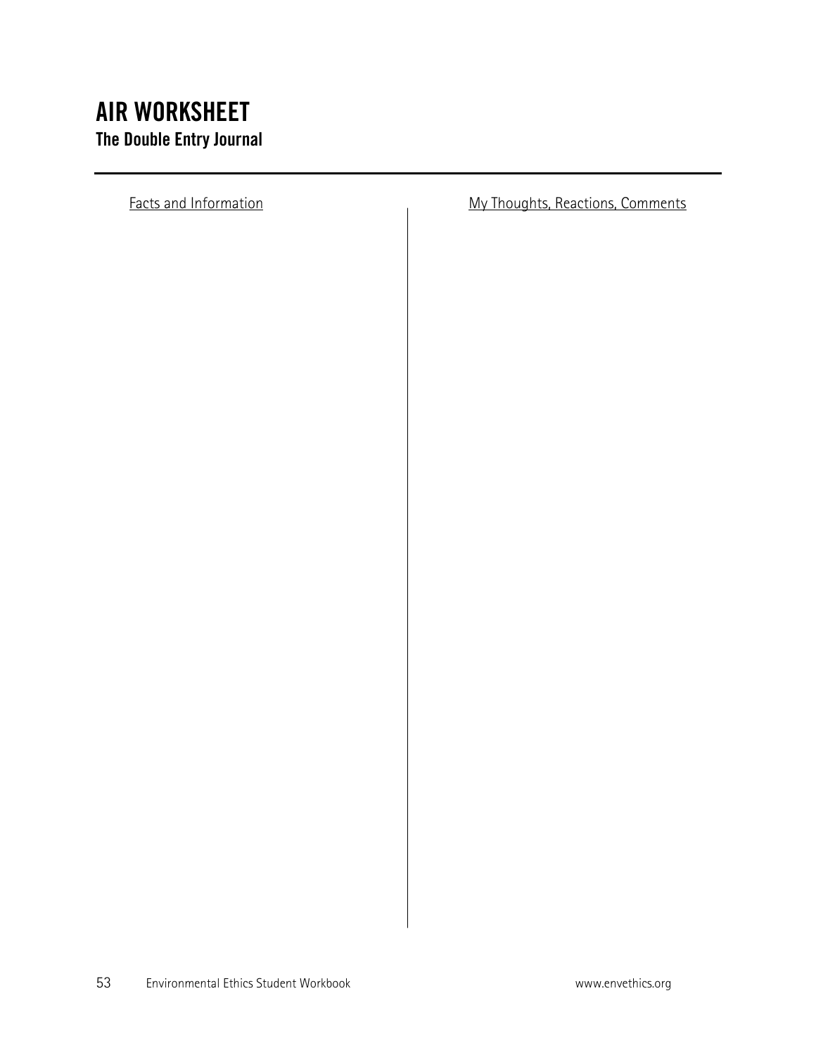# AIR WORKSHEET

## The Double Entry Journal

| Facts and Information | My Thoughts, Reactions, Comments |
| --- | --- |
| | |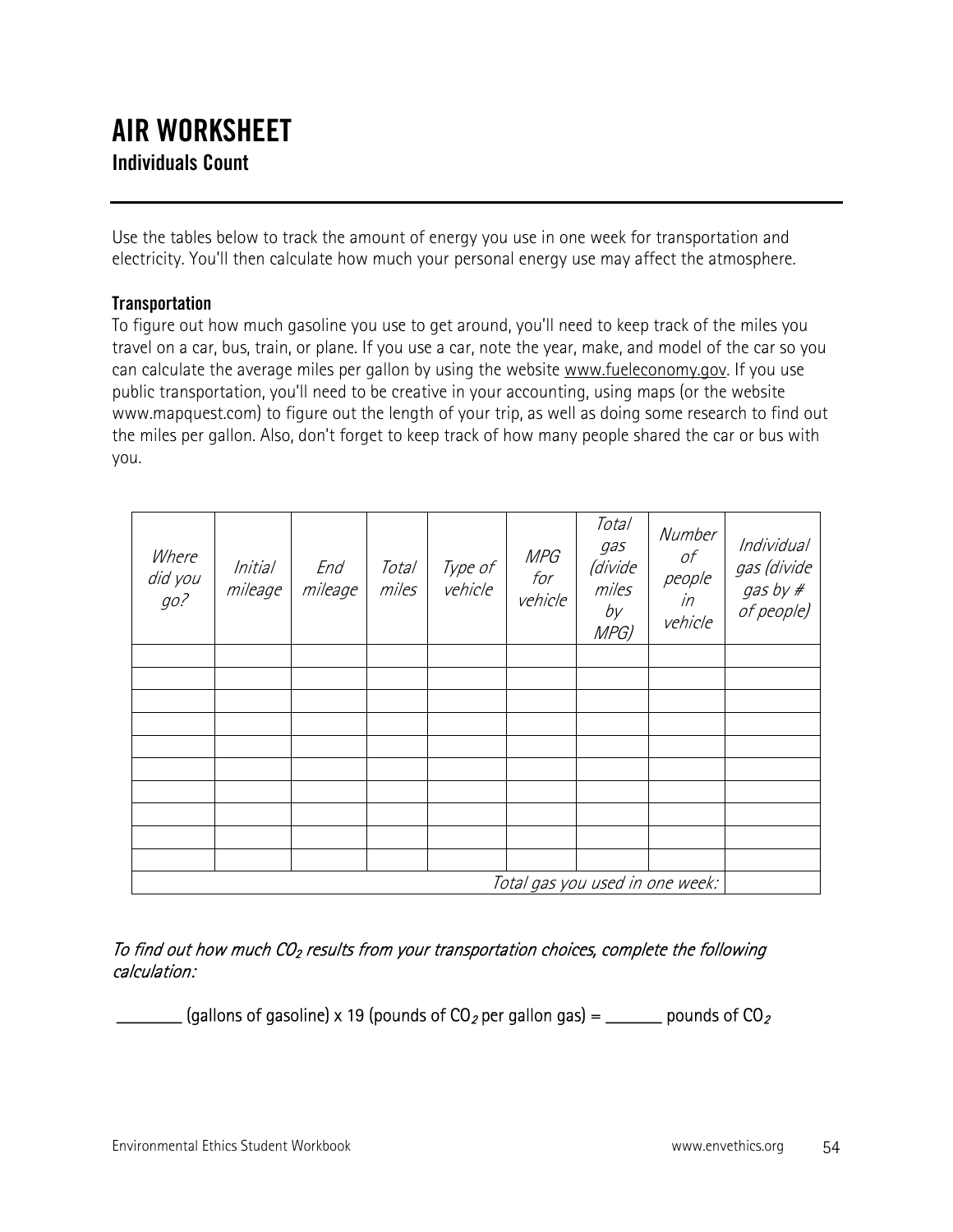# AIR WORKSHEET

## Individuals Count

Use the tables below to track the amount of energy you use in one week for transportation and electricity. You'll then calculate how much your personal energy use may affect the atmosphere.

### Transportation

To figure out how much gasoline you use to get around, you'll need to keep track of the miles you travel on a car, bus, train, or plane. If you use a car, note the year, make, and model of the car so you can calculate the average miles per gallon by using the website www.fueleconomy.gov. If you use public transportation, you'll need to be creative in your accounting, using maps (or the website www.mapquest.com) to figure out the length of your trip, as well as doing some research to find out the miles per gallon. Also, don't forget to keep track of how many people shared the car or bus with you.

| *Where did you go?* | *Initial mileage* | *End mileage* | *Total miles* | *Type of vehicle* | *MPG for vehicle* | *Total gas (divide miles by MPG)* | *Number of people in vehicle* | *Individual gas (divide gas by # of people)* |
|---|---|---|---|---|---|---|---|---|
| | | | | | | | | |
| | | | | | | | | |
| | | | | | | | | |
| | | | | | | | | |
| | | | | | | | | |
| | | | | | | | | |
| | | | | | | | | |
| | | | | | | | | |
| | | | | | | | | |
| | | | | | | | | |
| | | | | | | | *Total gas you used in one week:* | |

*To find out how much $CO_2$ results from your transportation choices, complete the following calculation:*

________ (gallons of gasoline) x 19 (pounds of $CO_2$ per gallon gas) = _______ pounds of $CO_2$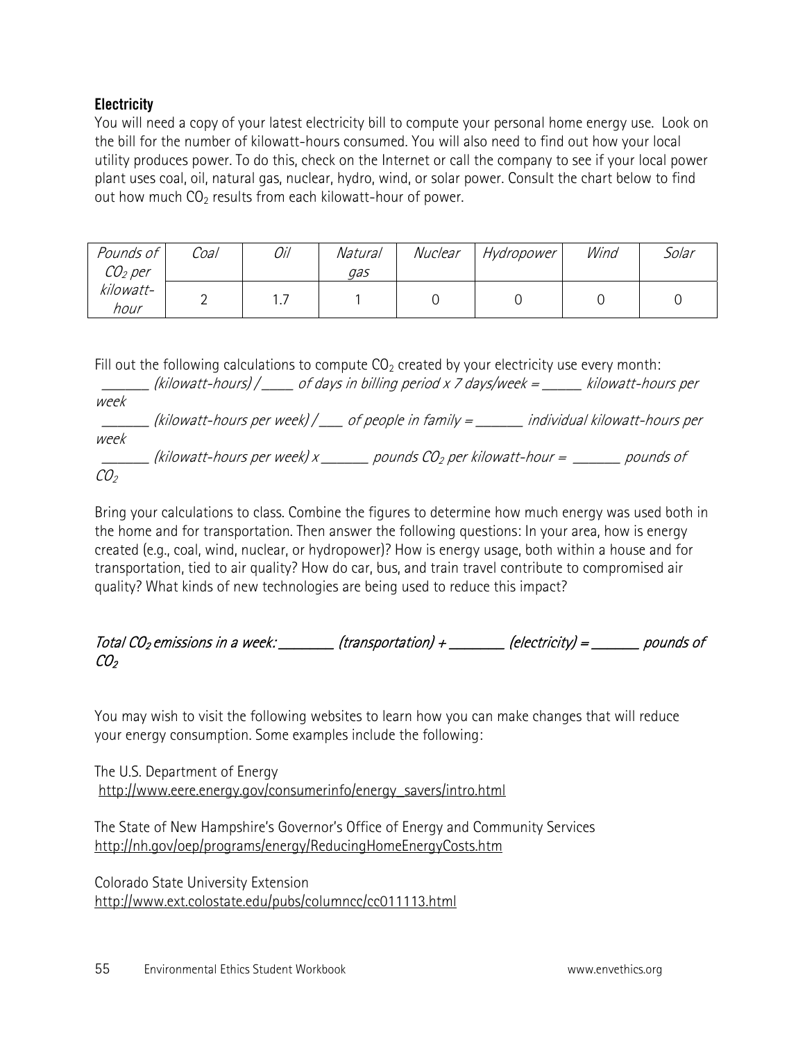**Electricity**

You will need a copy of your latest electricity bill to compute your personal home energy use. Look on the bill for the number of kilowatt-hours consumed. You will also need to find out how your local utility produces power. To do this, check on the Internet or call the company to see if your local power plant uses coal, oil, natural gas, nuclear, hydro, wind, or solar power. Consult the chart below to find out how much $CO_2$ results from each kilowatt-hour of power.

| *Pounds of $CO_2$ per kilowatt-hour* | *Coal* | *Oil* | *Natural gas* | *Nuclear* | *Hydropower* | *Wind* | *Solar* |
|---|---|---|---|---|---|---|---|
| | 2 | 1.7 | 1 | 0 | 0 | 0 | 0 |

Fill out the following calculations to compute $CO_2$ created by your electricity use every month:

\_\_\_\_\_\_ *(kilowatt-hours) / \_\_\_\_ of days in billing period x 7 days/week = \_\_\_\_\_ kilowatt-hours per week*

\_\_\_\_\_\_ *(kilowatt-hours per week) / \_\_\_ of people in family = \_\_\_\_\_\_ individual kilowatt-hours per week*

\_\_\_\_\_\_ *(kilowatt-hours per week) x \_\_\_\_\_\_ pounds $CO_2$ per kilowatt-hour = \_\_\_\_\_\_ pounds of $CO_2$*

Bring your calculations to class. Combine the figures to determine how much energy was used both in the home and for transportation. Then answer the following questions: In your area, how is energy created (e.g., coal, wind, nuclear, or hydropower)? How is energy usage, both within a house and for transportation, tied to air quality? How do car, bus, and train travel contribute to compromised air quality? What kinds of new technologies are being used to reduce this impact?

*Total $CO_2$ emissions in a week: \_\_\_\_\_\_\_ (transportation) + \_\_\_\_\_\_\_ (electricity) = \_\_\_\_\_\_ pounds of $CO_2$*

You may wish to visit the following websites to learn how you can make changes that will reduce your energy consumption. Some examples include the following:

The U.S. Department of Energy
http://www.eere.energy.gov/consumerinfo/energy_savers/intro.html

The State of New Hampshire's Governor's Office of Energy and Community Services
http://nh.gov/oep/programs/energy/ReducingHomeEnergyCosts.htm

Colorado State University Extension
http://www.ext.colostate.edu/pubs/columncc/cc011113.html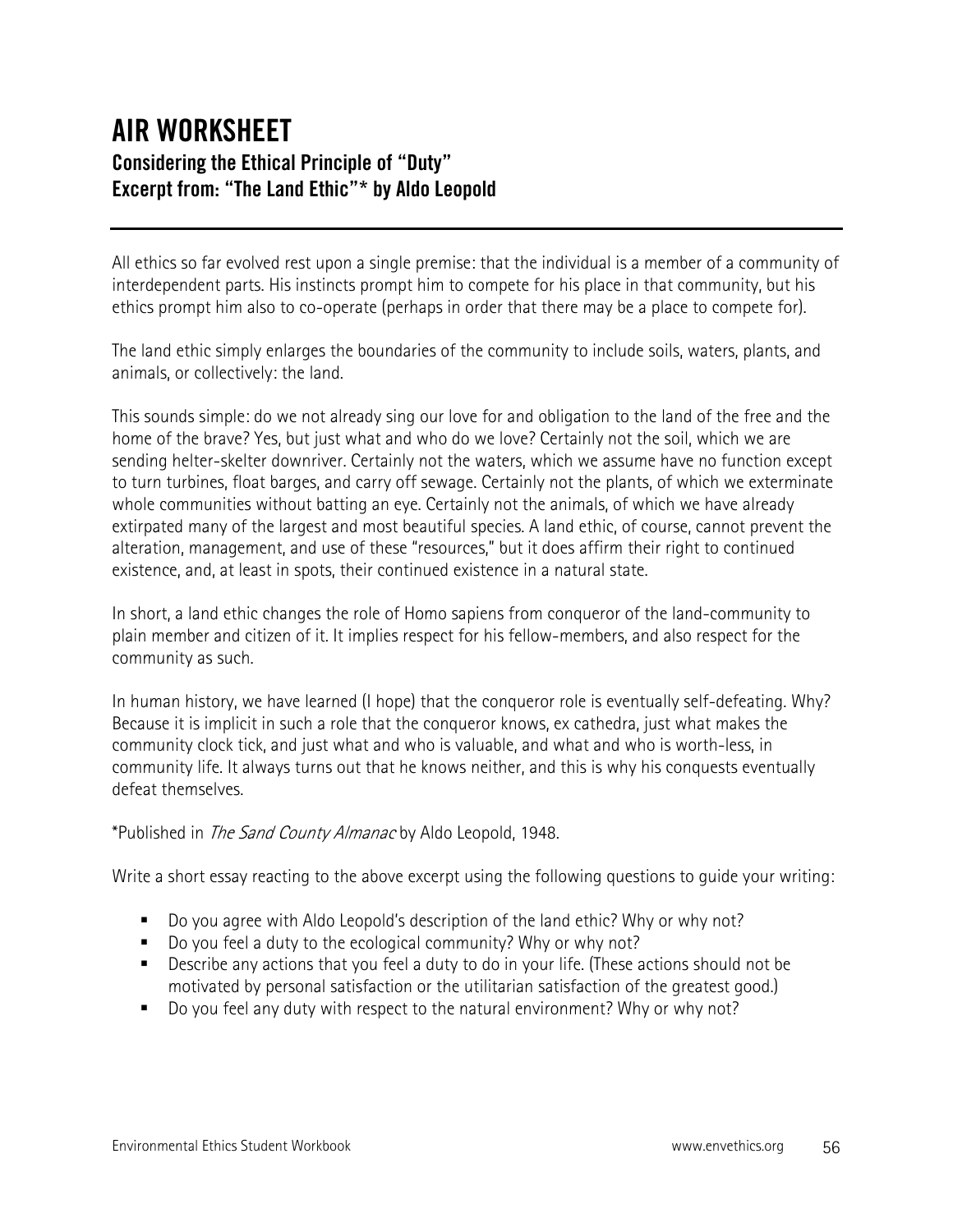# AIR WORKSHEET

## Considering the Ethical Principle of "Duty"
## Excerpt from: "The Land Ethic"* by Aldo Leopold

---

All ethics so far evolved rest upon a single premise: that the individual is a member of a community of interdependent parts. His instincts prompt him to compete for his place in that community, but his ethics prompt him also to co-operate (perhaps in order that there may be a place to compete for).

The land ethic simply enlarges the boundaries of the community to include soils, waters, plants, and animals, or collectively: the land.

This sounds simple: do we not already sing our love for and obligation to the land of the free and the home of the brave? Yes, but just what and who do we love? Certainly not the soil, which we are sending helter-skelter downriver. Certainly not the waters, which we assume have no function except to turn turbines, float barges, and carry off sewage. Certainly not the plants, of which we exterminate whole communities without batting an eye. Certainly not the animals, of which we have already extirpated many of the largest and most beautiful species. A land ethic, of course, cannot prevent the alteration, management, and use of these "resources," but it does affirm their right to continued existence, and, at least in spots, their continued existence in a natural state.

In short, a land ethic changes the role of Homo sapiens from conqueror of the land-community to plain member and citizen of it. It implies respect for his fellow-members, and also respect for the community as such.

In human history, we have learned (I hope) that the conqueror role is eventually self-defeating. Why? Because it is implicit in such a role that the conqueror knows, ex cathedra, just what makes the community clock tick, and just what and who is valuable, and what and who is worth-less, in community life. It always turns out that he knows neither, and this is why his conquests eventually defeat themselves.

*Published in *The Sand County Almanac* by Aldo Leopold, 1948.

Write a short essay reacting to the above excerpt using the following questions to guide your writing:

- Do you agree with Aldo Leopold's description of the land ethic? Why or why not?
- Do you feel a duty to the ecological community? Why or why not?
- Describe any actions that you feel a duty to do in your life. (These actions should not be motivated by personal satisfaction or the utilitarian satisfaction of the greatest good.)
- Do you feel any duty with respect to the natural environment? Why or why not?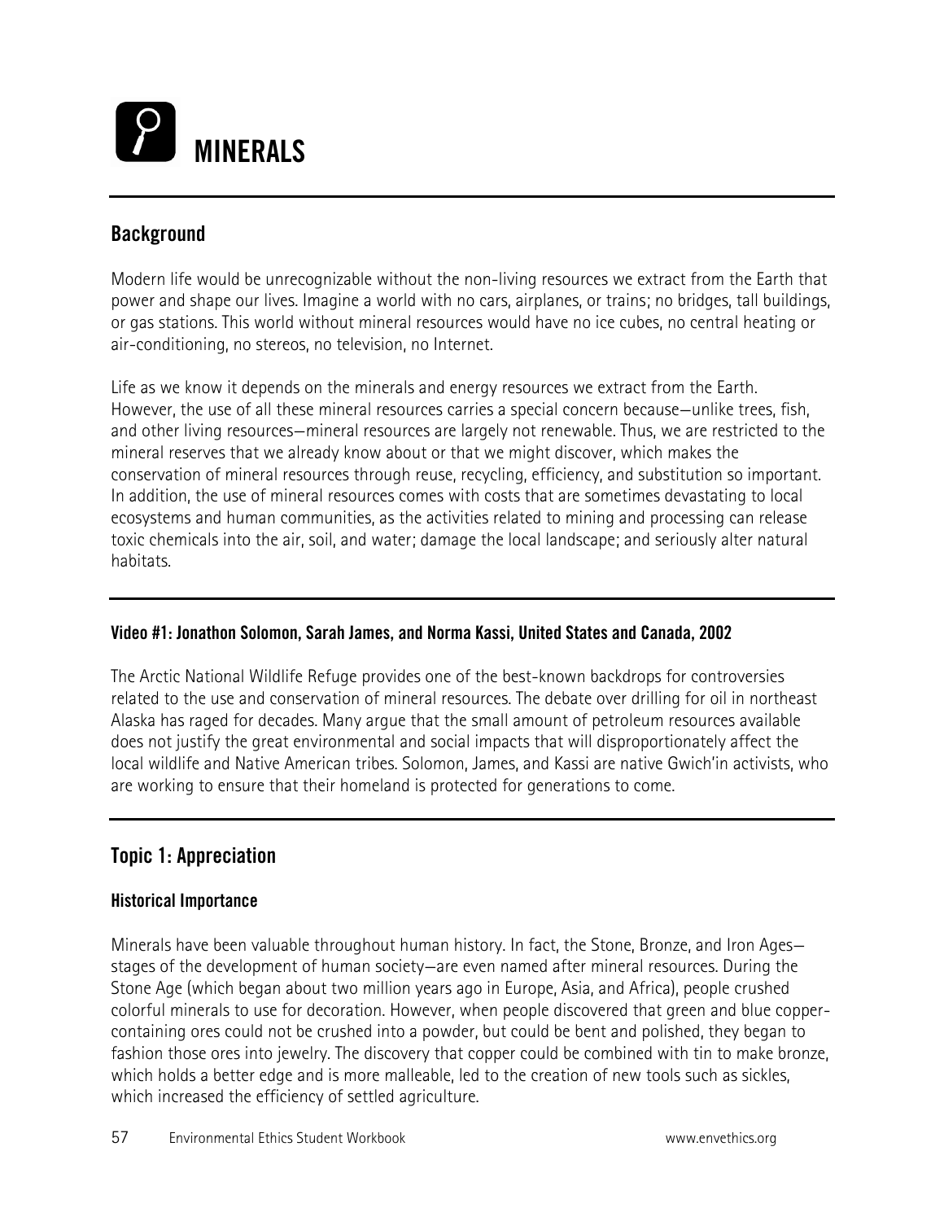# MINERALS

## Background

Modern life would be unrecognizable without the non-living resources we extract from the Earth that power and shape our lives. Imagine a world with no cars, airplanes, or trains; no bridges, tall buildings, or gas stations. This world without mineral resources would have no ice cubes, no central heating or air-conditioning, no stereos, no television, no Internet.

Life as we know it depends on the minerals and energy resources we extract from the Earth. However, the use of all these mineral resources carries a special concern because—unlike trees, fish, and other living resources—mineral resources are largely not renewable. Thus, we are restricted to the mineral reserves that we already know about or that we might discover, which makes the conservation of mineral resources through reuse, recycling, efficiency, and substitution so important. In addition, the use of mineral resources comes with costs that are sometimes devastating to local ecosystems and human communities, as the activities related to mining and processing can release toxic chemicals into the air, soil, and water; damage the local landscape; and seriously alter natural habitats.

#### Video #1: Jonathon Solomon, Sarah James, and Norma Kassi, United States and Canada, 2002

The Arctic National Wildlife Refuge provides one of the best-known backdrops for controversies related to the use and conservation of mineral resources. The debate over drilling for oil in northeast Alaska has raged for decades. Many argue that the small amount of petroleum resources available does not justify the great environmental and social impacts that will disproportionately affect the local wildlife and Native American tribes. Solomon, James, and Kassi are native Gwich'in activists, who are working to ensure that their homeland is protected for generations to come.

## Topic 1: Appreciation

#### Historical Importance

Minerals have been valuable throughout human history. In fact, the Stone, Bronze, and Iron Ages—stages of the development of human society—are even named after mineral resources. During the Stone Age (which began about two million years ago in Europe, Asia, and Africa), people crushed colorful minerals to use for decoration. However, when people discovered that green and blue copper-containing ores could not be crushed into a powder, but could be bent and polished, they began to fashion those ores into jewelry. The discovery that copper could be combined with tin to make bronze, which holds a better edge and is more malleable, led to the creation of new tools such as sickles, which increased the efficiency of settled agriculture.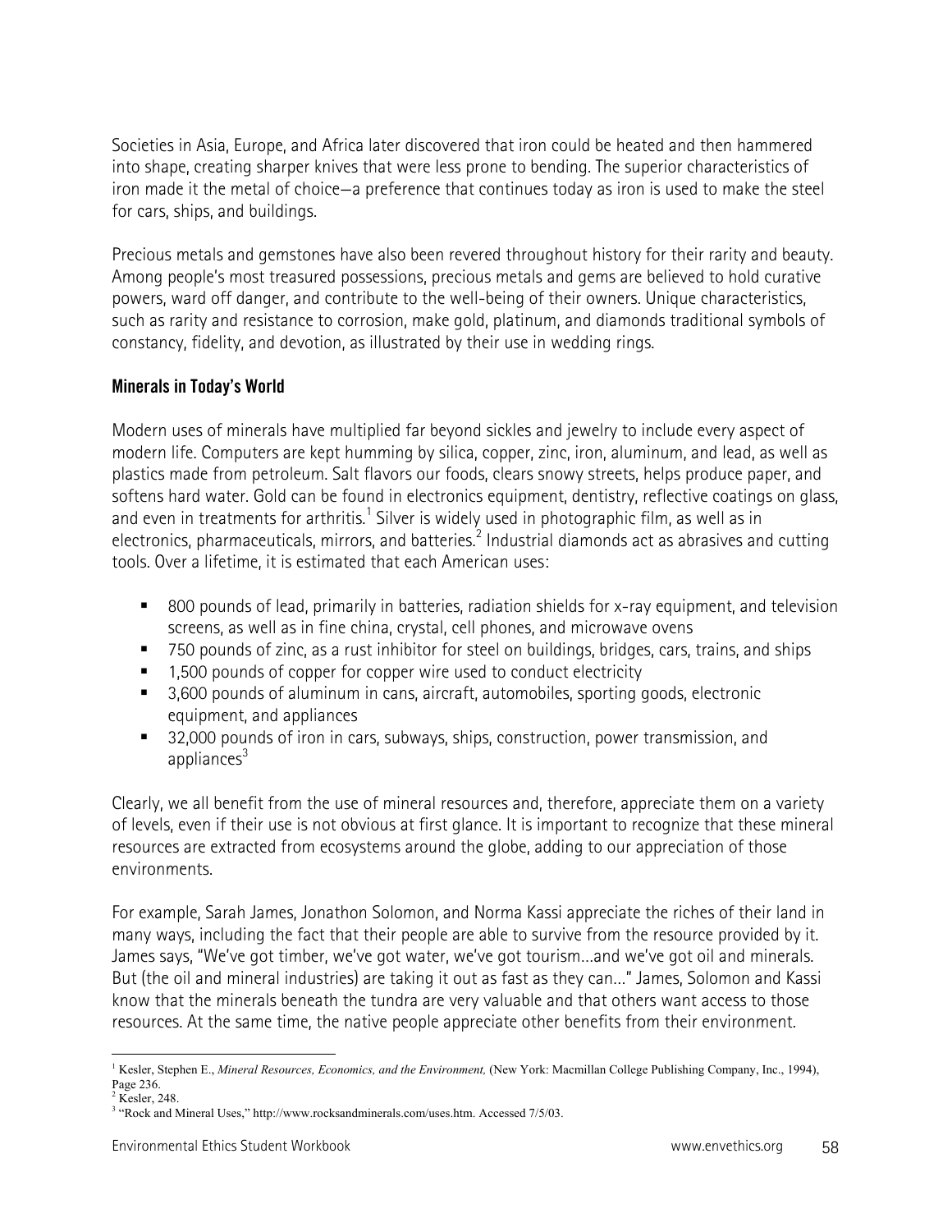Societies in Asia, Europe, and Africa later discovered that iron could be heated and then hammered into shape, creating sharper knives that were less prone to bending. The superior characteristics of iron made it the metal of choice—a preference that continues today as iron is used to make the steel for cars, ships, and buildings.

Precious metals and gemstones have also been revered throughout history for their rarity and beauty. Among people's most treasured possessions, precious metals and gems are believed to hold curative powers, ward off danger, and contribute to the well-being of their owners. Unique characteristics, such as rarity and resistance to corrosion, make gold, platinum, and diamonds traditional symbols of constancy, fidelity, and devotion, as illustrated by their use in wedding rings.

### Minerals in Today's World

Modern uses of minerals have multiplied far beyond sickles and jewelry to include every aspect of modern life. Computers are kept humming by silica, copper, zinc, iron, aluminum, and lead, as well as plastics made from petroleum. Salt flavors our foods, clears snowy streets, helps produce paper, and softens hard water. Gold can be found in electronics equipment, dentistry, reflective coatings on glass, and even in treatments for arthritis.[1] Silver is widely used in photographic film, as well as in electronics, pharmaceuticals, mirrors, and batteries.[2] Industrial diamonds act as abrasives and cutting tools. Over a lifetime, it is estimated that each American uses:

- 800 pounds of lead, primarily in batteries, radiation shields for x-ray equipment, and television screens, as well as in fine china, crystal, cell phones, and microwave ovens
- 750 pounds of zinc, as a rust inhibitor for steel on buildings, bridges, cars, trains, and ships
- 1,500 pounds of copper for copper wire used to conduct electricity
- 3,600 pounds of aluminum in cans, aircraft, automobiles, sporting goods, electronic equipment, and appliances
- 32,000 pounds of iron in cars, subways, ships, construction, power transmission, and appliances[3]

Clearly, we all benefit from the use of mineral resources and, therefore, appreciate them on a variety of levels, even if their use is not obvious at first glance. It is important to recognize that these mineral resources are extracted from ecosystems around the globe, adding to our appreciation of those environments.

For example, Sarah James, Jonathon Solomon, and Norma Kassi appreciate the riches of their land in many ways, including the fact that their people are able to survive from the resource provided by it. James says, "We've got timber, we've got water, we've got tourism…and we've got oil and minerals. But (the oil and mineral industries) are taking it out as fast as they can…" James, Solomon and Kassi know that the minerals beneath the tundra are very valuable and that others want access to those resources. At the same time, the native people appreciate other benefits from their environment.

---

[1] Kesler, Stephen E., *Mineral Resources, Economics, and the Environment,* (New York: Macmillan College Publishing Company, Inc., 1994), Page 236.

[2] Kesler, 248.

[3] "Rock and Mineral Uses," http://www.rocksandminerals.com/uses.htm. Accessed 7/5/03.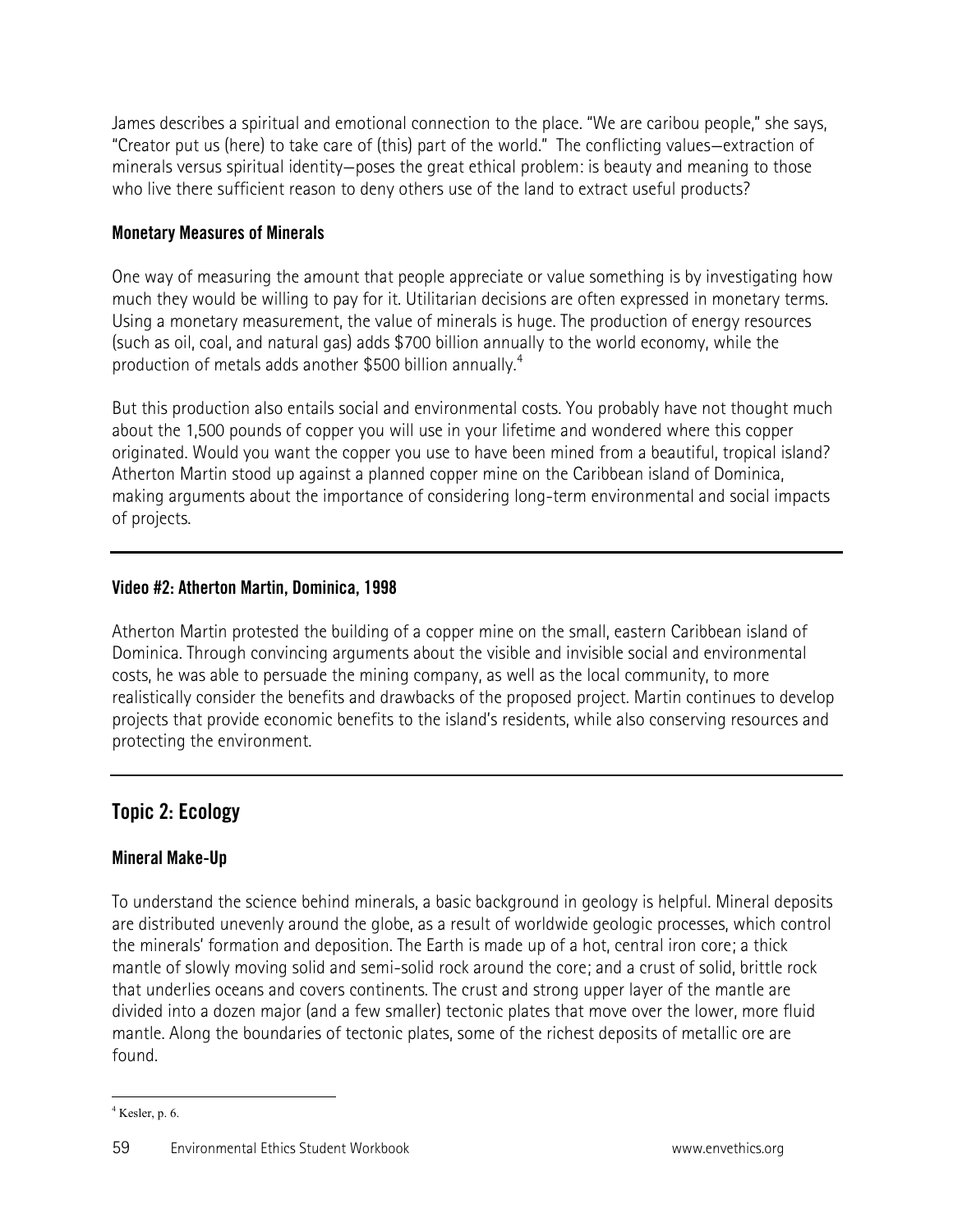James describes a spiritual and emotional connection to the place. "We are caribou people," she says, "Creator put us (here) to take care of (this) part of the world." The conflicting values—extraction of minerals versus spiritual identity—poses the great ethical problem: is beauty and meaning to those who live there sufficient reason to deny others use of the land to extract useful products?

### Monetary Measures of Minerals

One way of measuring the amount that people appreciate or value something is by investigating how much they would be willing to pay for it. Utilitarian decisions are often expressed in monetary terms. Using a monetary measurement, the value of minerals is huge. The production of energy resources (such as oil, coal, and natural gas) adds $700 billion annually to the world economy, while the production of metals adds another $500 billion annually.[4]

But this production also entails social and environmental costs. You probably have not thought much about the 1,500 pounds of copper you will use in your lifetime and wondered where this copper originated. Would you want the copper you use to have been mined from a beautiful, tropical island? Atherton Martin stood up against a planned copper mine on the Caribbean island of Dominica, making arguments about the importance of considering long-term environmental and social impacts of projects.

---

### Video #2: Atherton Martin, Dominica, 1998

Atherton Martin protested the building of a copper mine on the small, eastern Caribbean island of Dominica. Through convincing arguments about the visible and invisible social and environmental costs, he was able to persuade the mining company, as well as the local community, to more realistically consider the benefits and drawbacks of the proposed project. Martin continues to develop projects that provide economic benefits to the island's residents, while also conserving resources and protecting the environment.

---

## Topic 2: Ecology

### Mineral Make-Up

To understand the science behind minerals, a basic background in geology is helpful. Mineral deposits are distributed unevenly around the globe, as a result of worldwide geologic processes, which control the minerals' formation and deposition. The Earth is made up of a hot, central iron core; a thick mantle of slowly moving solid and semi-solid rock around the core; and a crust of solid, brittle rock that underlies oceans and covers continents. The crust and strong upper layer of the mantle are divided into a dozen major (and a few smaller) tectonic plates that move over the lower, more fluid mantle. Along the boundaries of tectonic plates, some of the richest deposits of metallic ore are found.

---

[4] Kesler, p. 6.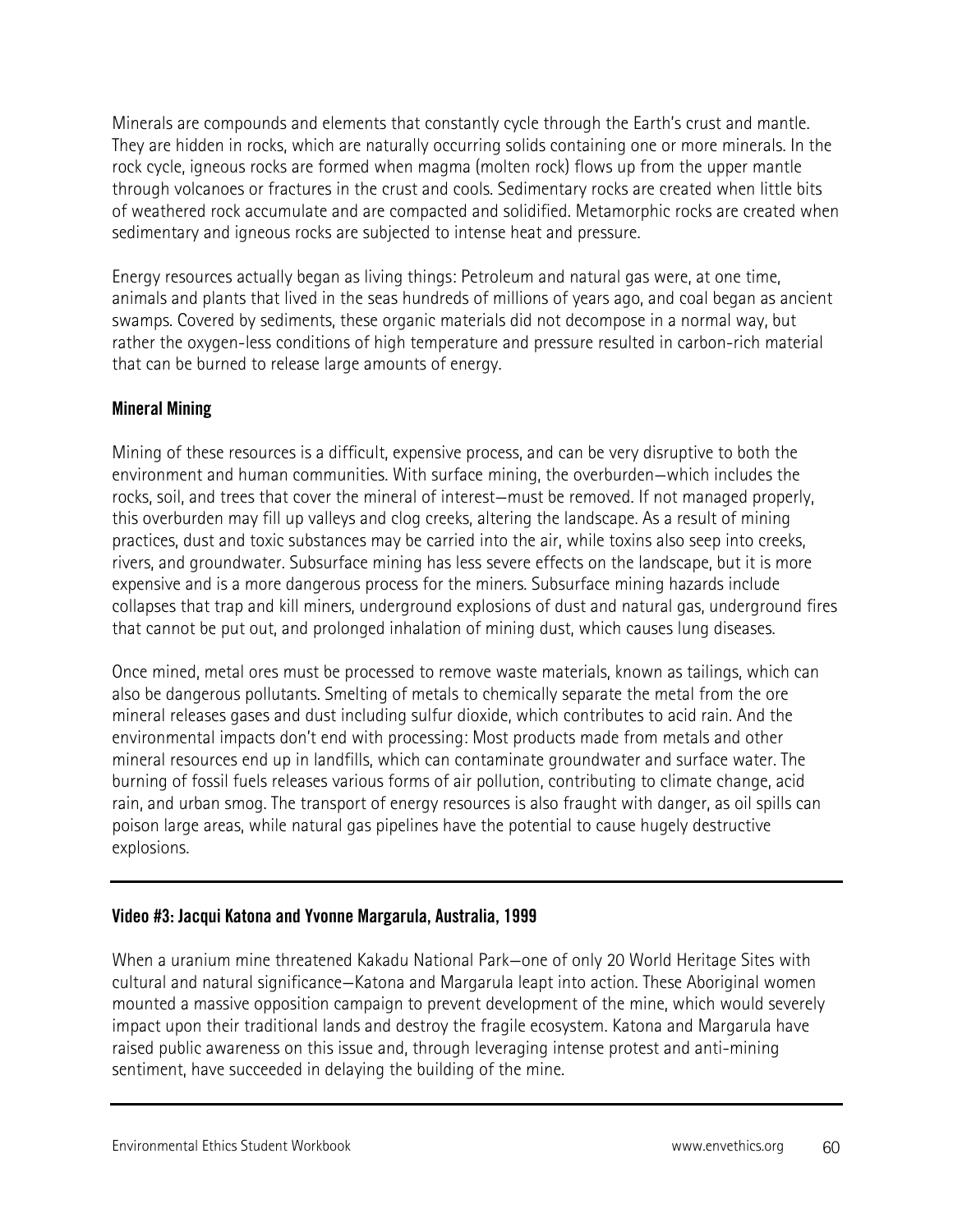Minerals are compounds and elements that constantly cycle through the Earth's crust and mantle. They are hidden in rocks, which are naturally occurring solids containing one or more minerals. In the rock cycle, igneous rocks are formed when magma (molten rock) flows up from the upper mantle through volcanoes or fractures in the crust and cools. Sedimentary rocks are created when little bits of weathered rock accumulate and are compacted and solidified. Metamorphic rocks are created when sedimentary and igneous rocks are subjected to intense heat and pressure.

Energy resources actually began as living things: Petroleum and natural gas were, at one time, animals and plants that lived in the seas hundreds of millions of years ago, and coal began as ancient swamps. Covered by sediments, these organic materials did not decompose in a normal way, but rather the oxygen-less conditions of high temperature and pressure resulted in carbon-rich material that can be burned to release large amounts of energy.

### Mineral Mining

Mining of these resources is a difficult, expensive process, and can be very disruptive to both the environment and human communities. With surface mining, the overburden—which includes the rocks, soil, and trees that cover the mineral of interest—must be removed. If not managed properly, this overburden may fill up valleys and clog creeks, altering the landscape. As a result of mining practices, dust and toxic substances may be carried into the air, while toxins also seep into creeks, rivers, and groundwater. Subsurface mining has less severe effects on the landscape, but it is more expensive and is a more dangerous process for the miners. Subsurface mining hazards include collapses that trap and kill miners, underground explosions of dust and natural gas, underground fires that cannot be put out, and prolonged inhalation of mining dust, which causes lung diseases.

Once mined, metal ores must be processed to remove waste materials, known as tailings, which can also be dangerous pollutants. Smelting of metals to chemically separate the metal from the ore mineral releases gases and dust including sulfur dioxide, which contributes to acid rain. And the environmental impacts don't end with processing: Most products made from metals and other mineral resources end up in landfills, which can contaminate groundwater and surface water. The burning of fossil fuels releases various forms of air pollution, contributing to climate change, acid rain, and urban smog. The transport of energy resources is also fraught with danger, as oil spills can poison large areas, while natural gas pipelines have the potential to cause hugely destructive explosions.

---

### Video #3: Jacqui Katona and Yvonne Margarula, Australia, 1999

When a uranium mine threatened Kakadu National Park—one of only 20 World Heritage Sites with cultural and natural significance—Katona and Margarula leapt into action. These Aboriginal women mounted a massive opposition campaign to prevent development of the mine, which would severely impact upon their traditional lands and destroy the fragile ecosystem. Katona and Margarula have raised public awareness on this issue and, through leveraging intense protest and anti-mining sentiment, have succeeded in delaying the building of the mine.

---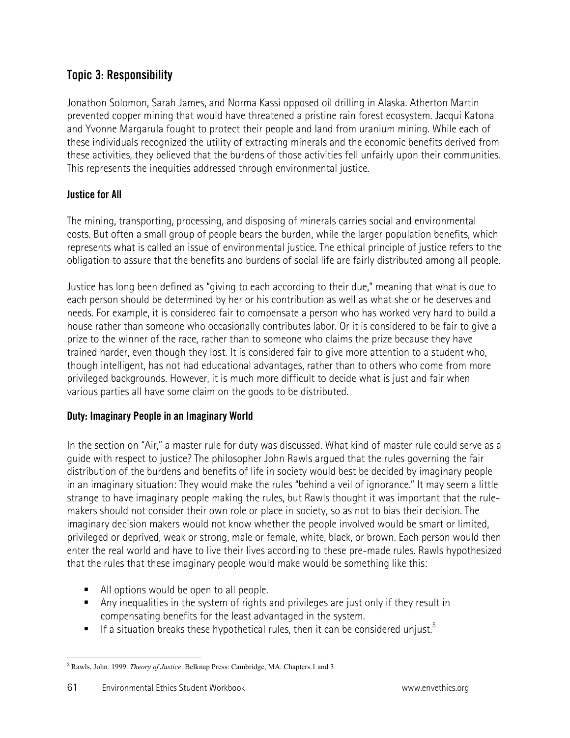## Topic 3: Responsibility

Jonathon Solomon, Sarah James, and Norma Kassi opposed oil drilling in Alaska. Atherton Martin prevented copper mining that would have threatened a pristine rain forest ecosystem. Jacqui Katona and Yvonne Margarula fought to protect their people and land from uranium mining. While each of these individuals recognized the utility of extracting minerals and the economic benefits derived from these activities, they believed that the burdens of those activities fell unfairly upon their communities. This represents the inequities addressed through environmental justice.

### Justice for All

The mining, transporting, processing, and disposing of minerals carries social and environmental costs. But often a small group of people bears the burden, while the larger population benefits, which represents what is called an issue of environmental justice. The ethical principle of justice refers to the obligation to assure that the benefits and burdens of social life are fairly distributed among all people.

Justice has long been defined as "giving to each according to their due," meaning that what is due to each person should be determined by her or his contribution as well as what she or he deserves and needs. For example, it is considered fair to compensate a person who has worked very hard to build a house rather than someone who occasionally contributes labor. Or it is considered to be fair to give a prize to the winner of the race, rather than to someone who claims the prize because they have trained harder, even though they lost. It is considered fair to give more attention to a student who, though intelligent, has not had educational advantages, rather than to others who come from more privileged backgrounds. However, it is much more difficult to decide what is just and fair when various parties all have some claim on the goods to be distributed.

### Duty: Imaginary People in an Imaginary World

In the section on "Air," a master rule for duty was discussed. What kind of master rule could serve as a guide with respect to justice? The philosopher John Rawls argued that the rules governing the fair distribution of the burdens and benefits of life in society would best be decided by imaginary people in an imaginary situation: They would make the rules "behind a veil of ignorance." It may seem a little strange to have imaginary people making the rules, but Rawls thought it was important that the rule-makers should not consider their own role or place in society, so as not to bias their decision. The imaginary decision makers would not know whether the people involved would be smart or limited, privileged or deprived, weak or strong, male or female, white, black, or brown. Each person would then enter the real world and have to live their lives according to these pre-made rules. Rawls hypothesized that the rules that these imaginary people would make would be something like this:

- All options would be open to all people.
- Any inequalities in the system of rights and privileges are just only if they result in compensating benefits for the least advantaged in the system.
- If a situation breaks these hypothetical rules, then it can be considered unjust.[5]

---

[5] Rawls, John. 1999. *Theory of Justice*. Belknap Press: Cambridge, MA. Chapters.1 and 3.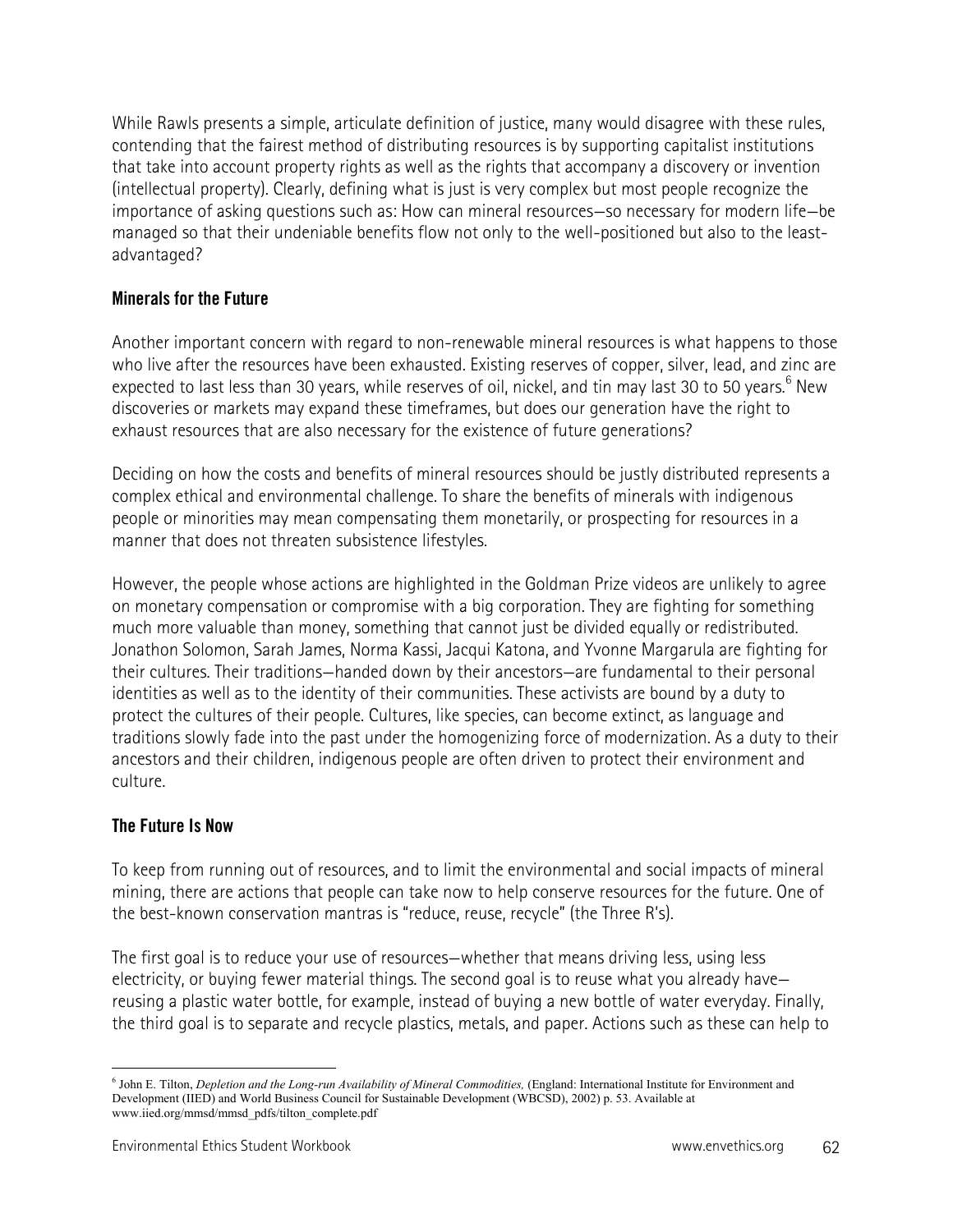While Rawls presents a simple, articulate definition of justice, many would disagree with these rules, contending that the fairest method of distributing resources is by supporting capitalist institutions that take into account property rights as well as the rights that accompany a discovery or invention (intellectual property). Clearly, defining what is just is very complex but most people recognize the importance of asking questions such as: How can mineral resources—so necessary for modern life—be managed so that their undeniable benefits flow not only to the well-positioned but also to the least-advantaged?

### Minerals for the Future

Another important concern with regard to non-renewable mineral resources is what happens to those who live after the resources have been exhausted. Existing reserves of copper, silver, lead, and zinc are expected to last less than 30 years, while reserves of oil, nickel, and tin may last 30 to 50 years.[6] New discoveries or markets may expand these timeframes, but does our generation have the right to exhaust resources that are also necessary for the existence of future generations?

Deciding on how the costs and benefits of mineral resources should be justly distributed represents a complex ethical and environmental challenge. To share the benefits of minerals with indigenous people or minorities may mean compensating them monetarily, or prospecting for resources in a manner that does not threaten subsistence lifestyles.

However, the people whose actions are highlighted in the Goldman Prize videos are unlikely to agree on monetary compensation or compromise with a big corporation. They are fighting for something much more valuable than money, something that cannot just be divided equally or redistributed. Jonathon Solomon, Sarah James, Norma Kassi, Jacqui Katona, and Yvonne Margarula are fighting for their cultures. Their traditions—handed down by their ancestors—are fundamental to their personal identities as well as to the identity of their communities. These activists are bound by a duty to protect the cultures of their people. Cultures, like species, can become extinct, as language and traditions slowly fade into the past under the homogenizing force of modernization. As a duty to their ancestors and their children, indigenous people are often driven to protect their environment and culture.

### The Future Is Now

To keep from running out of resources, and to limit the environmental and social impacts of mineral mining, there are actions that people can take now to help conserve resources for the future. One of the best-known conservation mantras is "reduce, reuse, recycle" (the Three R's).

The first goal is to reduce your use of resources—whether that means driving less, using less electricity, or buying fewer material things. The second goal is to reuse what you already have—reusing a plastic water bottle, for example, instead of buying a new bottle of water everyday. Finally, the third goal is to separate and recycle plastics, metals, and paper. Actions such as these can help to

---

[6] John E. Tilton, *Depletion and the Long-run Availability of Mineral Commodities,* (England: International Institute for Environment and Development (IIED) and World Business Council for Sustainable Development (WBCSD), 2002) p. 53. Available at www.iied.org/mmsd/mmsd_pdfs/tilton_complete.pdf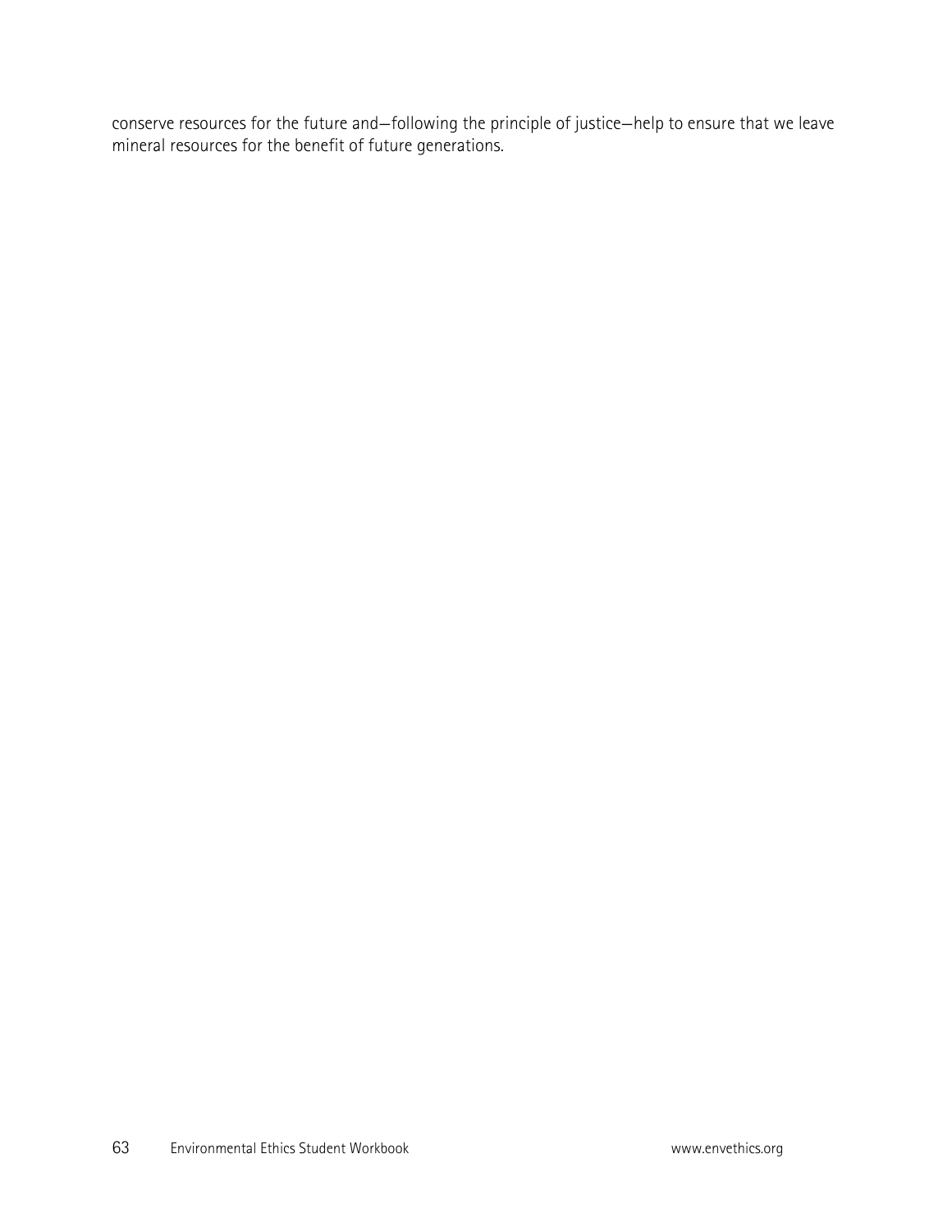conserve resources for the future and—following the principle of justice—help to ensure that we leave mineral resources for the benefit of future generations.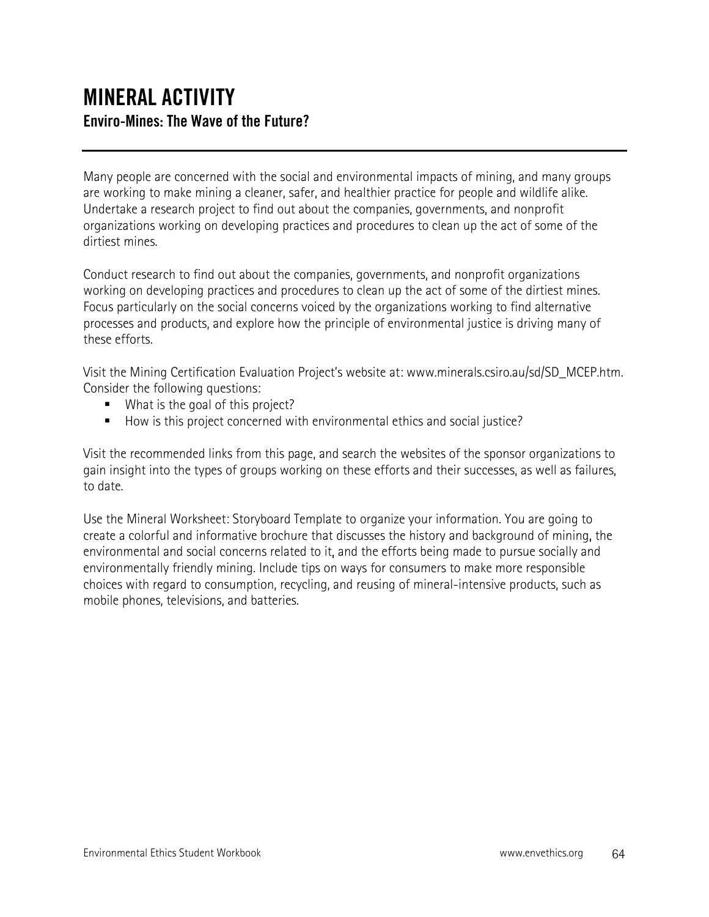# MINERAL ACTIVITY

## Enviro-Mines: The Wave of the Future?

Many people are concerned with the social and environmental impacts of mining, and many groups are working to make mining a cleaner, safer, and healthier practice for people and wildlife alike. Undertake a research project to find out about the companies, governments, and nonprofit organizations working on developing practices and procedures to clean up the act of some of the dirtiest mines.

Conduct research to find out about the companies, governments, and nonprofit organizations working on developing practices and procedures to clean up the act of some of the dirtiest mines. Focus particularly on the social concerns voiced by the organizations working to find alternative processes and products, and explore how the principle of environmental justice is driving many of these efforts.

Visit the Mining Certification Evaluation Project's website at: www.minerals.csiro.au/sd/SD_MCEP.htm. Consider the following questions:

- What is the goal of this project?
- How is this project concerned with environmental ethics and social justice?

Visit the recommended links from this page, and search the websites of the sponsor organizations to gain insight into the types of groups working on these efforts and their successes, as well as failures, to date.

Use the Mineral Worksheet: Storyboard Template to organize your information. You are going to create a colorful and informative brochure that discusses the history and background of mining, the environmental and social concerns related to it, and the efforts being made to pursue socially and environmentally friendly mining. Include tips on ways for consumers to make more responsible choices with regard to consumption, recycling, and reusing of mineral-intensive products, such as mobile phones, televisions, and batteries.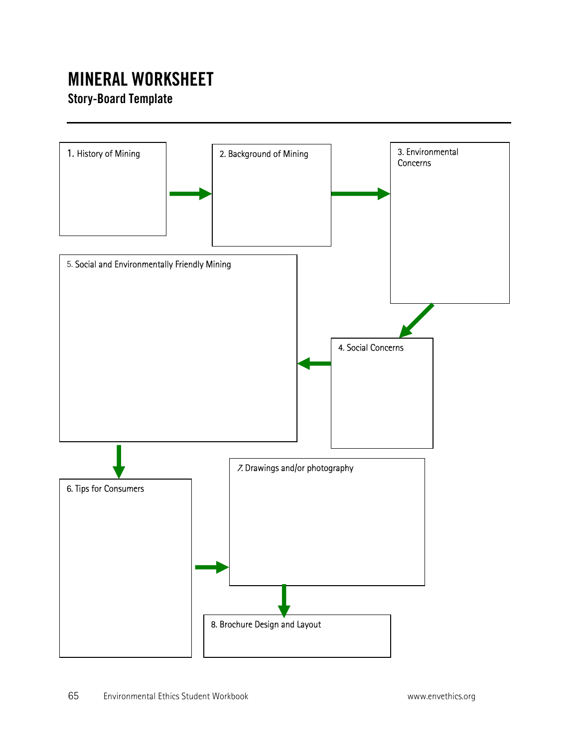# MINERAL WORKSHEET

## Story-Board Template

1. History of Mining

2. Background of Mining

3. Environmental Concerns

4. Social Concerns

5. Social and Environmentally Friendly Mining

6. Tips for Consumers

7. Drawings and/or photography

8. Brochure Design and Layout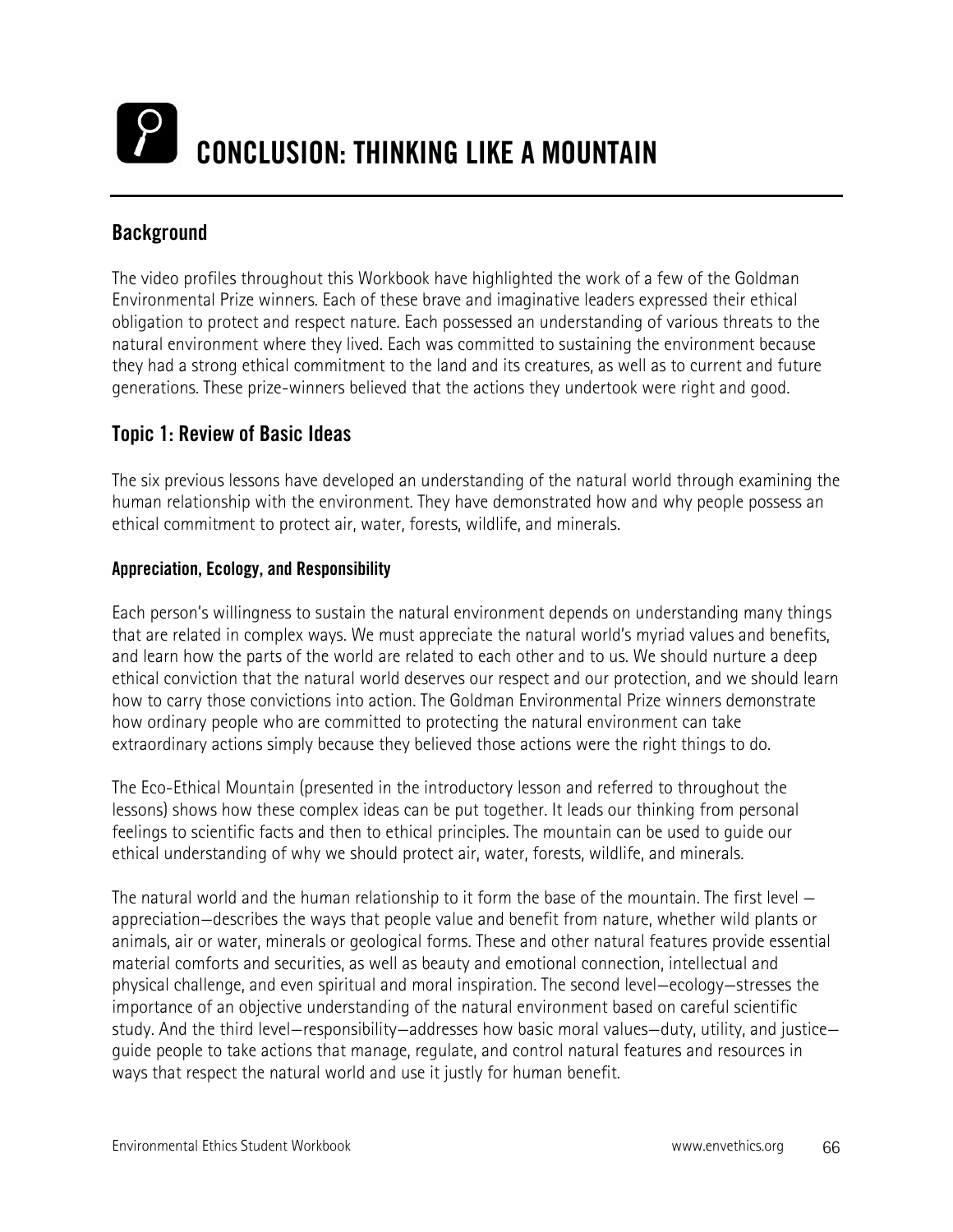# CONCLUSION: THINKING LIKE A MOUNTAIN

## Background

The video profiles throughout this Workbook have highlighted the work of a few of the Goldman Environmental Prize winners. Each of these brave and imaginative leaders expressed their ethical obligation to protect and respect nature. Each possessed an understanding of various threats to the natural environment where they lived. Each was committed to sustaining the environment because they had a strong ethical commitment to the land and its creatures, as well as to current and future generations. These prize-winners believed that the actions they undertook were right and good.

## Topic 1: Review of Basic Ideas

The six previous lessons have developed an understanding of the natural world through examining the human relationship with the environment. They have demonstrated how and why people possess an ethical commitment to protect air, water, forests, wildlife, and minerals.

### Appreciation, Ecology, and Responsibility

Each person's willingness to sustain the natural environment depends on understanding many things that are related in complex ways. We must appreciate the natural world's myriad values and benefits, and learn how the parts of the world are related to each other and to us. We should nurture a deep ethical conviction that the natural world deserves our respect and our protection, and we should learn how to carry those convictions into action. The Goldman Environmental Prize winners demonstrate how ordinary people who are committed to protecting the natural environment can take extraordinary actions simply because they believed those actions were the right things to do.

The Eco-Ethical Mountain (presented in the introductory lesson and referred to throughout the lessons) shows how these complex ideas can be put together. It leads our thinking from personal feelings to scientific facts and then to ethical principles. The mountain can be used to guide our ethical understanding of why we should protect air, water, forests, wildlife, and minerals.

The natural world and the human relationship to it form the base of the mountain. The first level — appreciation—describes the ways that people value and benefit from nature, whether wild plants or animals, air or water, minerals or geological forms. These and other natural features provide essential material comforts and securities, as well as beauty and emotional connection, intellectual and physical challenge, and even spiritual and moral inspiration. The second level—ecology—stresses the importance of an objective understanding of the natural environment based on careful scientific study. And the third level—responsibility—addresses how basic moral values—duty, utility, and justice—guide people to take actions that manage, regulate, and control natural features and resources in ways that respect the natural world and use it justly for human benefit.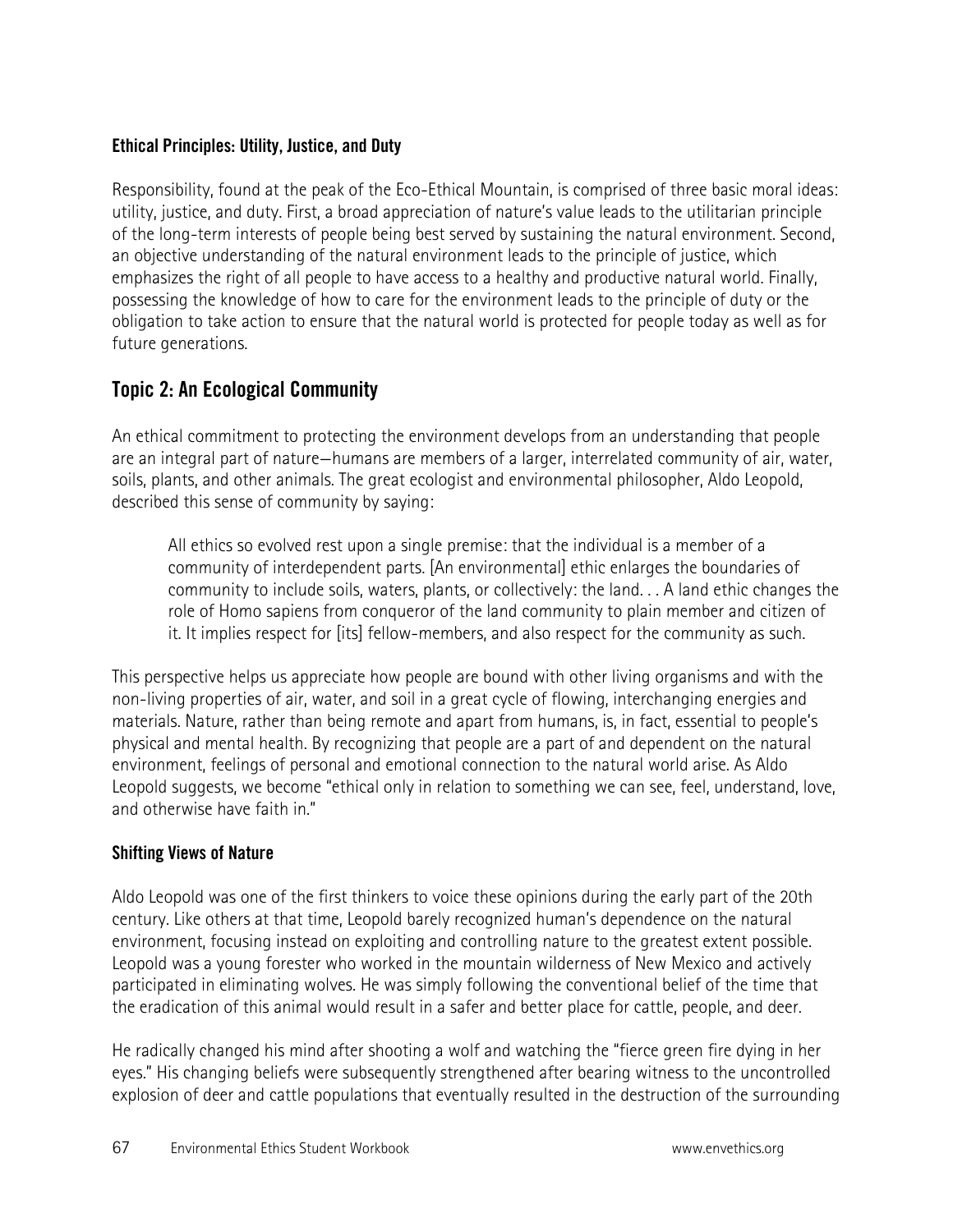### Ethical Principles: Utility, Justice, and Duty

Responsibility, found at the peak of the Eco-Ethical Mountain, is comprised of three basic moral ideas: utility, justice, and duty. First, a broad appreciation of nature's value leads to the utilitarian principle of the long-term interests of people being best served by sustaining the natural environment. Second, an objective understanding of the natural environment leads to the principle of justice, which emphasizes the right of all people to have access to a healthy and productive natural world. Finally, possessing the knowledge of how to care for the environment leads to the principle of duty or the obligation to take action to ensure that the natural world is protected for people today as well as for future generations.

## Topic 2: An Ecological Community

An ethical commitment to protecting the environment develops from an understanding that people are an integral part of nature—humans are members of a larger, interrelated community of air, water, soils, plants, and other animals. The great ecologist and environmental philosopher, Aldo Leopold, described this sense of community by saying:

> All ethics so evolved rest upon a single premise: that the individual is a member of a community of interdependent parts. [An environmental] ethic enlarges the boundaries of community to include soils, waters, plants, or collectively: the land. . . A land ethic changes the role of Homo sapiens from conqueror of the land community to plain member and citizen of it. It implies respect for [its] fellow-members, and also respect for the community as such.

This perspective helps us appreciate how people are bound with other living organisms and with the non-living properties of air, water, and soil in a great cycle of flowing, interchanging energies and materials. Nature, rather than being remote and apart from humans, is, in fact, essential to people's physical and mental health. By recognizing that people are a part of and dependent on the natural environment, feelings of personal and emotional connection to the natural world arise. As Aldo Leopold suggests, we become "ethical only in relation to something we can see, feel, understand, love, and otherwise have faith in."

### Shifting Views of Nature

Aldo Leopold was one of the first thinkers to voice these opinions during the early part of the 20th century. Like others at that time, Leopold barely recognized human's dependence on the natural environment, focusing instead on exploiting and controlling nature to the greatest extent possible. Leopold was a young forester who worked in the mountain wilderness of New Mexico and actively participated in eliminating wolves. He was simply following the conventional belief of the time that the eradication of this animal would result in a safer and better place for cattle, people, and deer.

He radically changed his mind after shooting a wolf and watching the "fierce green fire dying in her eyes." His changing beliefs were subsequently strengthened after bearing witness to the uncontrolled explosion of deer and cattle populations that eventually resulted in the destruction of the surrounding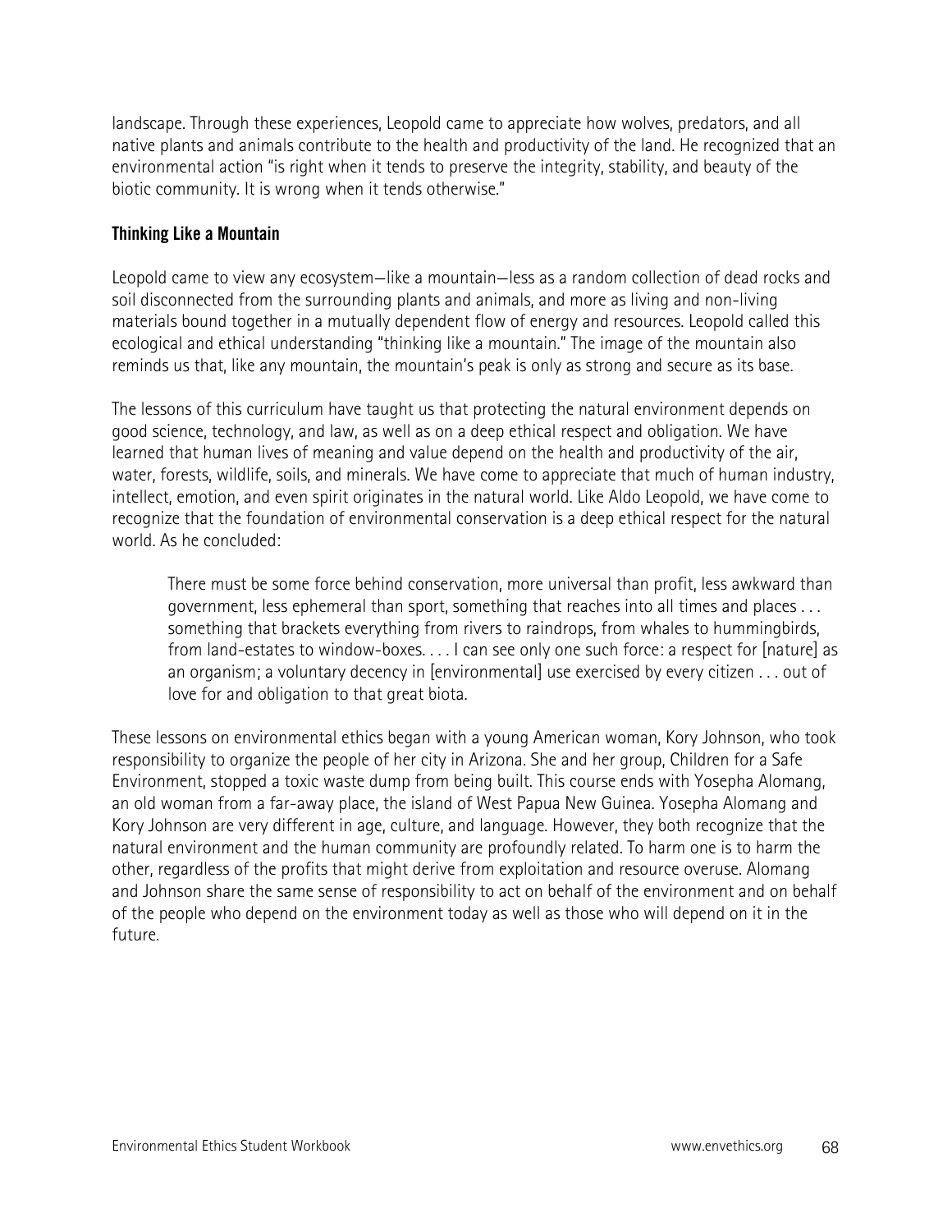landscape. Through these experiences, Leopold came to appreciate how wolves, predators, and all native plants and animals contribute to the health and productivity of the land. He recognized that an environmental action "is right when it tends to preserve the integrity, stability, and beauty of the biotic community. It is wrong when it tends otherwise."

### Thinking Like a Mountain

Leopold came to view any ecosystem—like a mountain—less as a random collection of dead rocks and soil disconnected from the surrounding plants and animals, and more as living and non-living materials bound together in a mutually dependent flow of energy and resources. Leopold called this ecological and ethical understanding "thinking like a mountain." The image of the mountain also reminds us that, like any mountain, the mountain's peak is only as strong and secure as its base.

The lessons of this curriculum have taught us that protecting the natural environment depends on good science, technology, and law, as well as on a deep ethical respect and obligation. We have learned that human lives of meaning and value depend on the health and productivity of the air, water, forests, wildlife, soils, and minerals. We have come to appreciate that much of human industry, intellect, emotion, and even spirit originates in the natural world. Like Aldo Leopold, we have come to recognize that the foundation of environmental conservation is a deep ethical respect for the natural world. As he concluded:

> There must be some force behind conservation, more universal than profit, less awkward than government, less ephemeral than sport, something that reaches into all times and places . . . something that brackets everything from rivers to raindrops, from whales to hummingbirds, from land-estates to window-boxes. . . . I can see only one such force: a respect for [nature] as an organism; a voluntary decency in [environmental] use exercised by every citizen . . . out of love for and obligation to that great biota.

These lessons on environmental ethics began with a young American woman, Kory Johnson, who took responsibility to organize the people of her city in Arizona. She and her group, Children for a Safe Environment, stopped a toxic waste dump from being built. This course ends with Yosepha Alomang, an old woman from a far-away place, the island of West Papua New Guinea. Yosepha Alomang and Kory Johnson are very different in age, culture, and language. However, they both recognize that the natural environment and the human community are profoundly related. To harm one is to harm the other, regardless of the profits that might derive from exploitation and resource overuse. Alomang and Johnson share the same sense of responsibility to act on behalf of the environment and on behalf of the people who depend on the environment today as well as those who will depend on it in the future.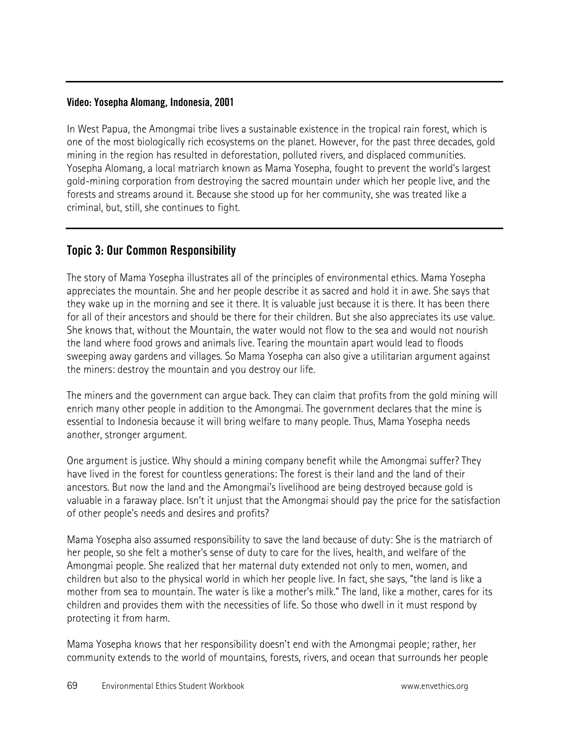**Video: Yosepha Alomang, Indonesia, 2001**

In West Papua, the Amongmai tribe lives a sustainable existence in the tropical rain forest, which is one of the most biologically rich ecosystems on the planet. However, for the past three decades, gold mining in the region has resulted in deforestation, polluted rivers, and displaced communities. Yosepha Alomang, a local matriarch known as Mama Yosepha, fought to prevent the world's largest gold-mining corporation from destroying the sacred mountain under which her people live, and the forests and streams around it. Because she stood up for her community, she was treated like a criminal, but, still, she continues to fight.

## Topic 3: Our Common Responsibility

The story of Mama Yosepha illustrates all of the principles of environmental ethics. Mama Yosepha appreciates the mountain. She and her people describe it as sacred and hold it in awe. She says that they wake up in the morning and see it there. It is valuable just because it is there. It has been there for all of their ancestors and should be there for their children. But she also appreciates its use value. She knows that, without the Mountain, the water would not flow to the sea and would not nourish the land where food grows and animals live. Tearing the mountain apart would lead to floods sweeping away gardens and villages. So Mama Yosepha can also give a utilitarian argument against the miners: destroy the mountain and you destroy our life.

The miners and the government can argue back. They can claim that profits from the gold mining will enrich many other people in addition to the Amongmai. The government declares that the mine is essential to Indonesia because it will bring welfare to many people. Thus, Mama Yosepha needs another, stronger argument.

One argument is justice. Why should a mining company benefit while the Amongmai suffer? They have lived in the forest for countless generations: The forest is their land and the land of their ancestors. But now the land and the Amongmai's livelihood are being destroyed because gold is valuable in a faraway place. Isn't it unjust that the Amongmai should pay the price for the satisfaction of other people's needs and desires and profits?

Mama Yosepha also assumed responsibility to save the land because of duty: She is the matriarch of her people, so she felt a mother's sense of duty to care for the lives, health, and welfare of the Amongmai people. She realized that her maternal duty extended not only to men, women, and children but also to the physical world in which her people live. In fact, she says, "the land is like a mother from sea to mountain. The water is like a mother's milk." The land, like a mother, cares for its children and provides them with the necessities of life. So those who dwell in it must respond by protecting it from harm.

Mama Yosepha knows that her responsibility doesn't end with the Amongmai people; rather, her community extends to the world of mountains, forests, rivers, and ocean that surrounds her people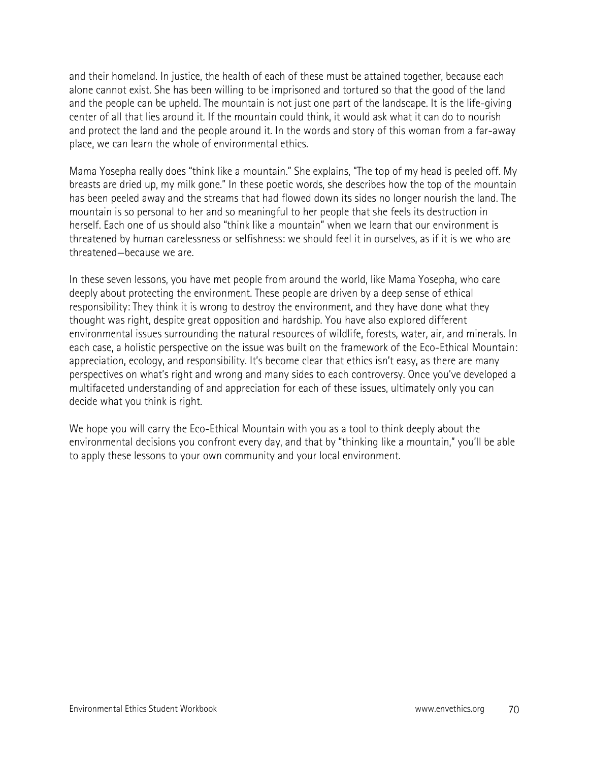and their homeland. In justice, the health of each of these must be attained together, because each alone cannot exist. She has been willing to be imprisoned and tortured so that the good of the land and the people can be upheld. The mountain is not just one part of the landscape. It is the life-giving center of all that lies around it. If the mountain could think, it would ask what it can do to nourish and protect the land and the people around it. In the words and story of this woman from a far-away place, we can learn the whole of environmental ethics.

Mama Yosepha really does "think like a mountain." She explains, "The top of my head is peeled off. My breasts are dried up, my milk gone." In these poetic words, she describes how the top of the mountain has been peeled away and the streams that had flowed down its sides no longer nourish the land. The mountain is so personal to her and so meaningful to her people that she feels its destruction in herself. Each one of us should also "think like a mountain" when we learn that our environment is threatened by human carelessness or selfishness: we should feel it in ourselves, as if it is we who are threatened—because we are.

In these seven lessons, you have met people from around the world, like Mama Yosepha, who care deeply about protecting the environment. These people are driven by a deep sense of ethical responsibility: They think it is wrong to destroy the environment, and they have done what they thought was right, despite great opposition and hardship. You have also explored different environmental issues surrounding the natural resources of wildlife, forests, water, air, and minerals. In each case, a holistic perspective on the issue was built on the framework of the Eco-Ethical Mountain: appreciation, ecology, and responsibility. It's become clear that ethics isn't easy, as there are many perspectives on what's right and wrong and many sides to each controversy. Once you've developed a multifaceted understanding of and appreciation for each of these issues, ultimately only you can decide what you think is right.

We hope you will carry the Eco-Ethical Mountain with you as a tool to think deeply about the environmental decisions you confront every day, and that by "thinking like a mountain," you'll be able to apply these lessons to your own community and your local environment.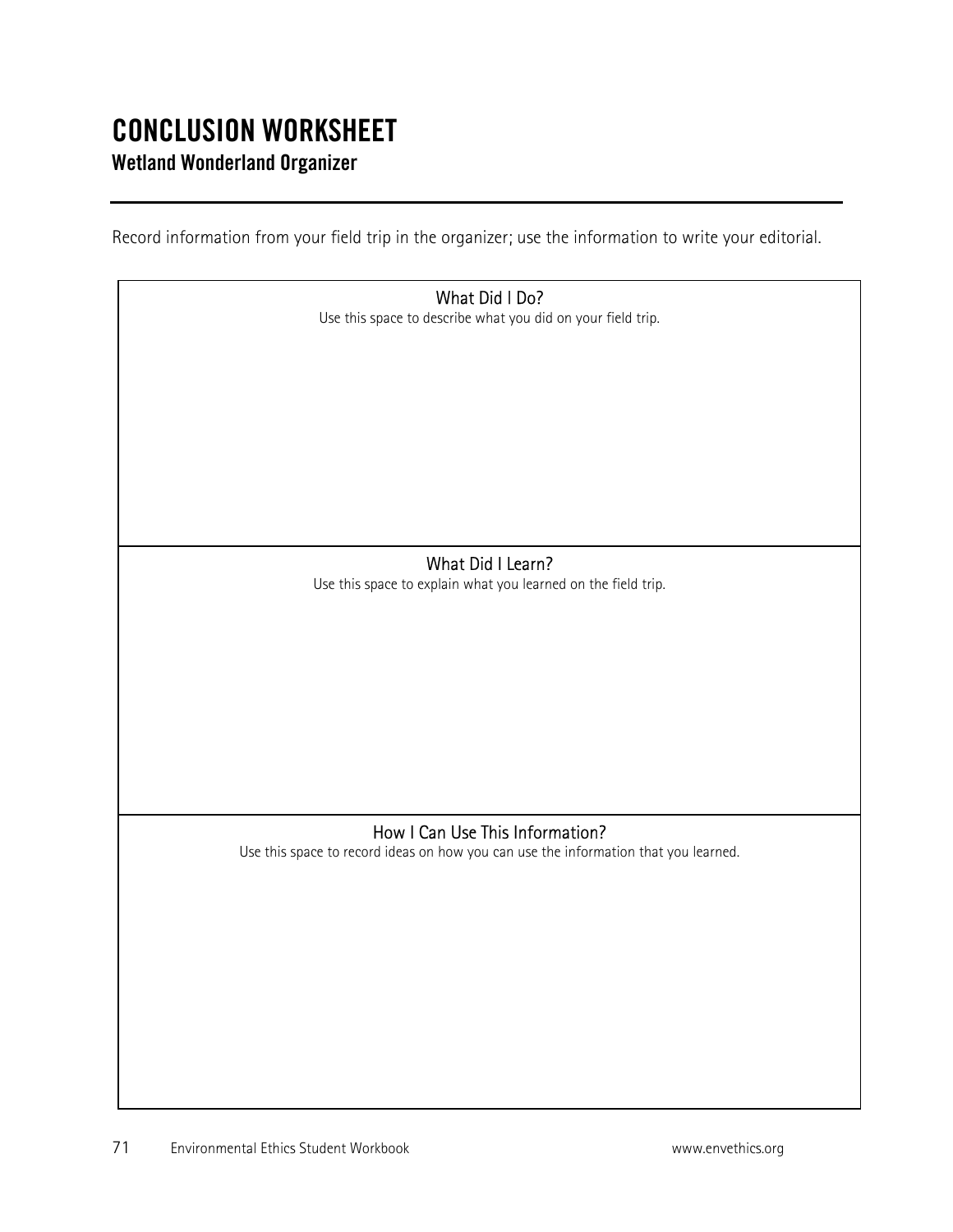# CONCLUSION WORKSHEET

## Wetland Wonderland Organizer

Record information from your field trip in the organizer; use the information to write your editorial.

| What Did I Do?<br>Use this space to describe what you did on your field trip. |
|---|
| What Did I Learn?<br>Use this space to explain what you learned on the field trip. |
| How I Can Use This Information?<br>Use this space to record ideas on how you can use the information that you learned. |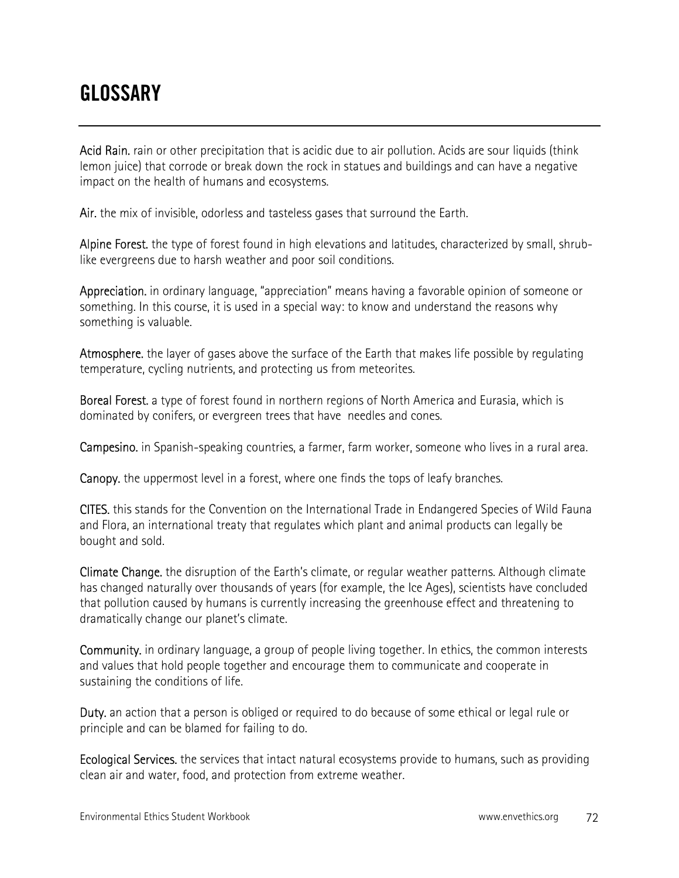# GLOSSARY

**Acid Rain.** rain or other precipitation that is acidic due to air pollution. Acids are sour liquids (think lemon juice) that corrode or break down the rock in statues and buildings and can have a negative impact on the health of humans and ecosystems.

**Air.** the mix of invisible, odorless and tasteless gases that surround the Earth.

**Alpine Forest.** the type of forest found in high elevations and latitudes, characterized by small, shrub-like evergreens due to harsh weather and poor soil conditions.

**Appreciation.** in ordinary language, "appreciation" means having a favorable opinion of someone or something. In this course, it is used in a special way: to know and understand the reasons why something is valuable.

**Atmosphere.** the layer of gases above the surface of the Earth that makes life possible by regulating temperature, cycling nutrients, and protecting us from meteorites.

**Boreal Forest.** a type of forest found in northern regions of North America and Eurasia, which is dominated by conifers, or evergreen trees that have needles and cones.

**Campesino.** in Spanish-speaking countries, a farmer, farm worker, someone who lives in a rural area.

**Canopy.** the uppermost level in a forest, where one finds the tops of leafy branches.

**CITES.** this stands for the Convention on the International Trade in Endangered Species of Wild Fauna and Flora, an international treaty that regulates which plant and animal products can legally be bought and sold.

**Climate Change.** the disruption of the Earth's climate, or regular weather patterns. Although climate has changed naturally over thousands of years (for example, the Ice Ages), scientists have concluded that pollution caused by humans is currently increasing the greenhouse effect and threatening to dramatically change our planet's climate.

**Community.** in ordinary language, a group of people living together. In ethics, the common interests and values that hold people together and encourage them to communicate and cooperate in sustaining the conditions of life.

**Duty.** an action that a person is obliged or required to do because of some ethical or legal rule or principle and can be blamed for failing to do.

**Ecological Services.** the services that intact natural ecosystems provide to humans, such as providing clean air and water, food, and protection from extreme weather.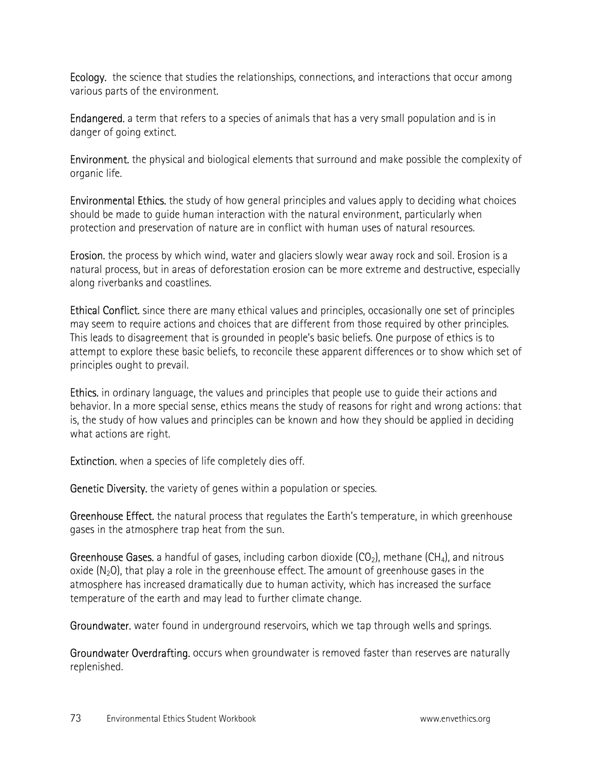**Ecology.** the science that studies the relationships, connections, and interactions that occur among various parts of the environment.

**Endangered.** a term that refers to a species of animals that has a very small population and is in danger of going extinct.

**Environment.** the physical and biological elements that surround and make possible the complexity of organic life.

**Environmental Ethics.** the study of how general principles and values apply to deciding what choices should be made to guide human interaction with the natural environment, particularly when protection and preservation of nature are in conflict with human uses of natural resources.

**Erosion.** the process by which wind, water and glaciers slowly wear away rock and soil. Erosion is a natural process, but in areas of deforestation erosion can be more extreme and destructive, especially along riverbanks and coastlines.

**Ethical Conflict.** since there are many ethical values and principles, occasionally one set of principles may seem to require actions and choices that are different from those required by other principles. This leads to disagreement that is grounded in people's basic beliefs. One purpose of ethics is to attempt to explore these basic beliefs, to reconcile these apparent differences or to show which set of principles ought to prevail.

**Ethics.** in ordinary language, the values and principles that people use to guide their actions and behavior. In a more special sense, ethics means the study of reasons for right and wrong actions: that is, the study of how values and principles can be known and how they should be applied in deciding what actions are right.

**Extinction.** when a species of life completely dies off.

**Genetic Diversity.** the variety of genes within a population or species.

**Greenhouse Effect.** the natural process that regulates the Earth's temperature, in which greenhouse gases in the atmosphere trap heat from the sun.

**Greenhouse Gases.** a handful of gases, including carbon dioxide ($CO_2$), methane ($CH_4$), and nitrous oxide ($N_2O$), that play a role in the greenhouse effect. The amount of greenhouse gases in the atmosphere has increased dramatically due to human activity, which has increased the surface temperature of the earth and may lead to further climate change.

**Groundwater.** water found in underground reservoirs, which we tap through wells and springs.

**Groundwater Overdrafting.** occurs when groundwater is removed faster than reserves are naturally replenished.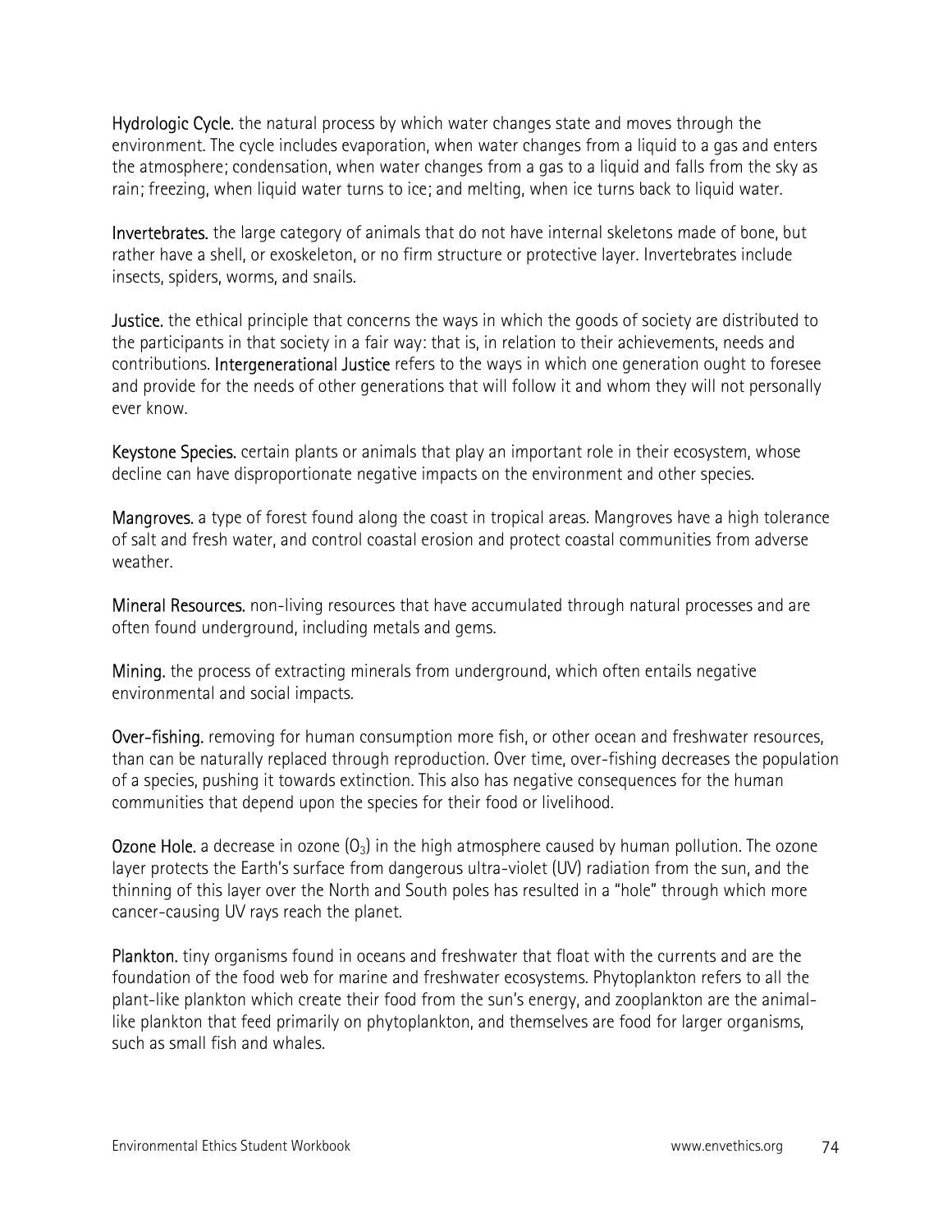**Hydrologic Cycle.** the natural process by which water changes state and moves through the environment. The cycle includes evaporation, when water changes from a liquid to a gas and enters the atmosphere; condensation, when water changes from a gas to a liquid and falls from the sky as rain; freezing, when liquid water turns to ice; and melting, when ice turns back to liquid water.

**Invertebrates.** the large category of animals that do not have internal skeletons made of bone, but rather have a shell, or exoskeleton, or no firm structure or protective layer. Invertebrates include insects, spiders, worms, and snails.

**Justice.** the ethical principle that concerns the ways in which the goods of society are distributed to the participants in that society in a fair way: that is, in relation to their achievements, needs and contributions. **Intergenerational Justice** refers to the ways in which one generation ought to foresee and provide for the needs of other generations that will follow it and whom they will not personally ever know.

**Keystone Species.** certain plants or animals that play an important role in their ecosystem, whose decline can have disproportionate negative impacts on the environment and other species.

**Mangroves.** a type of forest found along the coast in tropical areas. Mangroves have a high tolerance of salt and fresh water, and control coastal erosion and protect coastal communities from adverse weather.

**Mineral Resources.** non-living resources that have accumulated through natural processes and are often found underground, including metals and gems.

**Mining.** the process of extracting minerals from underground, which often entails negative environmental and social impacts.

**Over-fishing.** removing for human consumption more fish, or other ocean and freshwater resources, than can be naturally replaced through reproduction. Over time, over-fishing decreases the population of a species, pushing it towards extinction. This also has negative consequences for the human communities that depend upon the species for their food or livelihood.

**Ozone Hole.** a decrease in ozone ($O_3$) in the high atmosphere caused by human pollution. The ozone layer protects the Earth's surface from dangerous ultra-violet (UV) radiation from the sun, and the thinning of this layer over the North and South poles has resulted in a "hole" through which more cancer-causing UV rays reach the planet.

**Plankton.** tiny organisms found in oceans and freshwater that float with the currents and are the foundation of the food web for marine and freshwater ecosystems. Phytoplankton refers to all the plant-like plankton which create their food from the sun's energy, and zooplankton are the animal-like plankton that feed primarily on phytoplankton, and themselves are food for larger organisms, such as small fish and whales.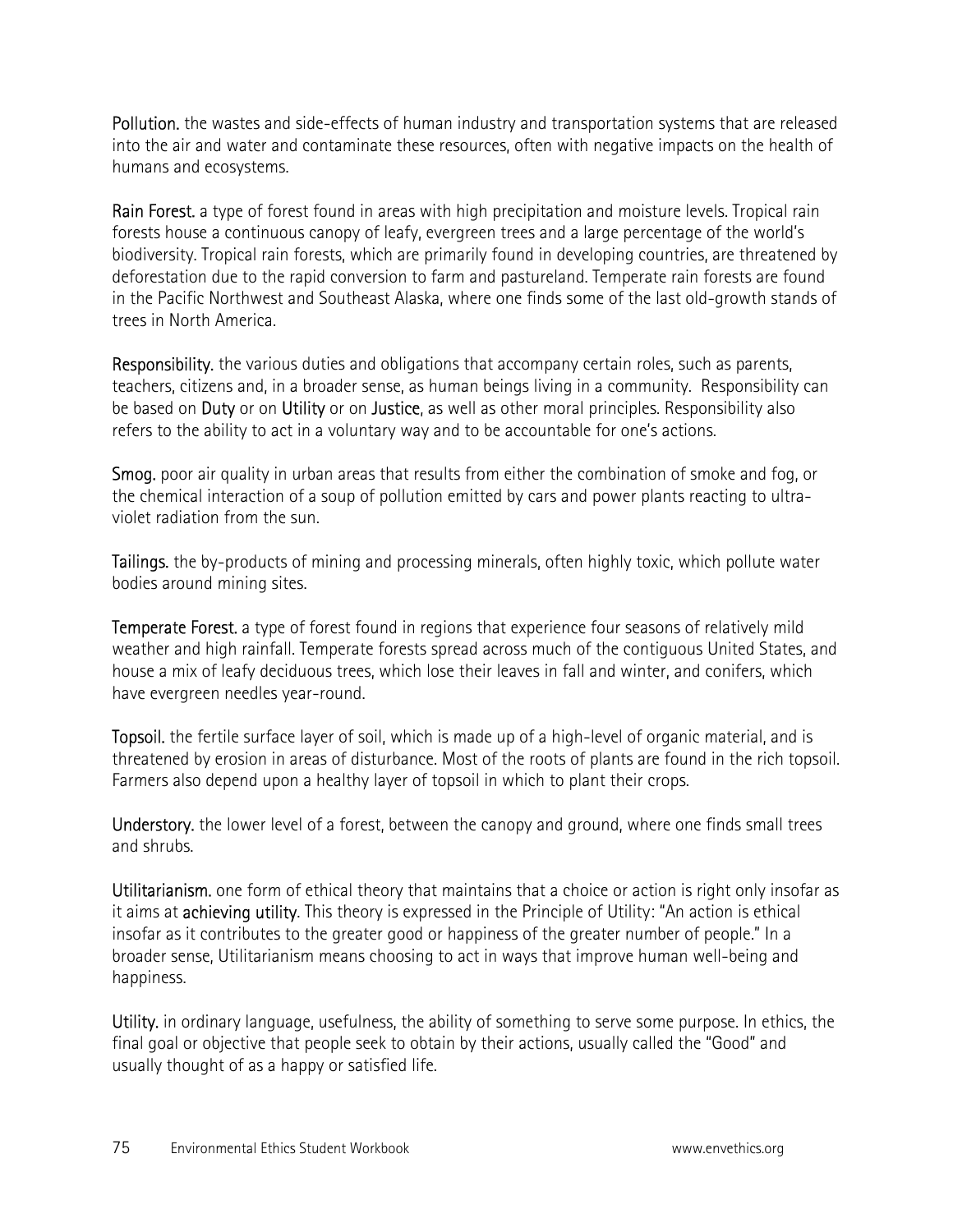**Pollution.** the wastes and side-effects of human industry and transportation systems that are released into the air and water and contaminate these resources, often with negative impacts on the health of humans and ecosystems.

**Rain Forest.** a type of forest found in areas with high precipitation and moisture levels. Tropical rain forests house a continuous canopy of leafy, evergreen trees and a large percentage of the world's biodiversity. Tropical rain forests, which are primarily found in developing countries, are threatened by deforestation due to the rapid conversion to farm and pastureland. Temperate rain forests are found in the Pacific Northwest and Southeast Alaska, where one finds some of the last old-growth stands of trees in North America.

**Responsibility.** the various duties and obligations that accompany certain roles, such as parents, teachers, citizens and, in a broader sense, as human beings living in a community. Responsibility can be based on **Duty** or on **Utility** or on **Justice**, as well as other moral principles. Responsibility also refers to the ability to act in a voluntary way and to be accountable for one's actions.

**Smog.** poor air quality in urban areas that results from either the combination of smoke and fog, or the chemical interaction of a soup of pollution emitted by cars and power plants reacting to ultra-violet radiation from the sun.

**Tailings.** the by-products of mining and processing minerals, often highly toxic, which pollute water bodies around mining sites.

**Temperate Forest.** a type of forest found in regions that experience four seasons of relatively mild weather and high rainfall. Temperate forests spread across much of the contiguous United States, and house a mix of leafy deciduous trees, which lose their leaves in fall and winter, and conifers, which have evergreen needles year-round.

**Topsoil.** the fertile surface layer of soil, which is made up of a high-level of organic material, and is threatened by erosion in areas of disturbance. Most of the roots of plants are found in the rich topsoil. Farmers also depend upon a healthy layer of topsoil in which to plant their crops.

**Understory.** the lower level of a forest, between the canopy and ground, where one finds small trees and shrubs.

**Utilitarianism.** one form of ethical theory that maintains that a choice or action is right only insofar as it aims at **achieving utility**. This theory is expressed in the Principle of Utility: "An action is ethical insofar as it contributes to the greater good or happiness of the greater number of people." In a broader sense, Utilitarianism means choosing to act in ways that improve human well-being and happiness.

**Utility.** in ordinary language, usefulness, the ability of something to serve some purpose. In ethics, the final goal or objective that people seek to obtain by their actions, usually called the "Good" and usually thought of as a happy or satisfied life.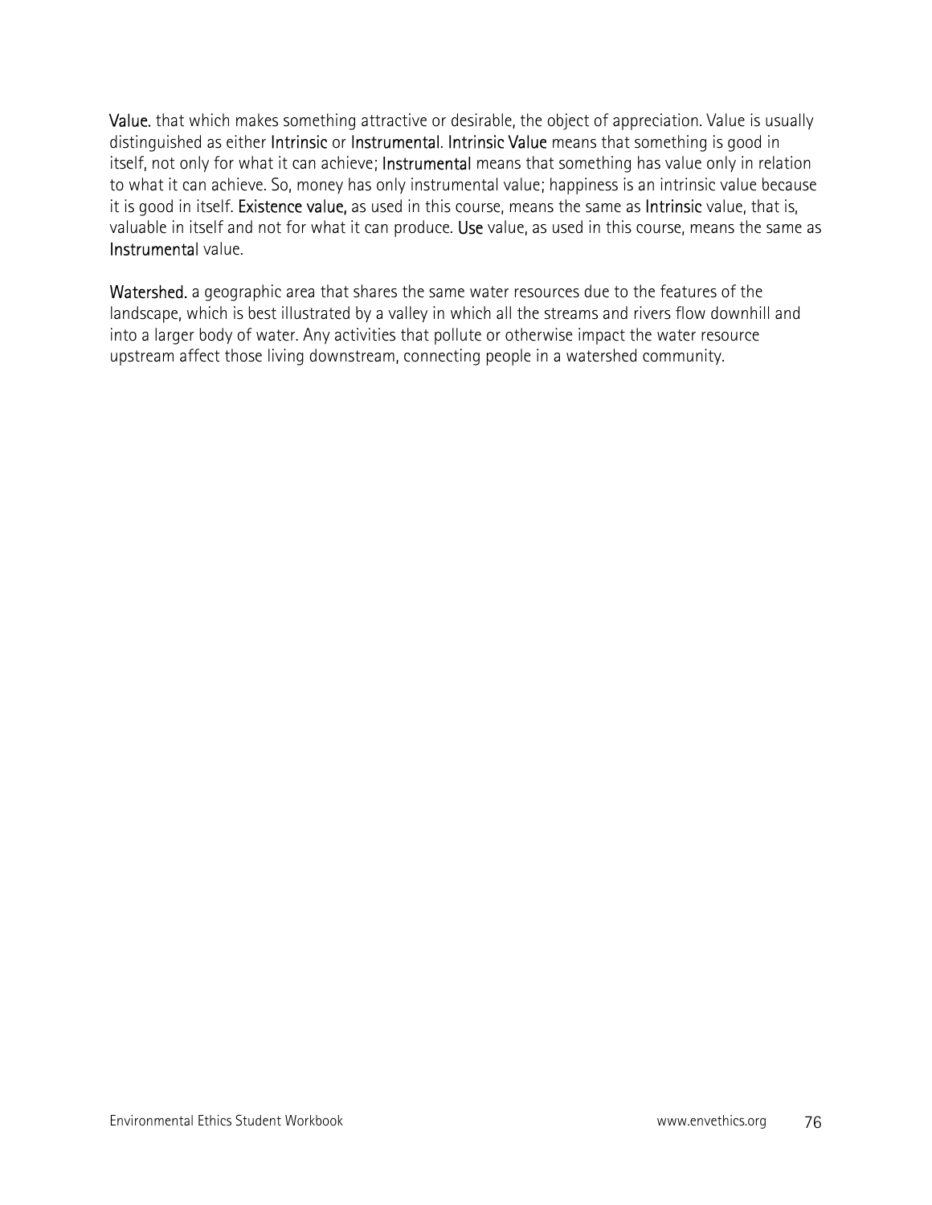**Value.** that which makes something attractive or desirable, the object of appreciation. Value is usually distinguished as either **Intrinsic** or **Instrumental**. **Intrinsic Value** means that something is good in itself, not only for what it can achieve; **Instrumental** means that something has value only in relation to what it can achieve. So, money has only instrumental value; happiness is an intrinsic value because it is good in itself. **Existence value,** as used in this course, means the same as **Intrinsic** value, that is, valuable in itself and not for what it can produce. **Use** value, as used in this course, means the same as **Instrumental** value.

**Watershed.** a geographic area that shares the same water resources due to the features of the landscape, which is best illustrated by a valley in which all the streams and rivers flow downhill and into a larger body of water. Any activities that pollute or otherwise impact the water resource upstream affect those living downstream, connecting people in a watershed community.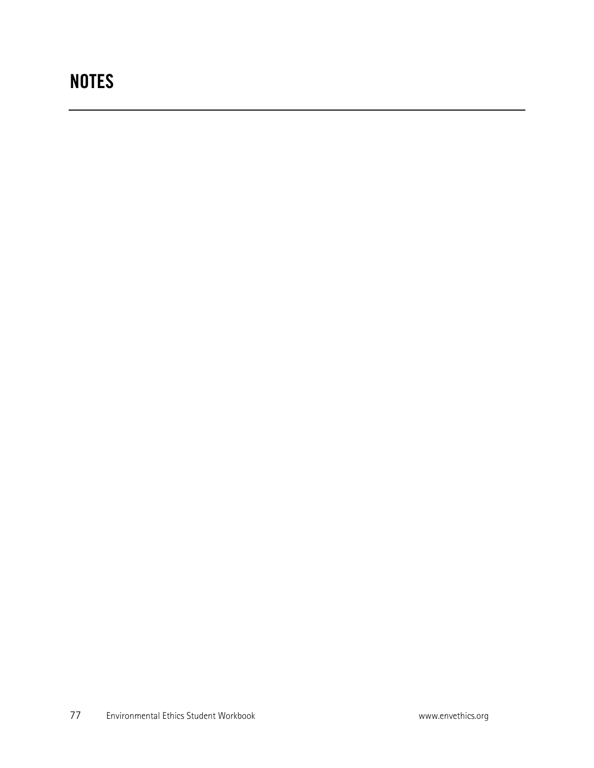# NOTES

---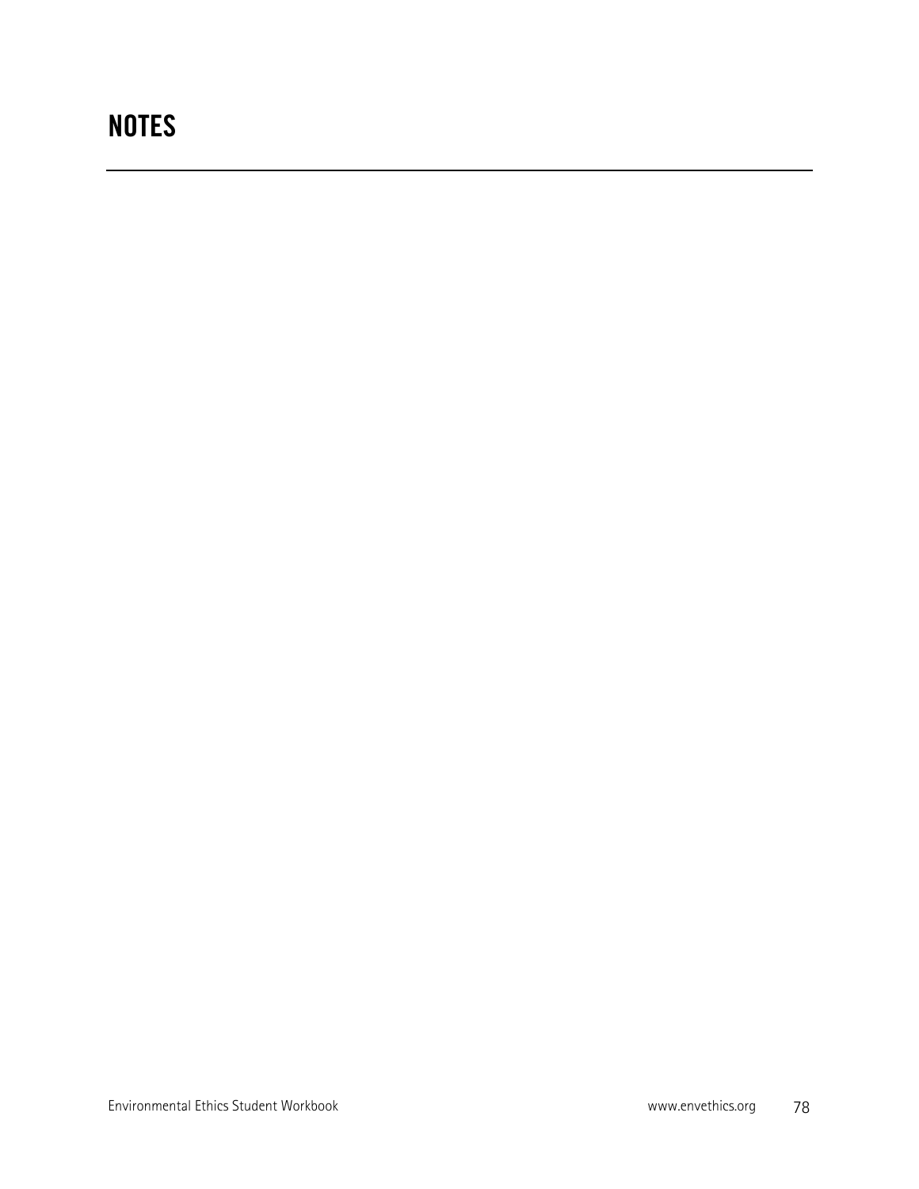# NOTES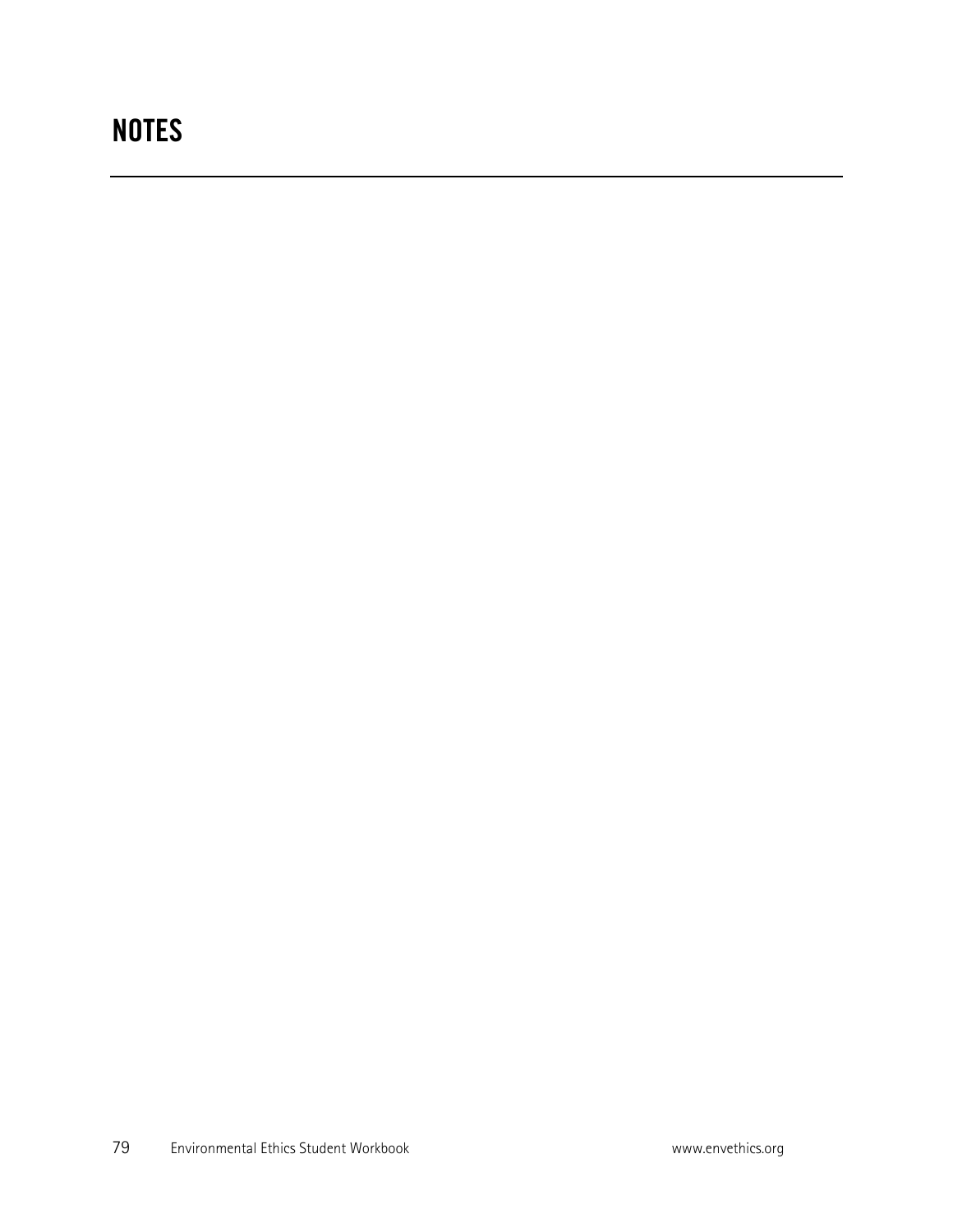# NOTES